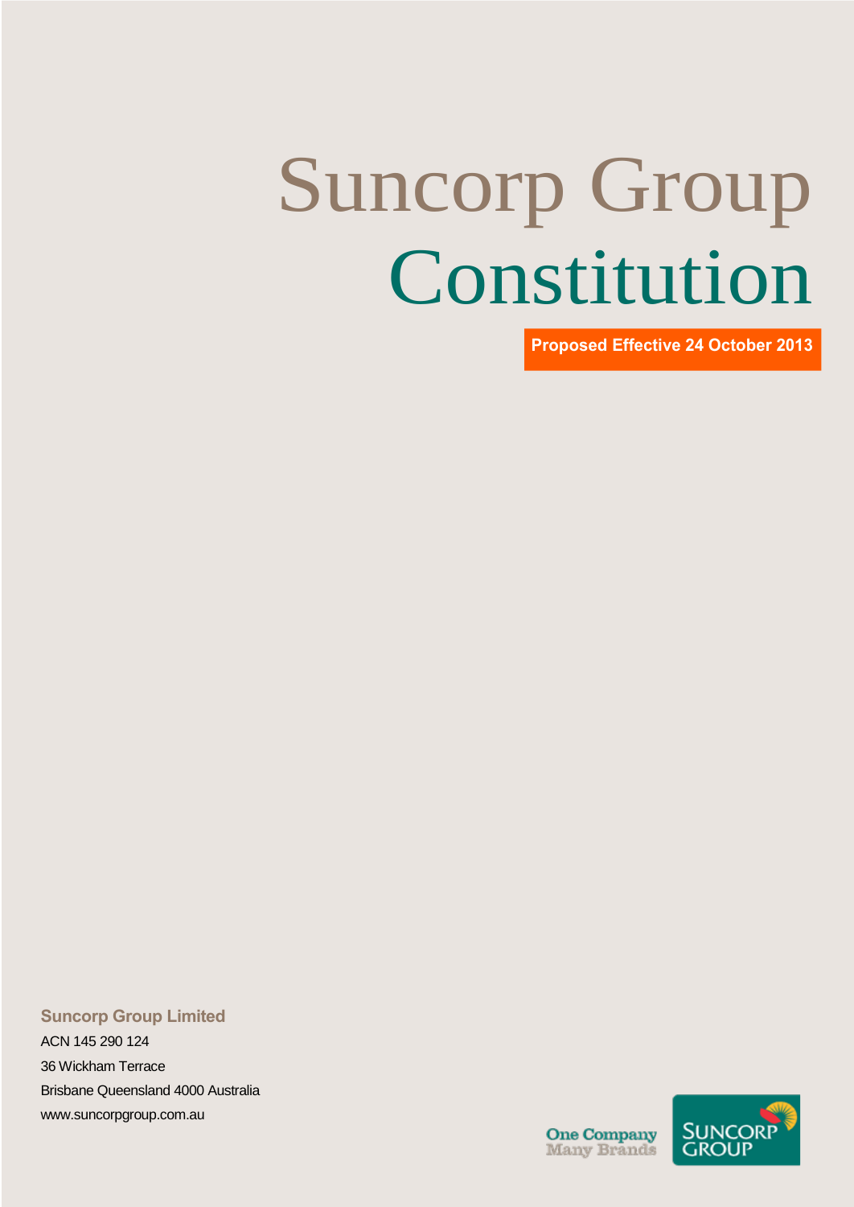# Suncorp Group Constitution

**Proposed Effective 24 October 2013**

**Suncorp Group Limited**

ACN 145 290 124

36 Wickham Terrace

Brisbane Queensland 4000 Australia

www.suncorpgroup.com.au

One Company
Many Brands

SUNCORP GROUP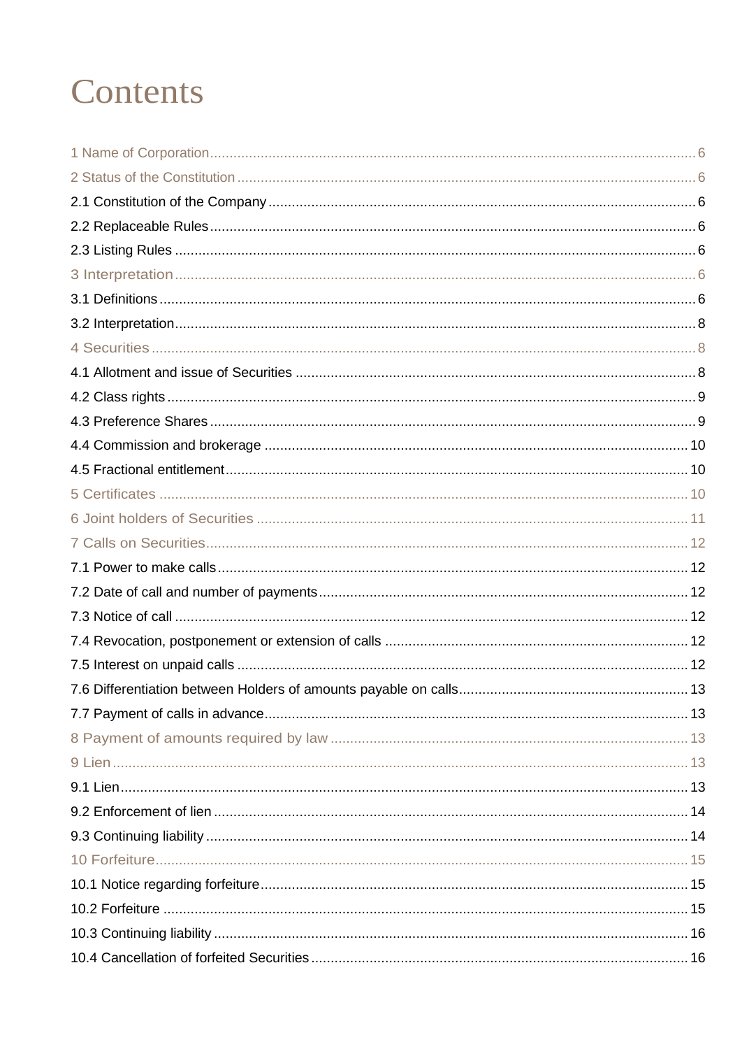# Contents

1 Name of Corporation ..... 6
2 Status of the Constitution ..... 6
2.1 Constitution of the Company ..... 6
2.2 Replaceable Rules ..... 6
2.3 Listing Rules ..... 6
3 Interpretation ..... 6
3.1 Definitions ..... 6
3.2 Interpretation ..... 8
4 Securities ..... 8
4.1 Allotment and issue of Securities ..... 8
4.2 Class rights ..... 9
4.3 Preference Shares ..... 9
4.4 Commission and brokerage ..... 10
4.5 Fractional entitlement ..... 10
5 Certificates ..... 10
6 Joint holders of Securities ..... 11
7 Calls on Securities ..... 12
7.1 Power to make calls ..... 12
7.2 Date of call and number of payments ..... 12
7.3 Notice of call ..... 12
7.4 Revocation, postponement or extension of calls ..... 12
7.5 Interest on unpaid calls ..... 12
7.6 Differentiation between Holders of amounts payable on calls ..... 13
7.7 Payment of calls in advance ..... 13
8 Payment of amounts required by law ..... 13
9 Lien ..... 13
9.1 Lien ..... 13
9.2 Enforcement of lien ..... 14
9.3 Continuing liability ..... 14
10 Forfeiture ..... 15
10.1 Notice regarding forfeiture ..... 15
10.2 Forfeiture ..... 15
10.3 Continuing liability ..... 16
10.4 Cancellation of forfeited Securities ..... 16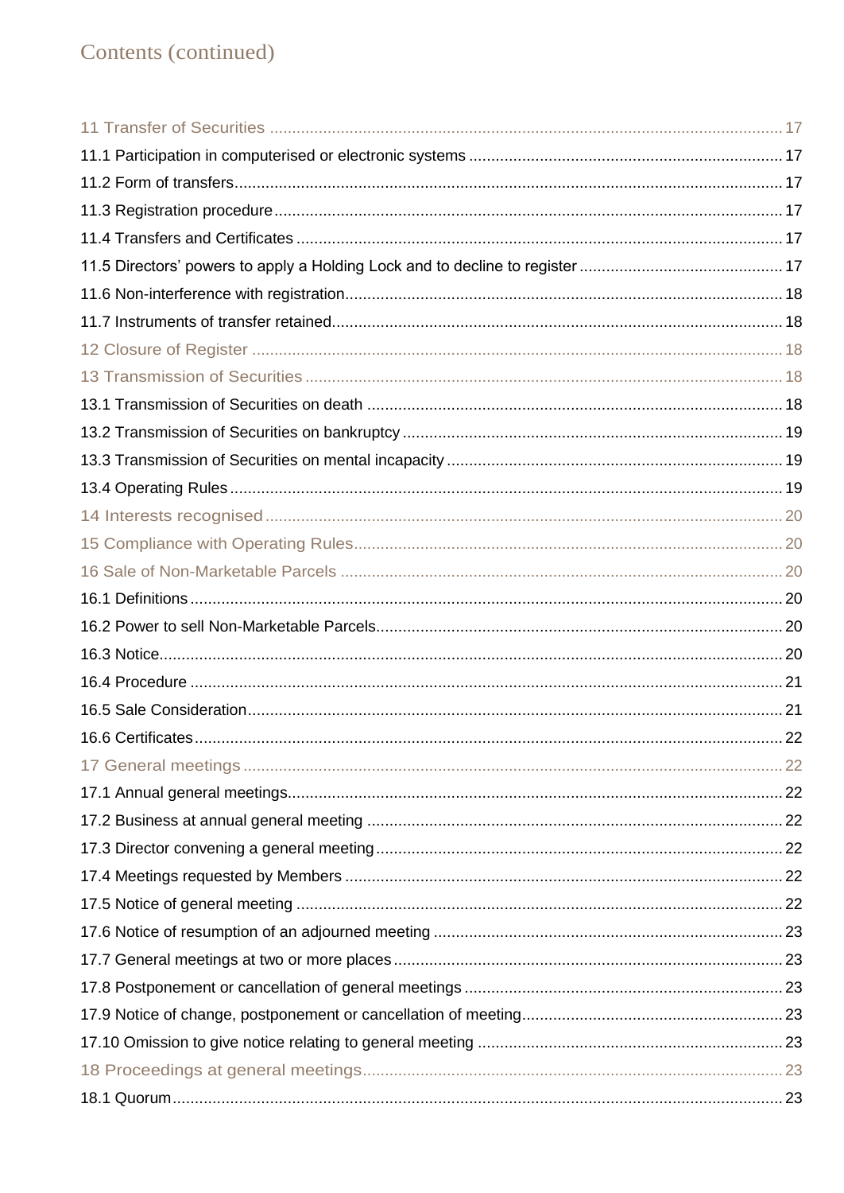## Contents (continued)

11 Transfer of Securities ..... 17

11.1 Participation in computerised or electronic systems ..... 17

11.2 Form of transfers ..... 17

11.3 Registration procedure ..... 17

11.4 Transfers and Certificates ..... 17

11.5 Directors' powers to apply a Holding Lock and to decline to register ..... 17

11.6 Non-interference with registration ..... 18

11.7 Instruments of transfer retained ..... 18

12 Closure of Register ..... 18

13 Transmission of Securities ..... 18

13.1 Transmission of Securities on death ..... 18

13.2 Transmission of Securities on bankruptcy ..... 19

13.3 Transmission of Securities on mental incapacity ..... 19

13.4 Operating Rules ..... 19

14 Interests recognised ..... 20

15 Compliance with Operating Rules ..... 20

16 Sale of Non-Marketable Parcels ..... 20

16.1 Definitions ..... 20

16.2 Power to sell Non-Marketable Parcels ..... 20

16.3 Notice ..... 20

16.4 Procedure ..... 21

16.5 Sale Consideration ..... 21

16.6 Certificates ..... 22

17 General meetings ..... 22

17.1 Annual general meetings ..... 22

17.2 Business at annual general meeting ..... 22

17.3 Director convening a general meeting ..... 22

17.4 Meetings requested by Members ..... 22

17.5 Notice of general meeting ..... 22

17.6 Notice of resumption of an adjourned meeting ..... 23

17.7 General meetings at two or more places ..... 23

17.8 Postponement or cancellation of general meetings ..... 23

17.9 Notice of change, postponement or cancellation of meeting ..... 23

17.10 Omission to give notice relating to general meeting ..... 23

18 Proceedings at general meetings ..... 23

18.1 Quorum ..... 23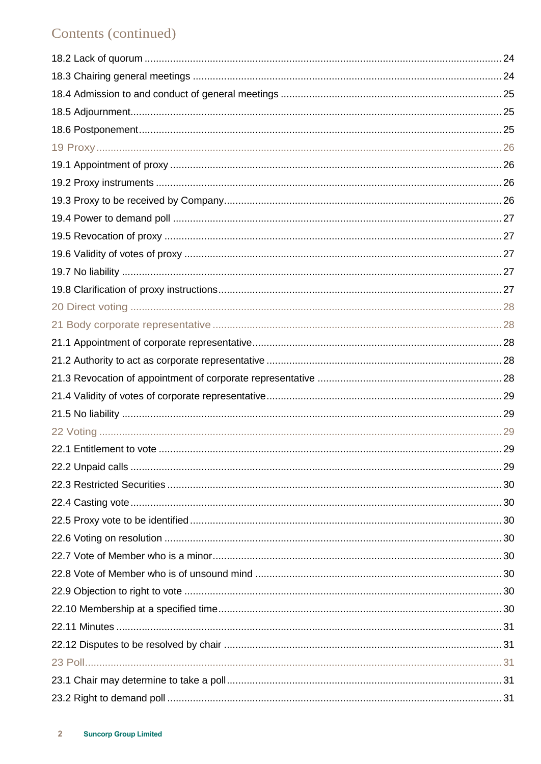## Contents (continued)

18.2 Lack of quorum ..... 24

18.3 Chairing general meetings ..... 24

18.4 Admission to and conduct of general meetings ..... 25

18.5 Adjournment ..... 25

18.6 Postponement ..... 25

19 Proxy ..... 26

19.1 Appointment of proxy ..... 26

19.2 Proxy instruments ..... 26

19.3 Proxy to be received by Company ..... 26

19.4 Power to demand poll ..... 27

19.5 Revocation of proxy ..... 27

19.6 Validity of votes of proxy ..... 27

19.7 No liability ..... 27

19.8 Clarification of proxy instructions ..... 27

20 Direct voting ..... 28

21 Body corporate representative ..... 28

21.1 Appointment of corporate representative ..... 28

21.2 Authority to act as corporate representative ..... 28

21.3 Revocation of appointment of corporate representative ..... 28

21.4 Validity of votes of corporate representative ..... 29

21.5 No liability ..... 29

22 Voting ..... 29

22.1 Entitlement to vote ..... 29

22.2 Unpaid calls ..... 29

22.3 Restricted Securities ..... 30

22.4 Casting vote ..... 30

22.5 Proxy vote to be identified ..... 30

22.6 Voting on resolution ..... 30

22.7 Vote of Member who is a minor ..... 30

22.8 Vote of Member who is of unsound mind ..... 30

22.9 Objection to right to vote ..... 30

22.10 Membership at a specified time ..... 30

22.11 Minutes ..... 31

22.12 Disputes to be resolved by chair ..... 31

23 Poll ..... 31

23.1 Chair may determine to take a poll ..... 31

23.2 Right to demand poll ..... 31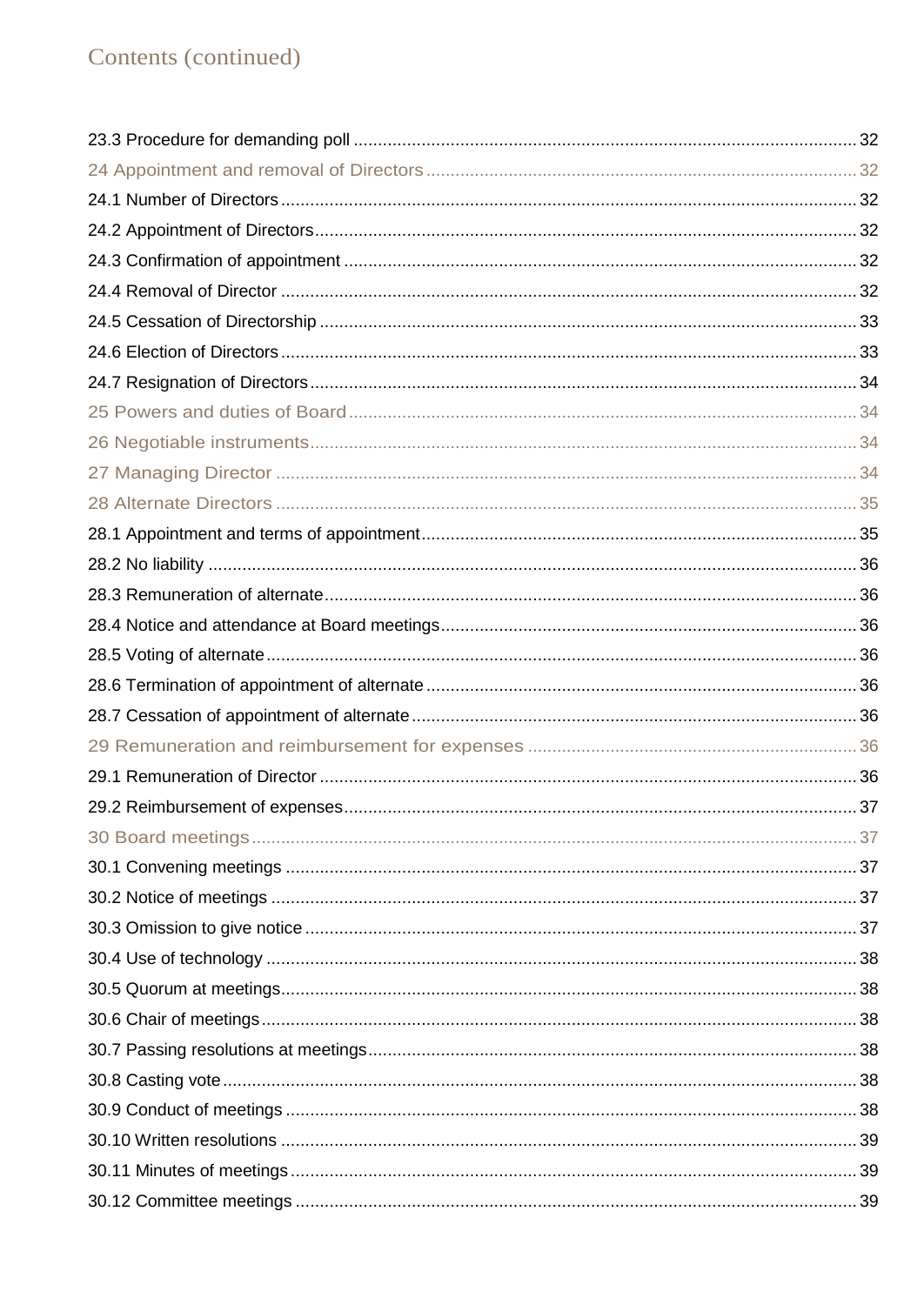# Contents (continued)

23.3 Procedure for demanding poll ... 32

24 Appointment and removal of Directors ... 32

24.1 Number of Directors ... 32

24.2 Appointment of Directors ... 32

24.3 Confirmation of appointment ... 32

24.4 Removal of Director ... 32

24.5 Cessation of Directorship ... 33

24.6 Election of Directors ... 33

24.7 Resignation of Directors ... 34

25 Powers and duties of Board ... 34

26 Negotiable instruments ... 34

27 Managing Director ... 34

28 Alternate Directors ... 35

28.1 Appointment and terms of appointment ... 35

28.2 No liability ... 36

28.3 Remuneration of alternate ... 36

28.4 Notice and attendance at Board meetings ... 36

28.5 Voting of alternate ... 36

28.6 Termination of appointment of alternate ... 36

28.7 Cessation of appointment of alternate ... 36

29 Remuneration and reimbursement for expenses ... 36

29.1 Remuneration of Director ... 36

29.2 Reimbursement of expenses ... 37

30 Board meetings ... 37

30.1 Convening meetings ... 37

30.2 Notice of meetings ... 37

30.3 Omission to give notice ... 37

30.4 Use of technology ... 38

30.5 Quorum at meetings ... 38

30.6 Chair of meetings ... 38

30.7 Passing resolutions at meetings ... 38

30.8 Casting vote ... 38

30.9 Conduct of meetings ... 38

30.10 Written resolutions ... 39

30.11 Minutes of meetings ... 39

30.12 Committee meetings ... 39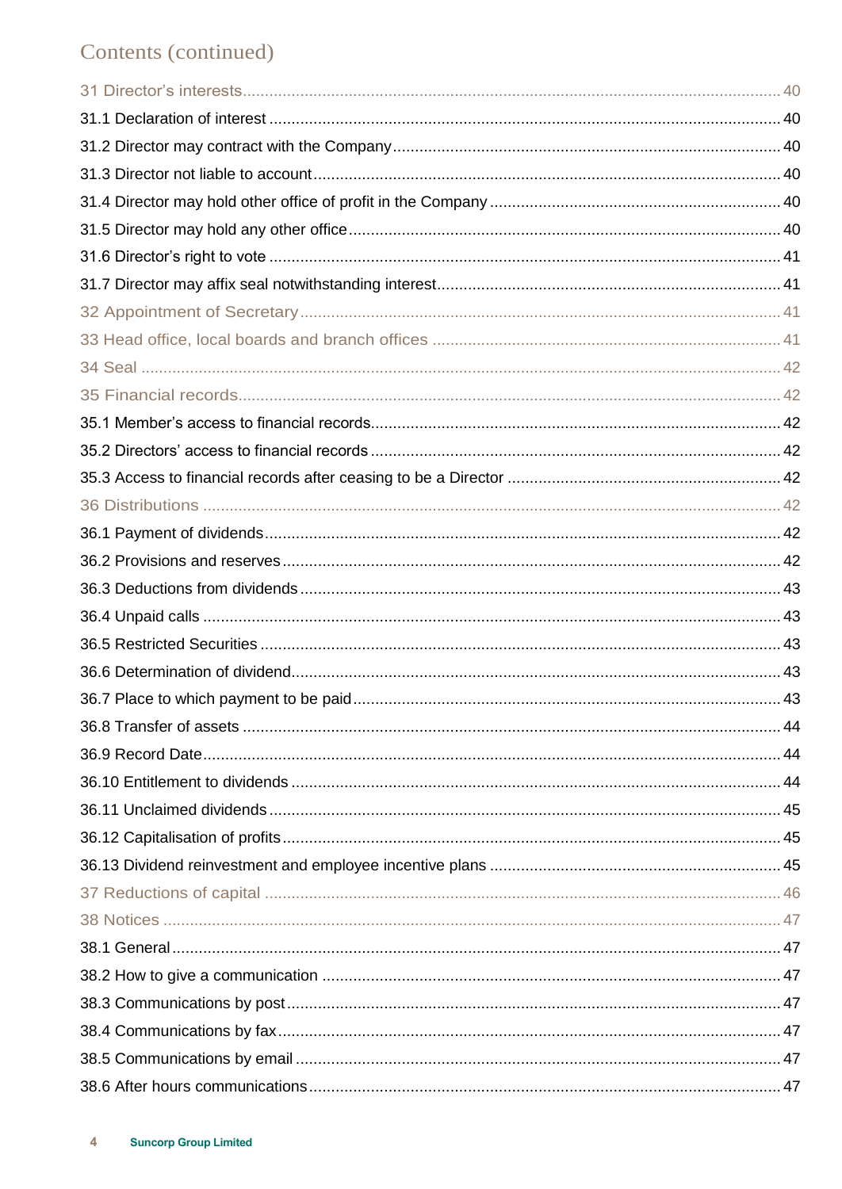## Contents (continued)

31 Director's interests ........................................................................................................ 40

31.1 Declaration of interest ................................................................................................. 40

31.2 Director may contract with the Company ..................................................................... 40

31.3 Director not liable to account ....................................................................................... 40

31.4 Director may hold other office of profit in the Company ................................................ 40

31.5 Director may hold any other office ............................................................................... 40

31.6 Director's right to vote ................................................................................................. 41

31.7 Director may affix seal notwithstanding interest ............................................................ 41

32 Appointment of Secretary ................................................................................................. 41

33 Head office, local boards and branch offices ..................................................................... 41

34 Seal ................................................................................................................................ 42

35 Financial records ............................................................................................................. 42

35.1 Member's access to financial records .......................................................................... 42

35.2 Directors' access to financial records ........................................................................... 42

35.3 Access to financial records after ceasing to be a Director ............................................ 42

36 Distributions .................................................................................................................... 42

36.1 Payment of dividends .................................................................................................. 42

36.2 Provisions and reserves .............................................................................................. 42

36.3 Deductions from dividends .......................................................................................... 43

36.4 Unpaid calls ................................................................................................................ 43

36.5 Restricted Securities ................................................................................................... 43

36.6 Determination of dividend ............................................................................................ 43

36.7 Place to which payment to be paid .............................................................................. 43

36.8 Transfer of assets ....................................................................................................... 44

36.9 Record Date ................................................................................................................ 44

36.10 Entitlement to dividends ............................................................................................ 44

36.11 Unclaimed dividends ................................................................................................. 45

36.12 Capitalisation of profits .............................................................................................. 45

36.13 Dividend reinvestment and employee incentive plans ................................................. 45

37 Reductions of capital ........................................................................................................ 46

38 Notices ............................................................................................................................ 47

38.1 General ....................................................................................................................... 47

38.2 How to give a communication ..................................................................................... 47

38.3 Communications by post ............................................................................................. 47

38.4 Communications by fax ............................................................................................... 47

38.5 Communications by email ............................................................................................ 47

38.6 After hours communications ........................................................................................ 47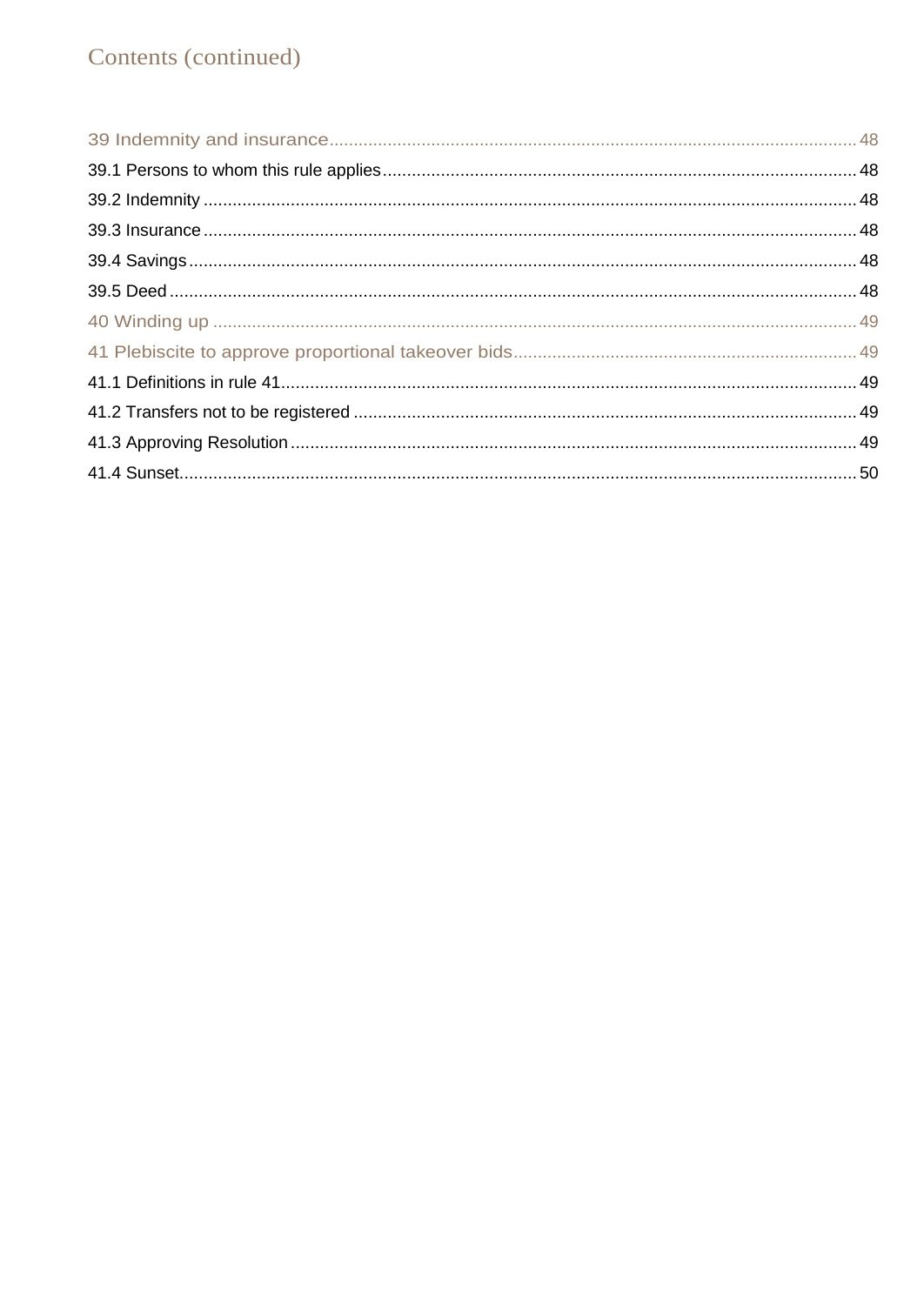# Contents (continued)

| | |
|---|---|
| 39 Indemnity and insurance | 48 |
| 39.1 Persons to whom this rule applies | 48 |
| 39.2 Indemnity | 48 |
| 39.3 Insurance | 48 |
| 39.4 Savings | 48 |
| 39.5 Deed | 48 |
| 40 Winding up | 49 |
| 41 Plebiscite to approve proportional takeover bids | 49 |
| 41.1 Definitions in rule 41 | 49 |
| 41.2 Transfers not to be registered | 49 |
| 41.3 Approving Resolution | 49 |
| 41.4 Sunset | 50 |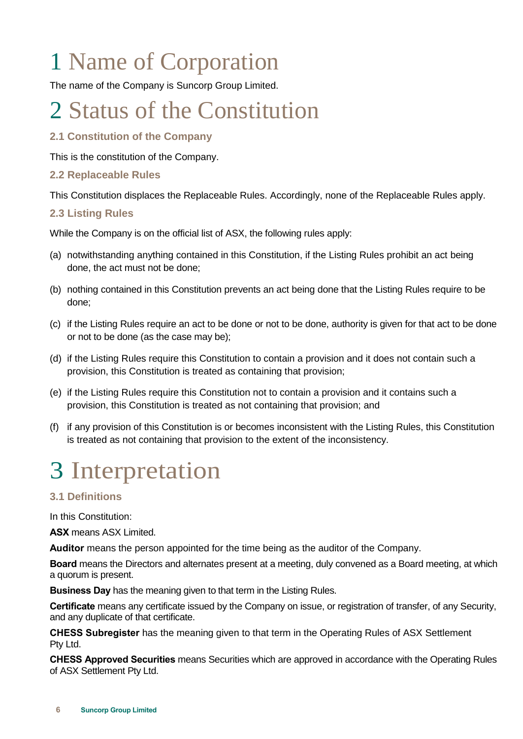# 1 Name of Corporation

The name of the Company is Suncorp Group Limited.

# 2 Status of the Constitution

### 2.1 Constitution of the Company

This is the constitution of the Company.

### 2.2 Replaceable Rules

This Constitution displaces the Replaceable Rules. Accordingly, none of the Replaceable Rules apply.

### 2.3 Listing Rules

While the Company is on the official list of ASX, the following rules apply:

(a) notwithstanding anything contained in this Constitution, if the Listing Rules prohibit an act being done, the act must not be done;

(b) nothing contained in this Constitution prevents an act being done that the Listing Rules require to be done;

(c) if the Listing Rules require an act to be done or not to be done, authority is given for that act to be done or not to be done (as the case may be);

(d) if the Listing Rules require this Constitution to contain a provision and it does not contain such a provision, this Constitution is treated as containing that provision;

(e) if the Listing Rules require this Constitution not to contain a provision and it contains such a provision, this Constitution is treated as not containing that provision; and

(f) if any provision of this Constitution is or becomes inconsistent with the Listing Rules, this Constitution is treated as not containing that provision to the extent of the inconsistency.

# 3 Interpretation

### 3.1 Definitions

In this Constitution:

**ASX** means ASX Limited.

**Auditor** means the person appointed for the time being as the auditor of the Company.

**Board** means the Directors and alternates present at a meeting, duly convened as a Board meeting, at which a quorum is present.

**Business Day** has the meaning given to that term in the Listing Rules.

**Certificate** means any certificate issued by the Company on issue, or registration of transfer, of any Security, and any duplicate of that certificate.

**CHESS Subregister** has the meaning given to that term in the Operating Rules of ASX Settlement Pty Ltd.

**CHESS Approved Securities** means Securities which are approved in accordance with the Operating Rules of ASX Settlement Pty Ltd.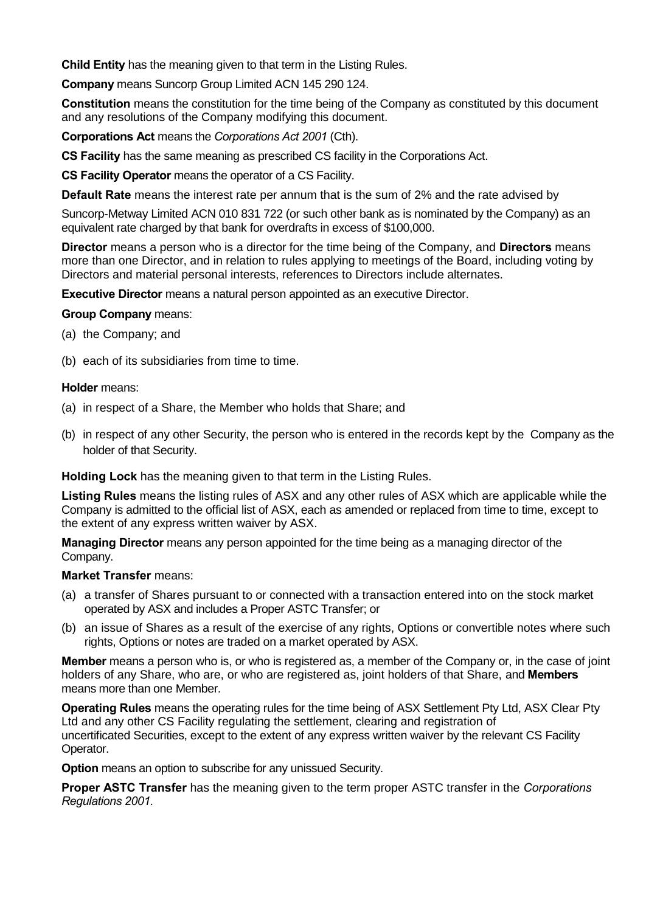**Child Entity** has the meaning given to that term in the Listing Rules.

**Company** means Suncorp Group Limited ACN 145 290 124.

**Constitution** means the constitution for the time being of the Company as constituted by this document and any resolutions of the Company modifying this document.

**Corporations Act** means the *Corporations Act 2001* (Cth).

**CS Facility** has the same meaning as prescribed CS facility in the Corporations Act.

**CS Facility Operator** means the operator of a CS Facility.

**Default Rate** means the interest rate per annum that is the sum of 2% and the rate advised by

Suncorp-Metway Limited ACN 010 831 722 (or such other bank as is nominated by the Company) as an equivalent rate charged by that bank for overdrafts in excess of $100,000.

**Director** means a person who is a director for the time being of the Company, and **Directors** means more than one Director, and in relation to rules applying to meetings of the Board, including voting by Directors and material personal interests, references to Directors include alternates.

**Executive Director** means a natural person appointed as an executive Director.

**Group Company** means:

(a) the Company; and

(b) each of its subsidiaries from time to time.

**Holder** means:

(a) in respect of a Share, the Member who holds that Share; and

(b) in respect of any other Security, the person who is entered in the records kept by the Company as the holder of that Security.

**Holding Lock** has the meaning given to that term in the Listing Rules.

**Listing Rules** means the listing rules of ASX and any other rules of ASX which are applicable while the Company is admitted to the official list of ASX, each as amended or replaced from time to time, except to the extent of any express written waiver by ASX.

**Managing Director** means any person appointed for the time being as a managing director of the Company.

**Market Transfer** means:

(a) a transfer of Shares pursuant to or connected with a transaction entered into on the stock market operated by ASX and includes a Proper ASTC Transfer; or

(b) an issue of Shares as a result of the exercise of any rights, Options or convertible notes where such rights, Options or notes are traded on a market operated by ASX.

**Member** means a person who is, or who is registered as, a member of the Company or, in the case of joint holders of any Share, who are, or who are registered as, joint holders of that Share, and **Members** means more than one Member.

**Operating Rules** means the operating rules for the time being of ASX Settlement Pty Ltd, ASX Clear Pty Ltd and any other CS Facility regulating the settlement, clearing and registration of uncertificated Securities, except to the extent of any express written waiver by the relevant CS Facility Operator.

**Option** means an option to subscribe for any unissued Security.

**Proper ASTC Transfer** has the meaning given to the term proper ASTC transfer in the *Corporations Regulations 2001*.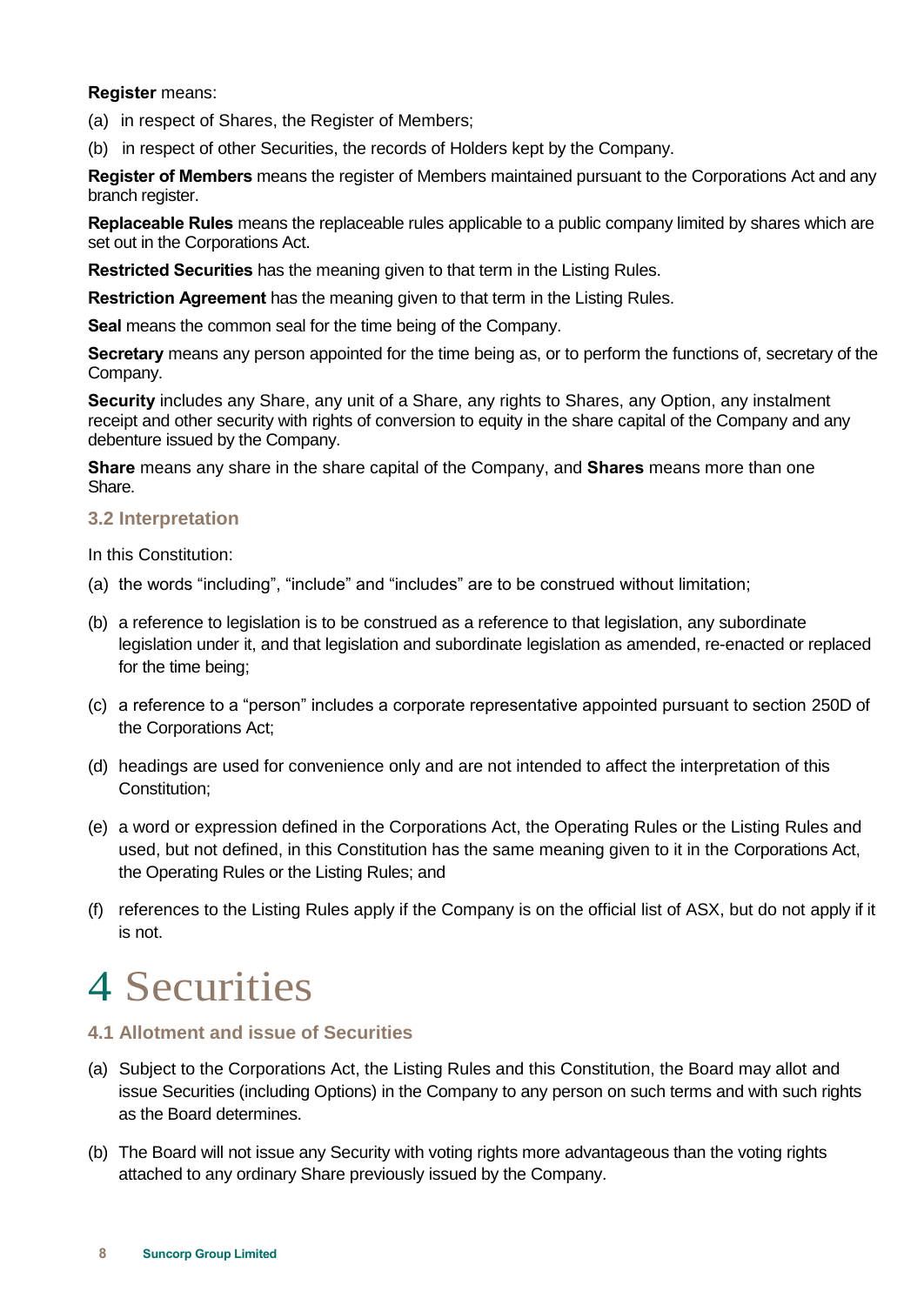**Register** means:

(a) in respect of Shares, the Register of Members;

(b) in respect of other Securities, the records of Holders kept by the Company.

**Register of Members** means the register of Members maintained pursuant to the Corporations Act and any branch register.

**Replaceable Rules** means the replaceable rules applicable to a public company limited by shares which are set out in the Corporations Act.

**Restricted Securities** has the meaning given to that term in the Listing Rules.

**Restriction Agreement** has the meaning given to that term in the Listing Rules.

**Seal** means the common seal for the time being of the Company.

**Secretary** means any person appointed for the time being as, or to perform the functions of, secretary of the Company.

**Security** includes any Share, any unit of a Share, any rights to Shares, any Option, any instalment receipt and other security with rights of conversion to equity in the share capital of the Company and any debenture issued by the Company.

**Share** means any share in the share capital of the Company, and **Shares** means more than one Share.

### 3.2 Interpretation

In this Constitution:

(a) the words "including", "include" and "includes" are to be construed without limitation;

(b) a reference to legislation is to be construed as a reference to that legislation, any subordinate legislation under it, and that legislation and subordinate legislation as amended, re-enacted or replaced for the time being;

(c) a reference to a "person" includes a corporate representative appointed pursuant to section 250D of the Corporations Act;

(d) headings are used for convenience only and are not intended to affect the interpretation of this Constitution;

(e) a word or expression defined in the Corporations Act, the Operating Rules or the Listing Rules and used, but not defined, in this Constitution has the same meaning given to it in the Corporations Act, the Operating Rules or the Listing Rules; and

(f) references to the Listing Rules apply if the Company is on the official list of ASX, but do not apply if it is not.

# 4 Securities

### 4.1 Allotment and issue of Securities

(a) Subject to the Corporations Act, the Listing Rules and this Constitution, the Board may allot and issue Securities (including Options) in the Company to any person on such terms and with such rights as the Board determines.

(b) The Board will not issue any Security with voting rights more advantageous than the voting rights attached to any ordinary Share previously issued by the Company.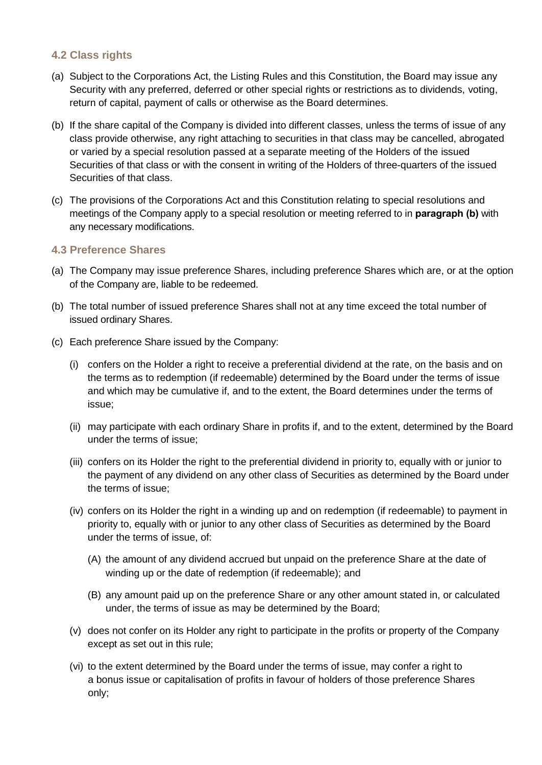### 4.2 Class rights

(a) Subject to the Corporations Act, the Listing Rules and this Constitution, the Board may issue any Security with any preferred, deferred or other special rights or restrictions as to dividends, voting, return of capital, payment of calls or otherwise as the Board determines.

(b) If the share capital of the Company is divided into different classes, unless the terms of issue of any class provide otherwise, any right attaching to securities in that class may be cancelled, abrogated or varied by a special resolution passed at a separate meeting of the Holders of the issued Securities of that class or with the consent in writing of the Holders of three-quarters of the issued Securities of that class.

(c) The provisions of the Corporations Act and this Constitution relating to special resolutions and meetings of the Company apply to a special resolution or meeting referred to in **paragraph (b)** with any necessary modifications.

### 4.3 Preference Shares

(a) The Company may issue preference Shares, including preference Shares which are, or at the option of the Company are, liable to be redeemed.

(b) The total number of issued preference Shares shall not at any time exceed the total number of issued ordinary Shares.

(c) Each preference Share issued by the Company:

   (i) confers on the Holder a right to receive a preferential dividend at the rate, on the basis and on the terms as to redemption (if redeemable) determined by the Board under the terms of issue and which may be cumulative if, and to the extent, the Board determines under the terms of issue;

   (ii) may participate with each ordinary Share in profits if, and to the extent, determined by the Board under the terms of issue;

   (iii) confers on its Holder the right to the preferential dividend in priority to, equally with or junior to the payment of any dividend on any other class of Securities as determined by the Board under the terms of issue;

   (iv) confers on its Holder the right in a winding up and on redemption (if redeemable) to payment in priority to, equally with or junior to any other class of Securities as determined by the Board under the terms of issue, of:

      (A) the amount of any dividend accrued but unpaid on the preference Share at the date of winding up or the date of redemption (if redeemable); and

      (B) any amount paid up on the preference Share or any other amount stated in, or calculated under, the terms of issue as may be determined by the Board;

   (v) does not confer on its Holder any right to participate in the profits or property of the Company except as set out in this rule;

   (vi) to the extent determined by the Board under the terms of issue, may confer a right to a bonus issue or capitalisation of profits in favour of holders of those preference Shares only;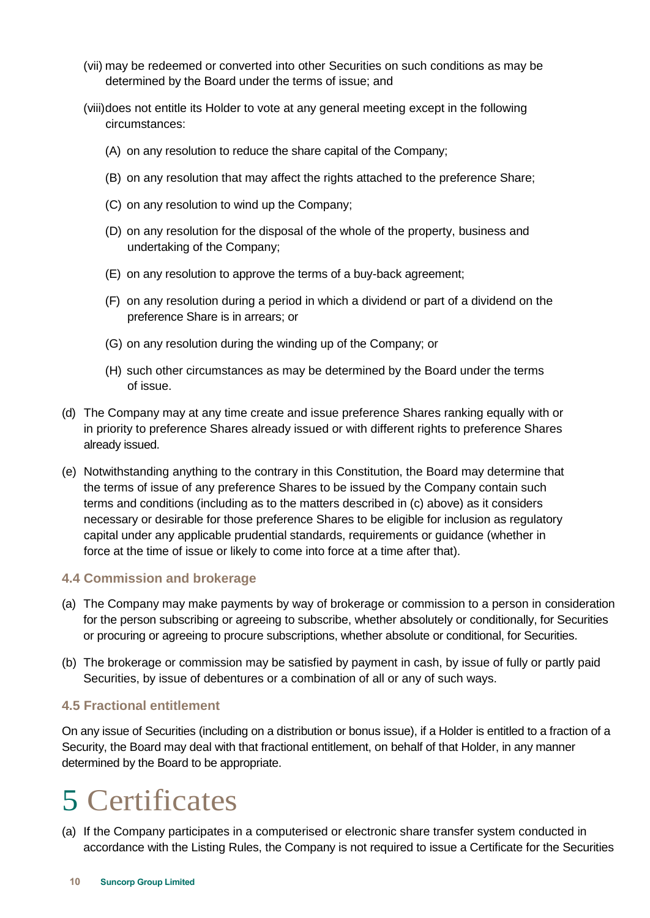(vii) may be redeemed or converted into other Securities on such conditions as may be determined by the Board under the terms of issue; and

(viii) does not entitle its Holder to vote at any general meeting except in the following circumstances:

(A) on any resolution to reduce the share capital of the Company;

(B) on any resolution that may affect the rights attached to the preference Share;

(C) on any resolution to wind up the Company;

(D) on any resolution for the disposal of the whole of the property, business and undertaking of the Company;

(E) on any resolution to approve the terms of a buy-back agreement;

(F) on any resolution during a period in which a dividend or part of a dividend on the preference Share is in arrears; or

(G) on any resolution during the winding up of the Company; or

(H) such other circumstances as may be determined by the Board under the terms of issue.

(d) The Company may at any time create and issue preference Shares ranking equally with or in priority to preference Shares already issued or with different rights to preference Shares already issued.

(e) Notwithstanding anything to the contrary in this Constitution, the Board may determine that the terms of issue of any preference Shares to be issued by the Company contain such terms and conditions (including as to the matters described in (c) above) as it considers necessary or desirable for those preference Shares to be eligible for inclusion as regulatory capital under any applicable prudential standards, requirements or guidance (whether in force at the time of issue or likely to come into force at a time after that).

### 4.4 Commission and brokerage

(a) The Company may make payments by way of brokerage or commission to a person in consideration for the person subscribing or agreeing to subscribe, whether absolutely or conditionally, for Securities or procuring or agreeing to procure subscriptions, whether absolute or conditional, for Securities.

(b) The brokerage or commission may be satisfied by payment in cash, by issue of fully or partly paid Securities, by issue of debentures or a combination of all or any of such ways.

### 4.5 Fractional entitlement

On any issue of Securities (including on a distribution or bonus issue), if a Holder is entitled to a fraction of a Security, the Board may deal with that fractional entitlement, on behalf of that Holder, in any manner determined by the Board to be appropriate.

# 5 Certificates

(a) If the Company participates in a computerised or electronic share transfer system conducted in accordance with the Listing Rules, the Company is not required to issue a Certificate for the Securities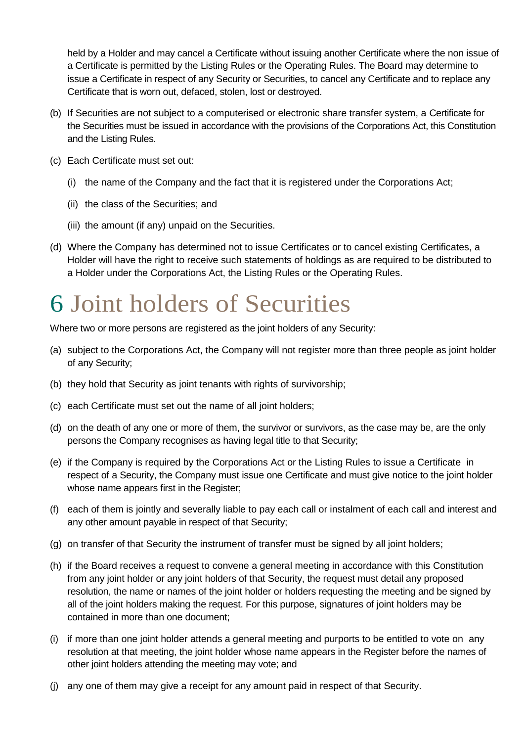held by a Holder and may cancel a Certificate without issuing another Certificate where the non issue of a Certificate is permitted by the Listing Rules or the Operating Rules. The Board may determine to issue a Certificate in respect of any Security or Securities, to cancel any Certificate and to replace any Certificate that is worn out, defaced, stolen, lost or destroyed.

(b) If Securities are not subject to a computerised or electronic share transfer system, a Certificate for the Securities must be issued in accordance with the provisions of the Corporations Act, this Constitution and the Listing Rules.

(c) Each Certificate must set out:

(i) the name of the Company and the fact that it is registered under the Corporations Act;

(ii) the class of the Securities; and

(iii) the amount (if any) unpaid on the Securities.

(d) Where the Company has determined not to issue Certificates or to cancel existing Certificates, a Holder will have the right to receive such statements of holdings as are required to be distributed to a Holder under the Corporations Act, the Listing Rules or the Operating Rules.

# 6 Joint holders of Securities

Where two or more persons are registered as the joint holders of any Security:

(a) subject to the Corporations Act, the Company will not register more than three people as joint holder of any Security;

(b) they hold that Security as joint tenants with rights of survivorship;

(c) each Certificate must set out the name of all joint holders;

(d) on the death of any one or more of them, the survivor or survivors, as the case may be, are the only persons the Company recognises as having legal title to that Security;

(e) if the Company is required by the Corporations Act or the Listing Rules to issue a Certificate in respect of a Security, the Company must issue one Certificate and must give notice to the joint holder whose name appears first in the Register;

(f) each of them is jointly and severally liable to pay each call or instalment of each call and interest and any other amount payable in respect of that Security;

(g) on transfer of that Security the instrument of transfer must be signed by all joint holders;

(h) if the Board receives a request to convene a general meeting in accordance with this Constitution from any joint holder or any joint holders of that Security, the request must detail any proposed resolution, the name or names of the joint holder or holders requesting the meeting and be signed by all of the joint holders making the request. For this purpose, signatures of joint holders may be contained in more than one document;

(i) if more than one joint holder attends a general meeting and purports to be entitled to vote on any resolution at that meeting, the joint holder whose name appears in the Register before the names of other joint holders attending the meeting may vote; and

(j) any one of them may give a receipt for any amount paid in respect of that Security.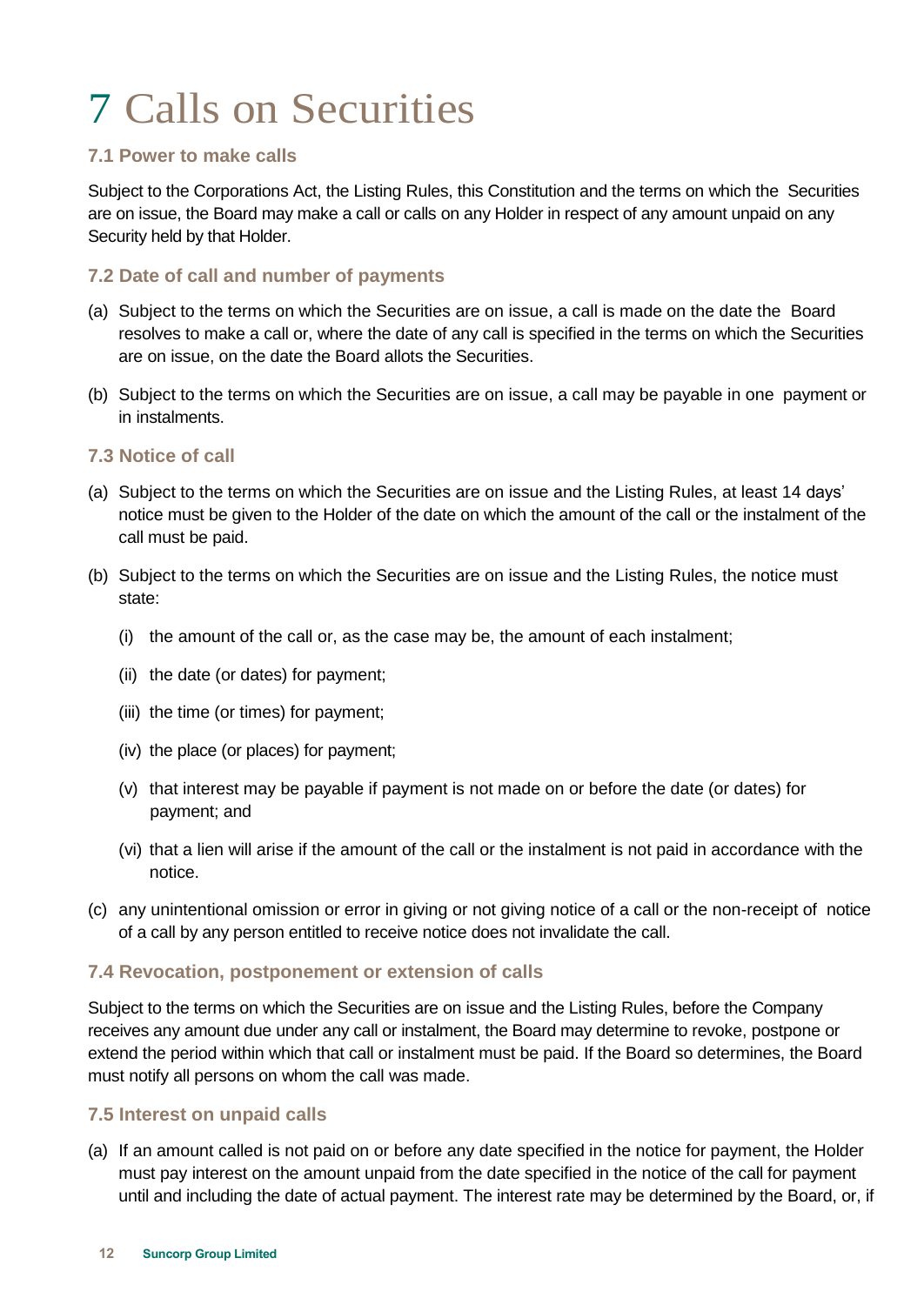# 7 Calls on Securities

### 7.1 Power to make calls

Subject to the Corporations Act, the Listing Rules, this Constitution and the terms on which the Securities are on issue, the Board may make a call or calls on any Holder in respect of any amount unpaid on any Security held by that Holder.

### 7.2 Date of call and number of payments

(a) Subject to the terms on which the Securities are on issue, a call is made on the date the Board resolves to make a call or, where the date of any call is specified in the terms on which the Securities are on issue, on the date the Board allots the Securities.

(b) Subject to the terms on which the Securities are on issue, a call may be payable in one payment or in instalments.

### 7.3 Notice of call

(a) Subject to the terms on which the Securities are on issue and the Listing Rules, at least 14 days' notice must be given to the Holder of the date on which the amount of the call or the instalment of the call must be paid.

(b) Subject to the terms on which the Securities are on issue and the Listing Rules, the notice must state:

(i) the amount of the call or, as the case may be, the amount of each instalment;

(ii) the date (or dates) for payment;

(iii) the time (or times) for payment;

(iv) the place (or places) for payment;

(v) that interest may be payable if payment is not made on or before the date (or dates) for payment; and

(vi) that a lien will arise if the amount of the call or the instalment is not paid in accordance with the notice.

(c) any unintentional omission or error in giving or not giving notice of a call or the non-receipt of notice of a call by any person entitled to receive notice does not invalidate the call.

### 7.4 Revocation, postponement or extension of calls

Subject to the terms on which the Securities are on issue and the Listing Rules, before the Company receives any amount due under any call or instalment, the Board may determine to revoke, postpone or extend the period within which that call or instalment must be paid. If the Board so determines, the Board must notify all persons on whom the call was made.

### 7.5 Interest on unpaid calls

(a) If an amount called is not paid on or before any date specified in the notice for payment, the Holder must pay interest on the amount unpaid from the date specified in the notice of the call for payment until and including the date of actual payment. The interest rate may be determined by the Board, or, if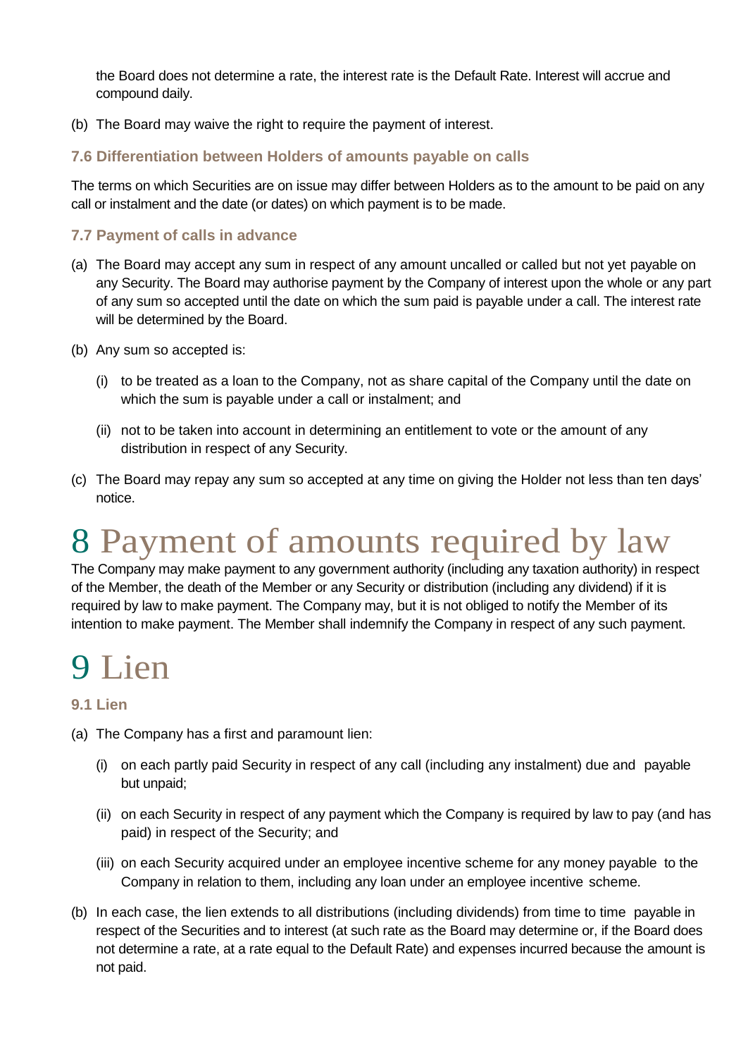the Board does not determine a rate, the interest rate is the Default Rate. Interest will accrue and compound daily.

(b) The Board may waive the right to require the payment of interest.

### 7.6 Differentiation between Holders of amounts payable on calls

The terms on which Securities are on issue may differ between Holders as to the amount to be paid on any call or instalment and the date (or dates) on which payment is to be made.

### 7.7 Payment of calls in advance

(a) The Board may accept any sum in respect of any amount uncalled or called but not yet payable on any Security. The Board may authorise payment by the Company of interest upon the whole or any part of any sum so accepted until the date on which the sum paid is payable under a call. The interest rate will be determined by the Board.

(b) Any sum so accepted is:

(i) to be treated as a loan to the Company, not as share capital of the Company until the date on which the sum is payable under a call or instalment; and

(ii) not to be taken into account in determining an entitlement to vote or the amount of any distribution in respect of any Security.

(c) The Board may repay any sum so accepted at any time on giving the Holder not less than ten days' notice.

# 8 Payment of amounts required by law

The Company may make payment to any government authority (including any taxation authority) in respect of the Member, the death of the Member or any Security or distribution (including any dividend) if it is required by law to make payment. The Company may, but it is not obliged to notify the Member of its intention to make payment. The Member shall indemnify the Company in respect of any such payment.

# 9 Lien

### 9.1 Lien

(a) The Company has a first and paramount lien:

(i) on each partly paid Security in respect of any call (including any instalment) due and payable but unpaid;

(ii) on each Security in respect of any payment which the Company is required by law to pay (and has paid) in respect of the Security; and

(iii) on each Security acquired under an employee incentive scheme for any money payable to the Company in relation to them, including any loan under an employee incentive scheme.

(b) In each case, the lien extends to all distributions (including dividends) from time to time payable in respect of the Securities and to interest (at such rate as the Board may determine or, if the Board does not determine a rate, at a rate equal to the Default Rate) and expenses incurred because the amount is not paid.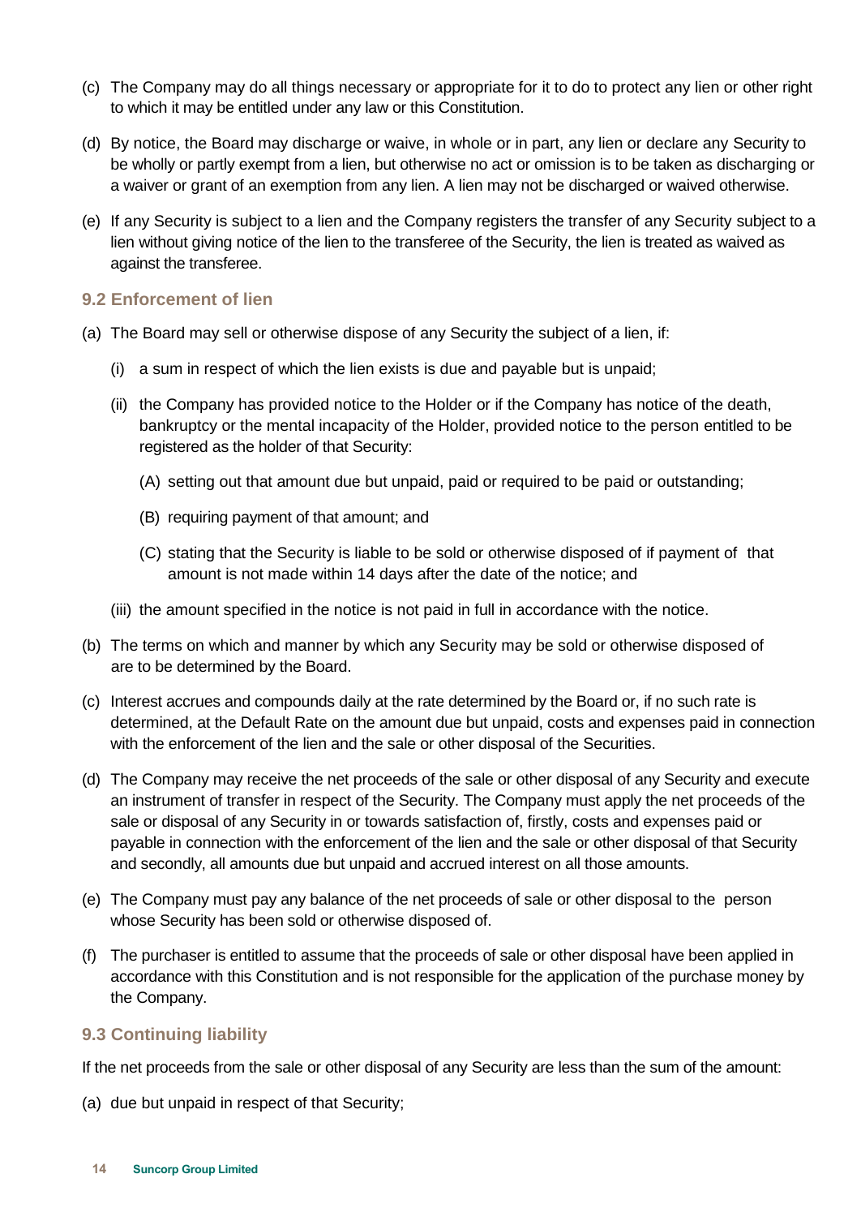(c) The Company may do all things necessary or appropriate for it to do to protect any lien or other right to which it may be entitled under any law or this Constitution.

(d) By notice, the Board may discharge or waive, in whole or in part, any lien or declare any Security to be wholly or partly exempt from a lien, but otherwise no act or omission is to be taken as discharging or a waiver or grant of an exemption from any lien. A lien may not be discharged or waived otherwise.

(e) If any Security is subject to a lien and the Company registers the transfer of any Security subject to a lien without giving notice of the lien to the transferee of the Security, the lien is treated as waived as against the transferee.

### 9.2 Enforcement of lien

(a) The Board may sell or otherwise dispose of any Security the subject of a lien, if:

  (i) a sum in respect of which the lien exists is due and payable but is unpaid;

  (ii) the Company has provided notice to the Holder or if the Company has notice of the death, bankruptcy or the mental incapacity of the Holder, provided notice to the person entitled to be registered as the holder of that Security:

    (A) setting out that amount due but unpaid, paid or required to be paid or outstanding;

    (B) requiring payment of that amount; and

    (C) stating that the Security is liable to be sold or otherwise disposed of if payment of that amount is not made within 14 days after the date of the notice; and

  (iii) the amount specified in the notice is not paid in full in accordance with the notice.

(b) The terms on which and manner by which any Security may be sold or otherwise disposed of are to be determined by the Board.

(c) Interest accrues and compounds daily at the rate determined by the Board or, if no such rate is determined, at the Default Rate on the amount due but unpaid, costs and expenses paid in connection with the enforcement of the lien and the sale or other disposal of the Securities.

(d) The Company may receive the net proceeds of the sale or other disposal of any Security and execute an instrument of transfer in respect of the Security. The Company must apply the net proceeds of the sale or disposal of any Security in or towards satisfaction of, firstly, costs and expenses paid or payable in connection with the enforcement of the lien and the sale or other disposal of that Security and secondly, all amounts due but unpaid and accrued interest on all those amounts.

(e) The Company must pay any balance of the net proceeds of sale or other disposal to the person whose Security has been sold or otherwise disposed of.

(f) The purchaser is entitled to assume that the proceeds of sale or other disposal have been applied in accordance with this Constitution and is not responsible for the application of the purchase money by the Company.

### 9.3 Continuing liability

If the net proceeds from the sale or other disposal of any Security are less than the sum of the amount:

(a) due but unpaid in respect of that Security;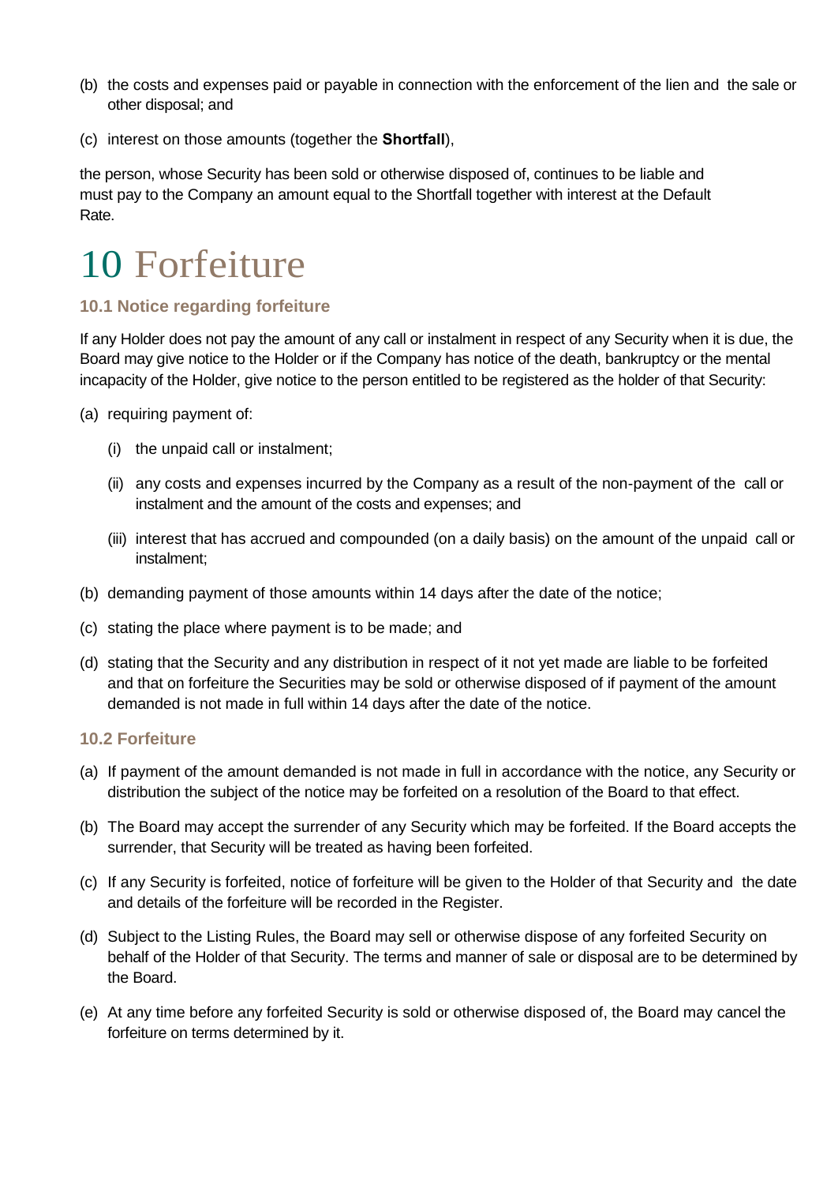(b) the costs and expenses paid or payable in connection with the enforcement of the lien and the sale or other disposal; and

(c) interest on those amounts (together the **Shortfall**),

the person, whose Security has been sold or otherwise disposed of, continues to be liable and must pay to the Company an amount equal to the Shortfall together with interest at the Default Rate.

# 10 Forfeiture

### 10.1 Notice regarding forfeiture

If any Holder does not pay the amount of any call or instalment in respect of any Security when it is due, the Board may give notice to the Holder or if the Company has notice of the death, bankruptcy or the mental incapacity of the Holder, give notice to the person entitled to be registered as the holder of that Security:

(a) requiring payment of:

(i) the unpaid call or instalment;

(ii) any costs and expenses incurred by the Company as a result of the non-payment of the call or instalment and the amount of the costs and expenses; and

(iii) interest that has accrued and compounded (on a daily basis) on the amount of the unpaid call or instalment;

(b) demanding payment of those amounts within 14 days after the date of the notice;

(c) stating the place where payment is to be made; and

(d) stating that the Security and any distribution in respect of it not yet made are liable to be forfeited and that on forfeiture the Securities may be sold or otherwise disposed of if payment of the amount demanded is not made in full within 14 days after the date of the notice.

### 10.2 Forfeiture

(a) If payment of the amount demanded is not made in full in accordance with the notice, any Security or distribution the subject of the notice may be forfeited on a resolution of the Board to that effect.

(b) The Board may accept the surrender of any Security which may be forfeited. If the Board accepts the surrender, that Security will be treated as having been forfeited.

(c) If any Security is forfeited, notice of forfeiture will be given to the Holder of that Security and the date and details of the forfeiture will be recorded in the Register.

(d) Subject to the Listing Rules, the Board may sell or otherwise dispose of any forfeited Security on behalf of the Holder of that Security. The terms and manner of sale or disposal are to be determined by the Board.

(e) At any time before any forfeited Security is sold or otherwise disposed of, the Board may cancel the forfeiture on terms determined by it.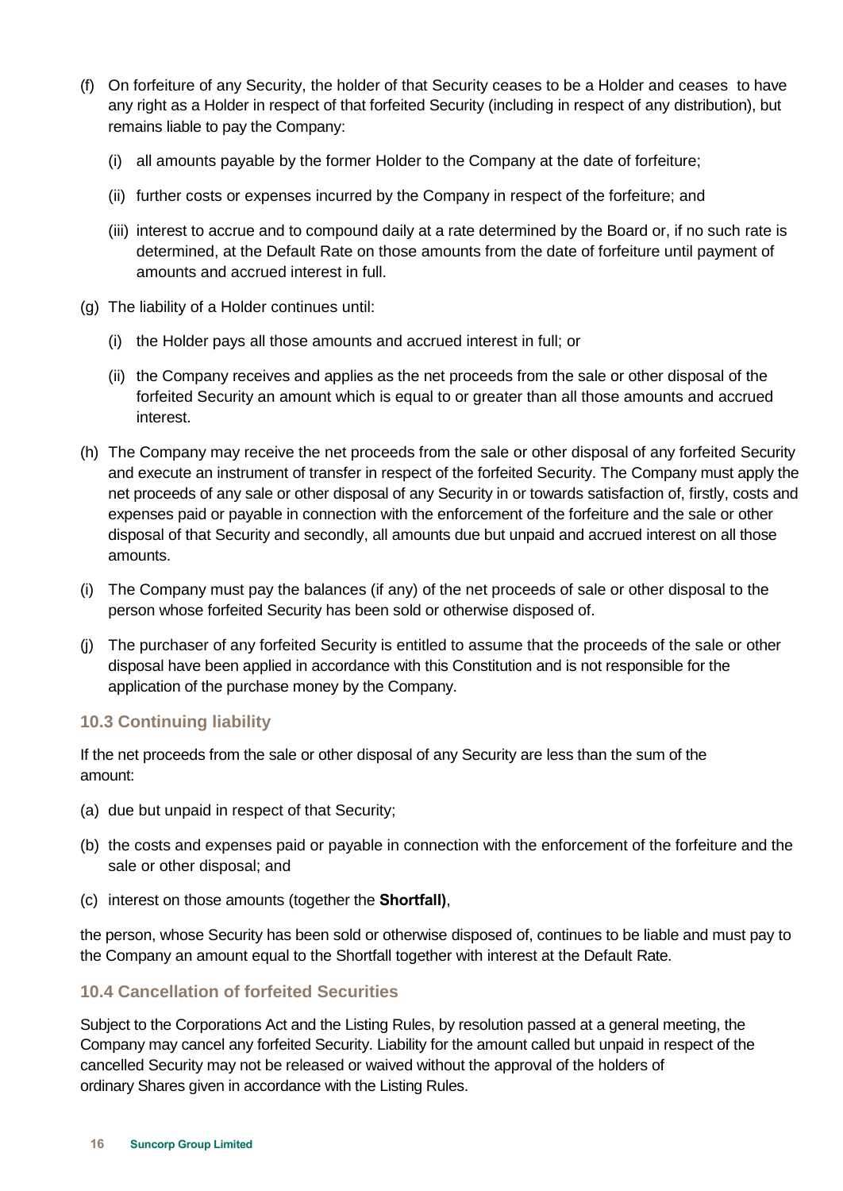(f) On forfeiture of any Security, the holder of that Security ceases to be a Holder and ceases to have any right as a Holder in respect of that forfeited Security (including in respect of any distribution), but remains liable to pay the Company:

   (i) all amounts payable by the former Holder to the Company at the date of forfeiture;

   (ii) further costs or expenses incurred by the Company in respect of the forfeiture; and

   (iii) interest to accrue and to compound daily at a rate determined by the Board or, if no such rate is determined, at the Default Rate on those amounts from the date of forfeiture until payment of amounts and accrued interest in full.

(g) The liability of a Holder continues until:

   (i) the Holder pays all those amounts and accrued interest in full; or

   (ii) the Company receives and applies as the net proceeds from the sale or other disposal of the forfeited Security an amount which is equal to or greater than all those amounts and accrued interest.

(h) The Company may receive the net proceeds from the sale or other disposal of any forfeited Security and execute an instrument of transfer in respect of the forfeited Security. The Company must apply the net proceeds of any sale or other disposal of any Security in or towards satisfaction of, firstly, costs and expenses paid or payable in connection with the enforcement of the forfeiture and the sale or other disposal of that Security and secondly, all amounts due but unpaid and accrued interest on all those amounts.

(i) The Company must pay the balances (if any) of the net proceeds of sale or other disposal to the person whose forfeited Security has been sold or otherwise disposed of.

(j) The purchaser of any forfeited Security is entitled to assume that the proceeds of the sale or other disposal have been applied in accordance with this Constitution and is not responsible for the application of the purchase money by the Company.

### 10.3 Continuing liability

If the net proceeds from the sale or other disposal of any Security are less than the sum of the amount:

(a) due but unpaid in respect of that Security;

(b) the costs and expenses paid or payable in connection with the enforcement of the forfeiture and the sale or other disposal; and

(c) interest on those amounts (together the **Shortfall)**,

the person, whose Security has been sold or otherwise disposed of, continues to be liable and must pay to the Company an amount equal to the Shortfall together with interest at the Default Rate.

### 10.4 Cancellation of forfeited Securities

Subject to the Corporations Act and the Listing Rules, by resolution passed at a general meeting, the Company may cancel any forfeited Security. Liability for the amount called but unpaid in respect of the cancelled Security may not be released or waived without the approval of the holders of ordinary Shares given in accordance with the Listing Rules.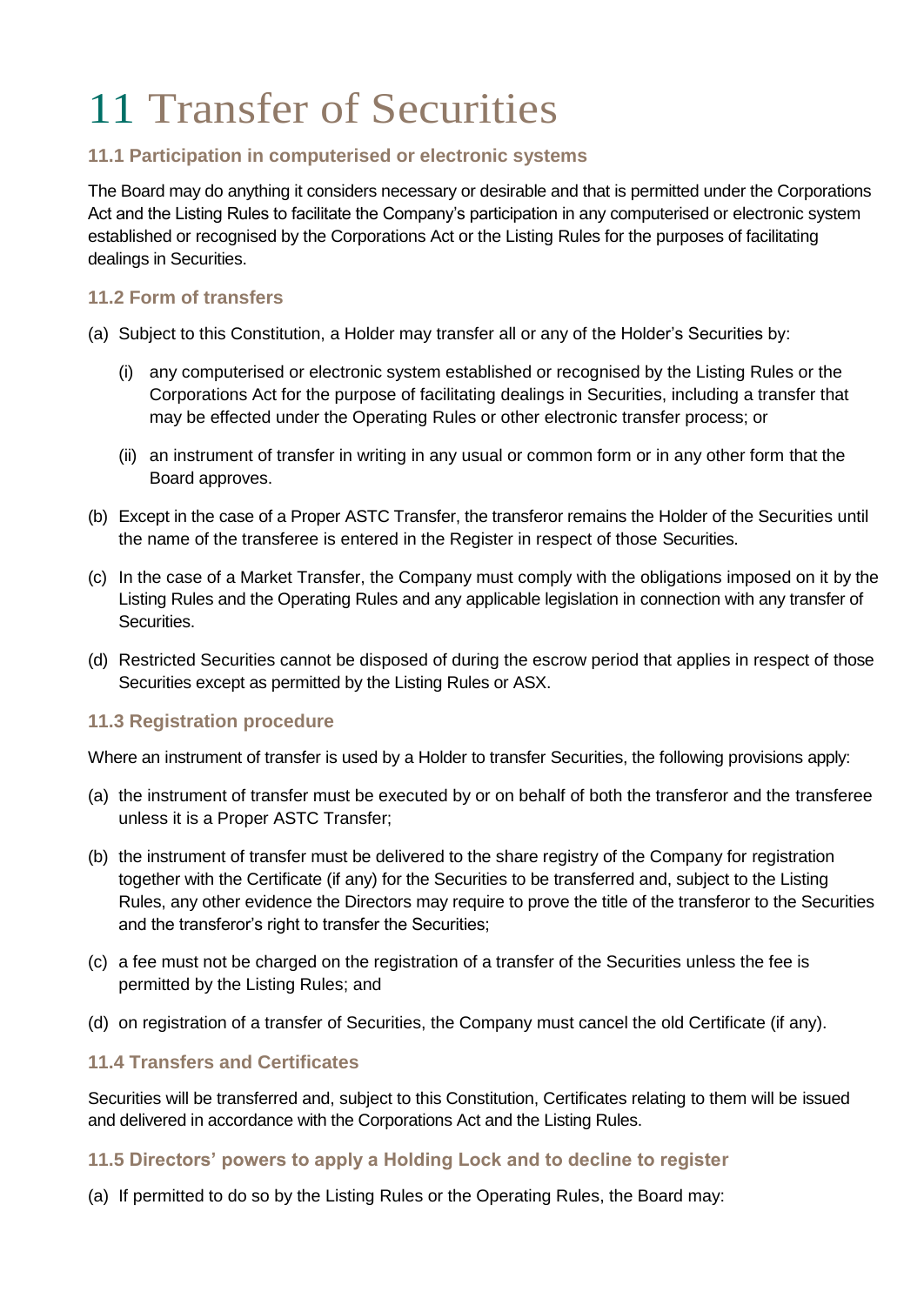# 11 Transfer of Securities

### 11.1 Participation in computerised or electronic systems

The Board may do anything it considers necessary or desirable and that is permitted under the Corporations Act and the Listing Rules to facilitate the Company's participation in any computerised or electronic system established or recognised by the Corporations Act or the Listing Rules for the purposes of facilitating dealings in Securities.

### 11.2 Form of transfers

(a) Subject to this Constitution, a Holder may transfer all or any of the Holder's Securities by:

   (i) any computerised or electronic system established or recognised by the Listing Rules or the Corporations Act for the purpose of facilitating dealings in Securities, including a transfer that may be effected under the Operating Rules or other electronic transfer process; or

   (ii) an instrument of transfer in writing in any usual or common form or in any other form that the Board approves.

(b) Except in the case of a Proper ASTC Transfer, the transferor remains the Holder of the Securities until the name of the transferee is entered in the Register in respect of those Securities.

(c) In the case of a Market Transfer, the Company must comply with the obligations imposed on it by the Listing Rules and the Operating Rules and any applicable legislation in connection with any transfer of Securities.

(d) Restricted Securities cannot be disposed of during the escrow period that applies in respect of those Securities except as permitted by the Listing Rules or ASX.

### 11.3 Registration procedure

Where an instrument of transfer is used by a Holder to transfer Securities, the following provisions apply:

(a) the instrument of transfer must be executed by or on behalf of both the transferor and the transferee unless it is a Proper ASTC Transfer;

(b) the instrument of transfer must be delivered to the share registry of the Company for registration together with the Certificate (if any) for the Securities to be transferred and, subject to the Listing Rules, any other evidence the Directors may require to prove the title of the transferor to the Securities and the transferor's right to transfer the Securities;

(c) a fee must not be charged on the registration of a transfer of the Securities unless the fee is permitted by the Listing Rules; and

(d) on registration of a transfer of Securities, the Company must cancel the old Certificate (if any).

### 11.4 Transfers and Certificates

Securities will be transferred and, subject to this Constitution, Certificates relating to them will be issued and delivered in accordance with the Corporations Act and the Listing Rules.

### 11.5 Directors' powers to apply a Holding Lock and to decline to register

(a) If permitted to do so by the Listing Rules or the Operating Rules, the Board may: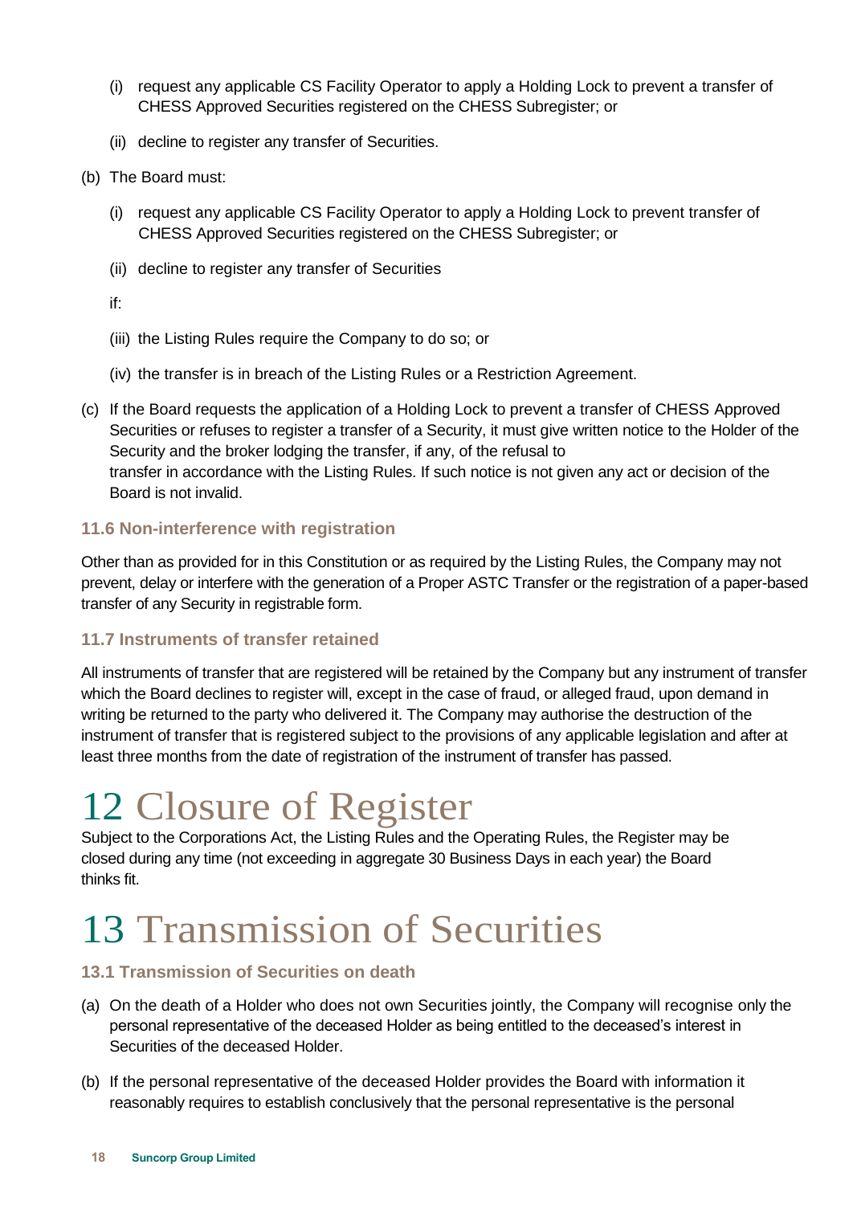(i) request any applicable CS Facility Operator to apply a Holding Lock to prevent a transfer of CHESS Approved Securities registered on the CHESS Subregister; or

(ii) decline to register any transfer of Securities.

(b) The Board must:

(i) request any applicable CS Facility Operator to apply a Holding Lock to prevent transfer of CHESS Approved Securities registered on the CHESS Subregister; or

(ii) decline to register any transfer of Securities

if:

(iii) the Listing Rules require the Company to do so; or

(iv) the transfer is in breach of the Listing Rules or a Restriction Agreement.

(c) If the Board requests the application of a Holding Lock to prevent a transfer of CHESS Approved Securities or refuses to register a transfer of a Security, it must give written notice to the Holder of the Security and the broker lodging the transfer, if any, of the refusal to transfer in accordance with the Listing Rules. If such notice is not given any act or decision of the Board is not invalid.

### 11.6 Non-interference with registration

Other than as provided for in this Constitution or as required by the Listing Rules, the Company may not prevent, delay or interfere with the generation of a Proper ASTC Transfer or the registration of a paper-based transfer of any Security in registrable form.

### 11.7 Instruments of transfer retained

All instruments of transfer that are registered will be retained by the Company but any instrument of transfer which the Board declines to register will, except in the case of fraud, or alleged fraud, upon demand in writing be returned to the party who delivered it. The Company may authorise the destruction of the instrument of transfer that is registered subject to the provisions of any applicable legislation and after at least three months from the date of registration of the instrument of transfer has passed.

# 12 Closure of Register

Subject to the Corporations Act, the Listing Rules and the Operating Rules, the Register may be closed during any time (not exceeding in aggregate 30 Business Days in each year) the Board thinks fit.

# 13 Transmission of Securities

### 13.1 Transmission of Securities on death

(a) On the death of a Holder who does not own Securities jointly, the Company will recognise only the personal representative of the deceased Holder as being entitled to the deceased's interest in Securities of the deceased Holder.

(b) If the personal representative of the deceased Holder provides the Board with information it reasonably requires to establish conclusively that the personal representative is the personal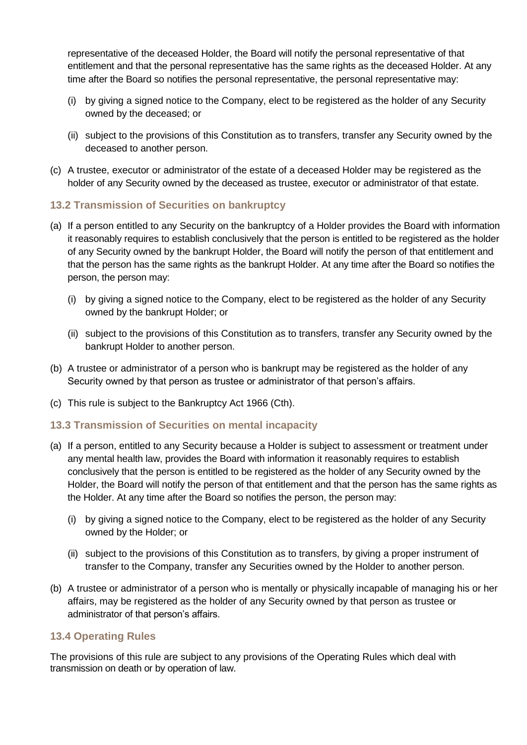representative of the deceased Holder, the Board will notify the personal representative of that entitlement and that the personal representative has the same rights as the deceased Holder. At any time after the Board so notifies the personal representative, the personal representative may:

(i) by giving a signed notice to the Company, elect to be registered as the holder of any Security owned by the deceased; or

(ii) subject to the provisions of this Constitution as to transfers, transfer any Security owned by the deceased to another person.

(c) A trustee, executor or administrator of the estate of a deceased Holder may be registered as the holder of any Security owned by the deceased as trustee, executor or administrator of that estate.

### 13.2 Transmission of Securities on bankruptcy

(a) If a person entitled to any Security on the bankruptcy of a Holder provides the Board with information it reasonably requires to establish conclusively that the person is entitled to be registered as the holder of any Security owned by the bankrupt Holder, the Board will notify the person of that entitlement and that the person has the same rights as the bankrupt Holder. At any time after the Board so notifies the person, the person may:

(i) by giving a signed notice to the Company, elect to be registered as the holder of any Security owned by the bankrupt Holder; or

(ii) subject to the provisions of this Constitution as to transfers, transfer any Security owned by the bankrupt Holder to another person.

(b) A trustee or administrator of a person who is bankrupt may be registered as the holder of any Security owned by that person as trustee or administrator of that person's affairs.

(c) This rule is subject to the Bankruptcy Act 1966 (Cth).

### 13.3 Transmission of Securities on mental incapacity

(a) If a person, entitled to any Security because a Holder is subject to assessment or treatment under any mental health law, provides the Board with information it reasonably requires to establish conclusively that the person is entitled to be registered as the holder of any Security owned by the Holder, the Board will notify the person of that entitlement and that the person has the same rights as the Holder. At any time after the Board so notifies the person, the person may:

(i) by giving a signed notice to the Company, elect to be registered as the holder of any Security owned by the Holder; or

(ii) subject to the provisions of this Constitution as to transfers, by giving a proper instrument of transfer to the Company, transfer any Securities owned by the Holder to another person.

(b) A trustee or administrator of a person who is mentally or physically incapable of managing his or her affairs, may be registered as the holder of any Security owned by that person as trustee or administrator of that person's affairs.

### 13.4 Operating Rules

The provisions of this rule are subject to any provisions of the Operating Rules which deal with transmission on death or by operation of law.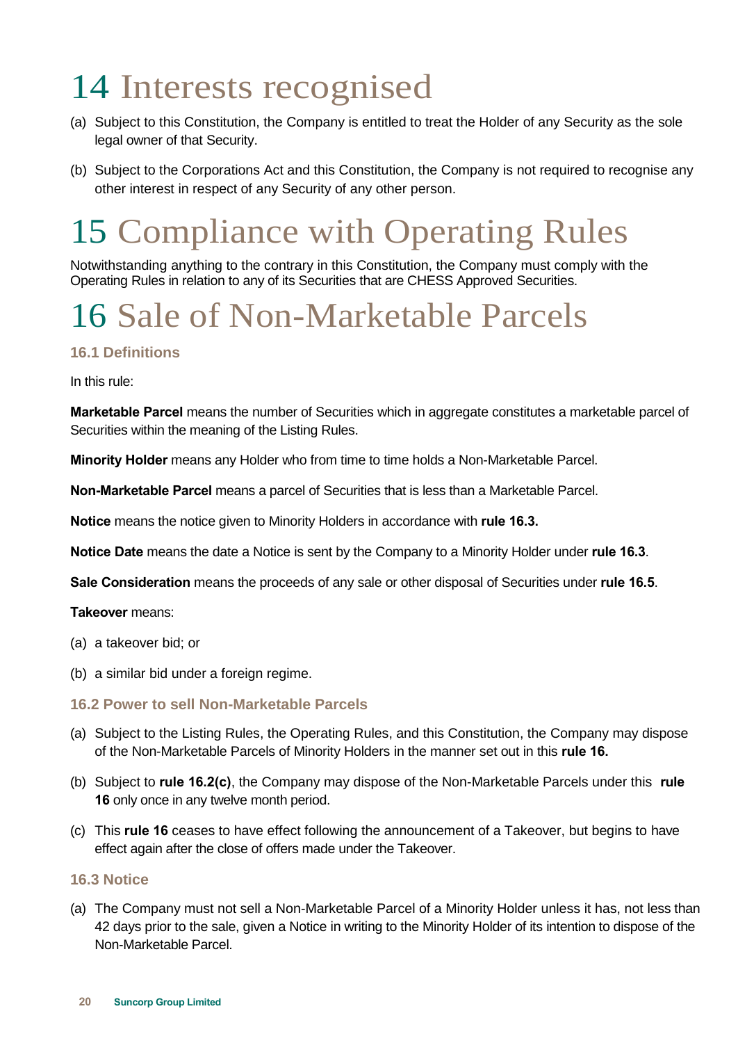# 14 Interests recognised

(a) Subject to this Constitution, the Company is entitled to treat the Holder of any Security as the sole legal owner of that Security.

(b) Subject to the Corporations Act and this Constitution, the Company is not required to recognise any other interest in respect of any Security of any other person.

# 15 Compliance with Operating Rules

Notwithstanding anything to the contrary in this Constitution, the Company must comply with the Operating Rules in relation to any of its Securities that are CHESS Approved Securities.

# 16 Sale of Non-Marketable Parcels

### 16.1 Definitions

In this rule:

**Marketable Parcel** means the number of Securities which in aggregate constitutes a marketable parcel of Securities within the meaning of the Listing Rules.

**Minority Holder** means any Holder who from time to time holds a Non-Marketable Parcel.

**Non-Marketable Parcel** means a parcel of Securities that is less than a Marketable Parcel.

**Notice** means the notice given to Minority Holders in accordance with **rule 16.3.**

**Notice Date** means the date a Notice is sent by the Company to a Minority Holder under **rule 16.3**.

**Sale Consideration** means the proceeds of any sale or other disposal of Securities under **rule 16.5**.

**Takeover** means:

(a) a takeover bid; or

(b) a similar bid under a foreign regime.

### 16.2 Power to sell Non-Marketable Parcels

(a) Subject to the Listing Rules, the Operating Rules, and this Constitution, the Company may dispose of the Non-Marketable Parcels of Minority Holders in the manner set out in this **rule 16.**

(b) Subject to **rule 16.2(c)**, the Company may dispose of the Non-Marketable Parcels under this **rule 16** only once in any twelve month period.

(c) This **rule 16** ceases to have effect following the announcement of a Takeover, but begins to have effect again after the close of offers made under the Takeover.

### 16.3 Notice

(a) The Company must not sell a Non-Marketable Parcel of a Minority Holder unless it has, not less than 42 days prior to the sale, given a Notice in writing to the Minority Holder of its intention to dispose of the Non-Marketable Parcel.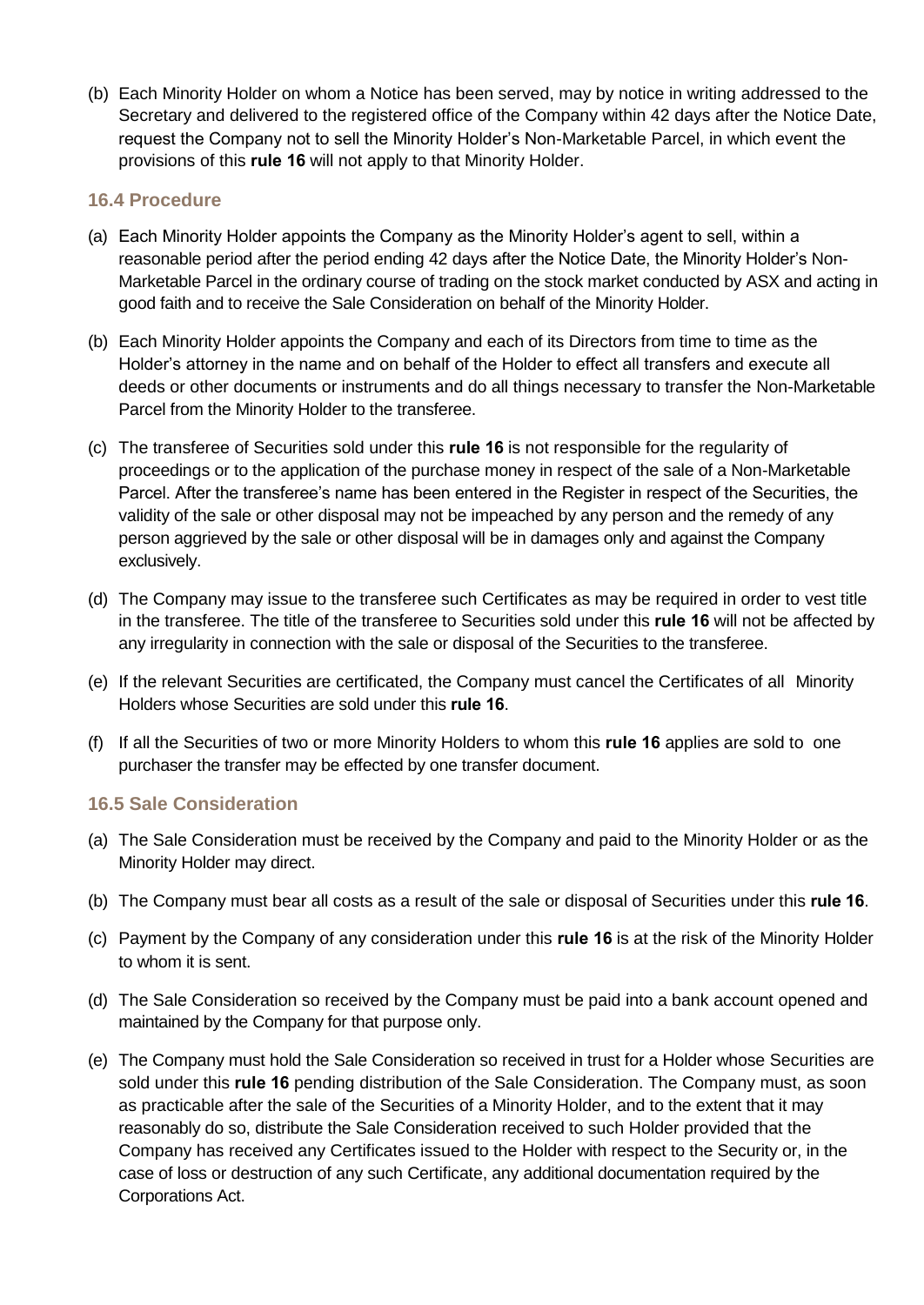(b) Each Minority Holder on whom a Notice has been served, may by notice in writing addressed to the Secretary and delivered to the registered office of the Company within 42 days after the Notice Date, request the Company not to sell the Minority Holder's Non-Marketable Parcel, in which event the provisions of this **rule 16** will not apply to that Minority Holder.

### 16.4 Procedure

(a) Each Minority Holder appoints the Company as the Minority Holder's agent to sell, within a reasonable period after the period ending 42 days after the Notice Date, the Minority Holder's Non-Marketable Parcel in the ordinary course of trading on the stock market conducted by ASX and acting in good faith and to receive the Sale Consideration on behalf of the Minority Holder.

(b) Each Minority Holder appoints the Company and each of its Directors from time to time as the Holder's attorney in the name and on behalf of the Holder to effect all transfers and execute all deeds or other documents or instruments and do all things necessary to transfer the Non-Marketable Parcel from the Minority Holder to the transferee.

(c) The transferee of Securities sold under this **rule 16** is not responsible for the regularity of proceedings or to the application of the purchase money in respect of the sale of a Non-Marketable Parcel. After the transferee's name has been entered in the Register in respect of the Securities, the validity of the sale or other disposal may not be impeached by any person and the remedy of any person aggrieved by the sale or other disposal will be in damages only and against the Company exclusively.

(d) The Company may issue to the transferee such Certificates as may be required in order to vest title in the transferee. The title of the transferee to Securities sold under this **rule 16** will not be affected by any irregularity in connection with the sale or disposal of the Securities to the transferee.

(e) If the relevant Securities are certificated, the Company must cancel the Certificates of all Minority Holders whose Securities are sold under this **rule 16**.

(f) If all the Securities of two or more Minority Holders to whom this **rule 16** applies are sold to one purchaser the transfer may be effected by one transfer document.

### 16.5 Sale Consideration

(a) The Sale Consideration must be received by the Company and paid to the Minority Holder or as the Minority Holder may direct.

(b) The Company must bear all costs as a result of the sale or disposal of Securities under this **rule 16**.

(c) Payment by the Company of any consideration under this **rule 16** is at the risk of the Minority Holder to whom it is sent.

(d) The Sale Consideration so received by the Company must be paid into a bank account opened and maintained by the Company for that purpose only.

(e) The Company must hold the Sale Consideration so received in trust for a Holder whose Securities are sold under this **rule 16** pending distribution of the Sale Consideration. The Company must, as soon as practicable after the sale of the Securities of a Minority Holder, and to the extent that it may reasonably do so, distribute the Sale Consideration received to such Holder provided that the Company has received any Certificates issued to the Holder with respect to the Security or, in the case of loss or destruction of any such Certificate, any additional documentation required by the Corporations Act.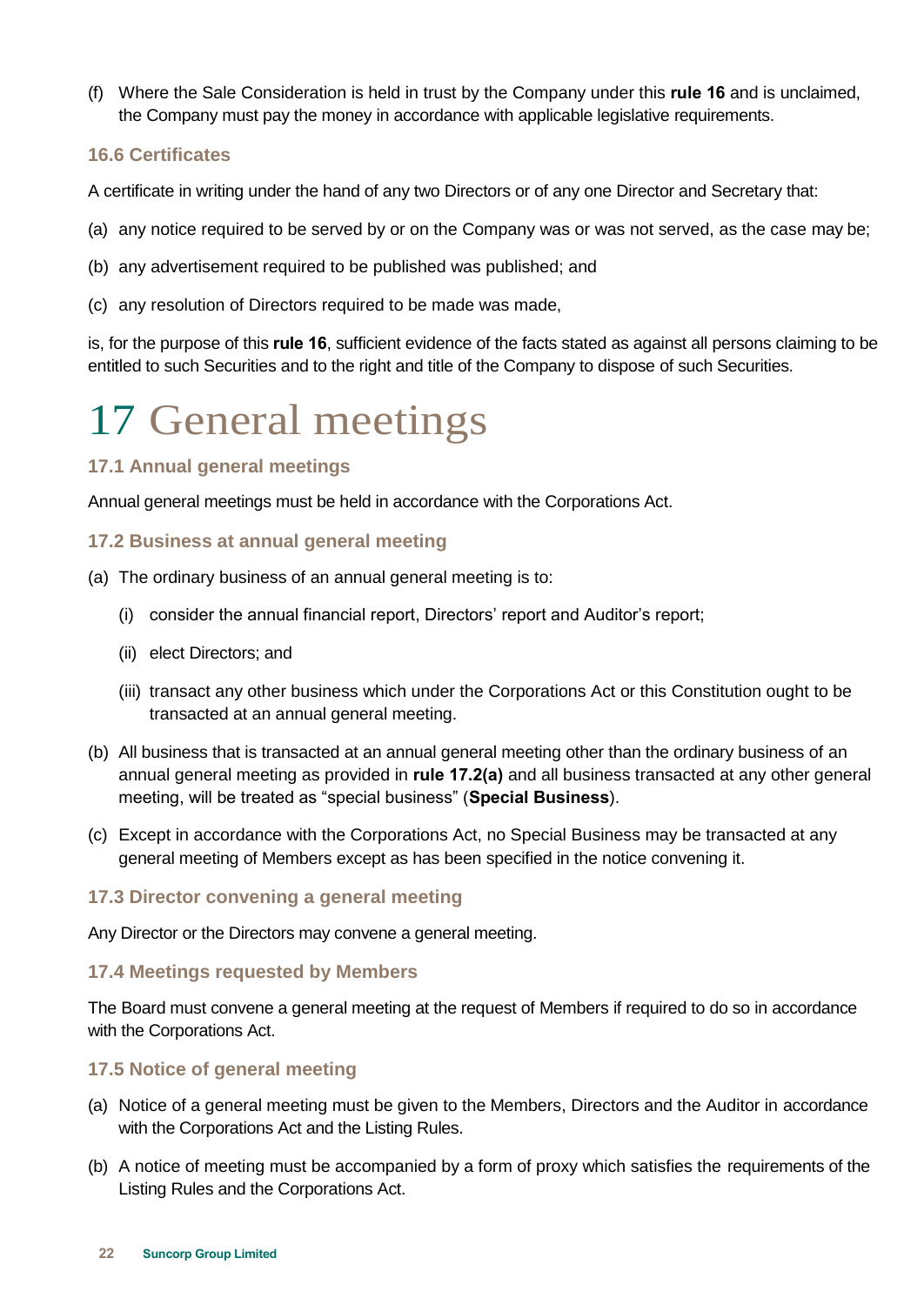(f) Where the Sale Consideration is held in trust by the Company under this **rule 16** and is unclaimed, the Company must pay the money in accordance with applicable legislative requirements.

### 16.6 Certificates

A certificate in writing under the hand of any two Directors or of any one Director and Secretary that:

(a) any notice required to be served by or on the Company was or was not served, as the case may be;

(b) any advertisement required to be published was published; and

(c) any resolution of Directors required to be made was made,

is, for the purpose of this **rule 16**, sufficient evidence of the facts stated as against all persons claiming to be entitled to such Securities and to the right and title of the Company to dispose of such Securities.

# 17 General meetings

### 17.1 Annual general meetings

Annual general meetings must be held in accordance with the Corporations Act.

### 17.2 Business at annual general meeting

(a) The ordinary business of an annual general meeting is to:

  (i) consider the annual financial report, Directors' report and Auditor's report;

  (ii) elect Directors; and

  (iii) transact any other business which under the Corporations Act or this Constitution ought to be transacted at an annual general meeting.

(b) All business that is transacted at an annual general meeting other than the ordinary business of an annual general meeting as provided in **rule 17.2(a)** and all business transacted at any other general meeting, will be treated as "special business" (**Special Business**).

(c) Except in accordance with the Corporations Act, no Special Business may be transacted at any general meeting of Members except as has been specified in the notice convening it.

### 17.3 Director convening a general meeting

Any Director or the Directors may convene a general meeting.

### 17.4 Meetings requested by Members

The Board must convene a general meeting at the request of Members if required to do so in accordance with the Corporations Act.

### 17.5 Notice of general meeting

(a) Notice of a general meeting must be given to the Members, Directors and the Auditor in accordance with the Corporations Act and the Listing Rules.

(b) A notice of meeting must be accompanied by a form of proxy which satisfies the requirements of the Listing Rules and the Corporations Act.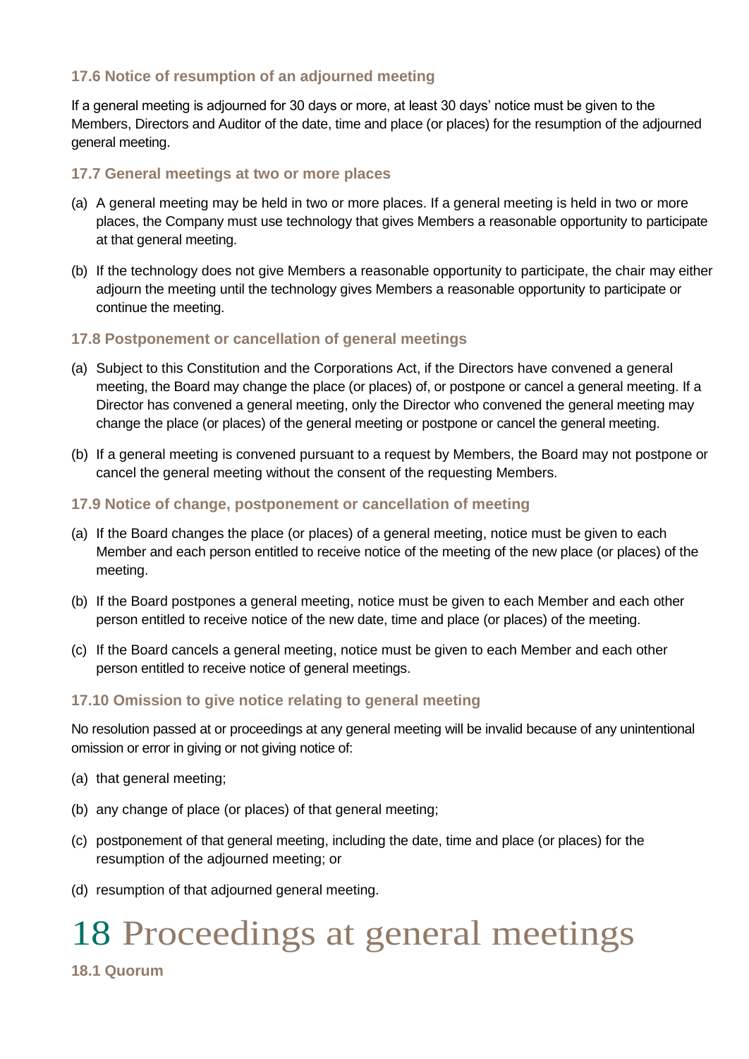### 17.6 Notice of resumption of an adjourned meeting

If a general meeting is adjourned for 30 days or more, at least 30 days' notice must be given to the Members, Directors and Auditor of the date, time and place (or places) for the resumption of the adjourned general meeting.

### 17.7 General meetings at two or more places

(a) A general meeting may be held in two or more places. If a general meeting is held in two or more places, the Company must use technology that gives Members a reasonable opportunity to participate at that general meeting.

(b) If the technology does not give Members a reasonable opportunity to participate, the chair may either adjourn the meeting until the technology gives Members a reasonable opportunity to participate or continue the meeting.

### 17.8 Postponement or cancellation of general meetings

(a) Subject to this Constitution and the Corporations Act, if the Directors have convened a general meeting, the Board may change the place (or places) of, or postpone or cancel a general meeting. If a Director has convened a general meeting, only the Director who convened the general meeting may change the place (or places) of the general meeting or postpone or cancel the general meeting.

(b) If a general meeting is convened pursuant to a request by Members, the Board may not postpone or cancel the general meeting without the consent of the requesting Members.

### 17.9 Notice of change, postponement or cancellation of meeting

(a) If the Board changes the place (or places) of a general meeting, notice must be given to each Member and each person entitled to receive notice of the meeting of the new place (or places) of the meeting.

(b) If the Board postpones a general meeting, notice must be given to each Member and each other person entitled to receive notice of the new date, time and place (or places) of the meeting.

(c) If the Board cancels a general meeting, notice must be given to each Member and each other person entitled to receive notice of general meetings.

### 17.10 Omission to give notice relating to general meeting

No resolution passed at or proceedings at any general meeting will be invalid because of any unintentional omission or error in giving or not giving notice of:

(a) that general meeting;

(b) any change of place (or places) of that general meeting;

(c) postponement of that general meeting, including the date, time and place (or places) for the resumption of the adjourned meeting; or

(d) resumption of that adjourned general meeting.

# 18 Proceedings at general meetings

### 18.1 Quorum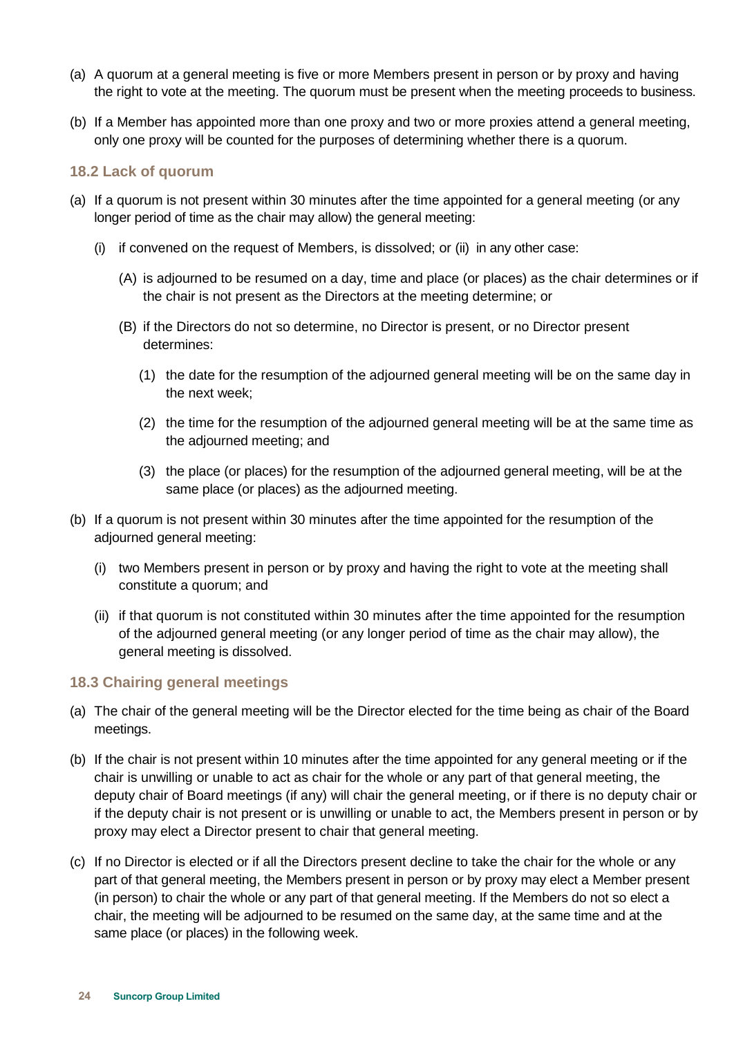(a) A quorum at a general meeting is five or more Members present in person or by proxy and having the right to vote at the meeting. The quorum must be present when the meeting proceeds to business.

(b) If a Member has appointed more than one proxy and two or more proxies attend a general meeting, only one proxy will be counted for the purposes of determining whether there is a quorum.

### 18.2 Lack of quorum

(a) If a quorum is not present within 30 minutes after the time appointed for a general meeting (or any longer period of time as the chair may allow) the general meeting:

   (i) if convened on the request of Members, is dissolved; or (ii) in any other case:

      (A) is adjourned to be resumed on a day, time and place (or places) as the chair determines or if the chair is not present as the Directors at the meeting determine; or

      (B) if the Directors do not so determine, no Director is present, or no Director present determines:

         (1) the date for the resumption of the adjourned general meeting will be on the same day in the next week;

         (2) the time for the resumption of the adjourned general meeting will be at the same time as the adjourned meeting; and

         (3) the place (or places) for the resumption of the adjourned general meeting, will be at the same place (or places) as the adjourned meeting.

(b) If a quorum is not present within 30 minutes after the time appointed for the resumption of the adjourned general meeting:

   (i) two Members present in person or by proxy and having the right to vote at the meeting shall constitute a quorum; and

   (ii) if that quorum is not constituted within 30 minutes after the time appointed for the resumption of the adjourned general meeting (or any longer period of time as the chair may allow), the general meeting is dissolved.

### 18.3 Chairing general meetings

(a) The chair of the general meeting will be the Director elected for the time being as chair of the Board meetings.

(b) If the chair is not present within 10 minutes after the time appointed for any general meeting or if the chair is unwilling or unable to act as chair for the whole or any part of that general meeting, the deputy chair of Board meetings (if any) will chair the general meeting, or if there is no deputy chair or if the deputy chair is not present or is unwilling or unable to act, the Members present in person or by proxy may elect a Director present to chair that general meeting.

(c) If no Director is elected or if all the Directors present decline to take the chair for the whole or any part of that general meeting, the Members present in person or by proxy may elect a Member present (in person) to chair the whole or any part of that general meeting. If the Members do not so elect a chair, the meeting will be adjourned to be resumed on the same day, at the same time and at the same place (or places) in the following week.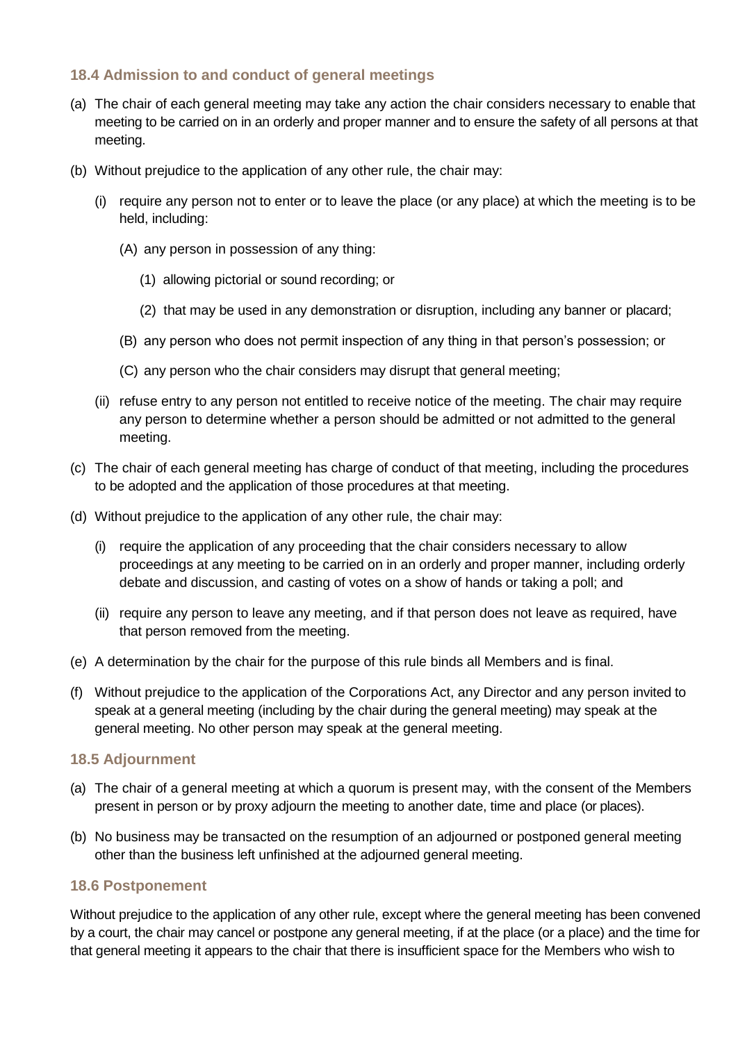### 18.4 Admission to and conduct of general meetings

(a) The chair of each general meeting may take any action the chair considers necessary to enable that meeting to be carried on in an orderly and proper manner and to ensure the safety of all persons at that meeting.

(b) Without prejudice to the application of any other rule, the chair may:

 (i) require any person not to enter or to leave the place (or any place) at which the meeting is to be held, including:

  (A) any person in possession of any thing:

   (1) allowing pictorial or sound recording; or

   (2) that may be used in any demonstration or disruption, including any banner or placard;

  (B) any person who does not permit inspection of any thing in that person's possession; or

  (C) any person who the chair considers may disrupt that general meeting;

 (ii) refuse entry to any person not entitled to receive notice of the meeting. The chair may require any person to determine whether a person should be admitted or not admitted to the general meeting.

(c) The chair of each general meeting has charge of conduct of that meeting, including the procedures to be adopted and the application of those procedures at that meeting.

(d) Without prejudice to the application of any other rule, the chair may:

 (i) require the application of any proceeding that the chair considers necessary to allow proceedings at any meeting to be carried on in an orderly and proper manner, including orderly debate and discussion, and casting of votes on a show of hands or taking a poll; and

 (ii) require any person to leave any meeting, and if that person does not leave as required, have that person removed from the meeting.

(e) A determination by the chair for the purpose of this rule binds all Members and is final.

(f) Without prejudice to the application of the Corporations Act, any Director and any person invited to speak at a general meeting (including by the chair during the general meeting) may speak at the general meeting. No other person may speak at the general meeting.

### 18.5 Adjournment

(a) The chair of a general meeting at which a quorum is present may, with the consent of the Members present in person or by proxy adjourn the meeting to another date, time and place (or places).

(b) No business may be transacted on the resumption of an adjourned or postponed general meeting other than the business left unfinished at the adjourned general meeting.

### 18.6 Postponement

Without prejudice to the application of any other rule, except where the general meeting has been convened by a court, the chair may cancel or postpone any general meeting, if at the place (or a place) and the time for that general meeting it appears to the chair that there is insufficient space for the Members who wish to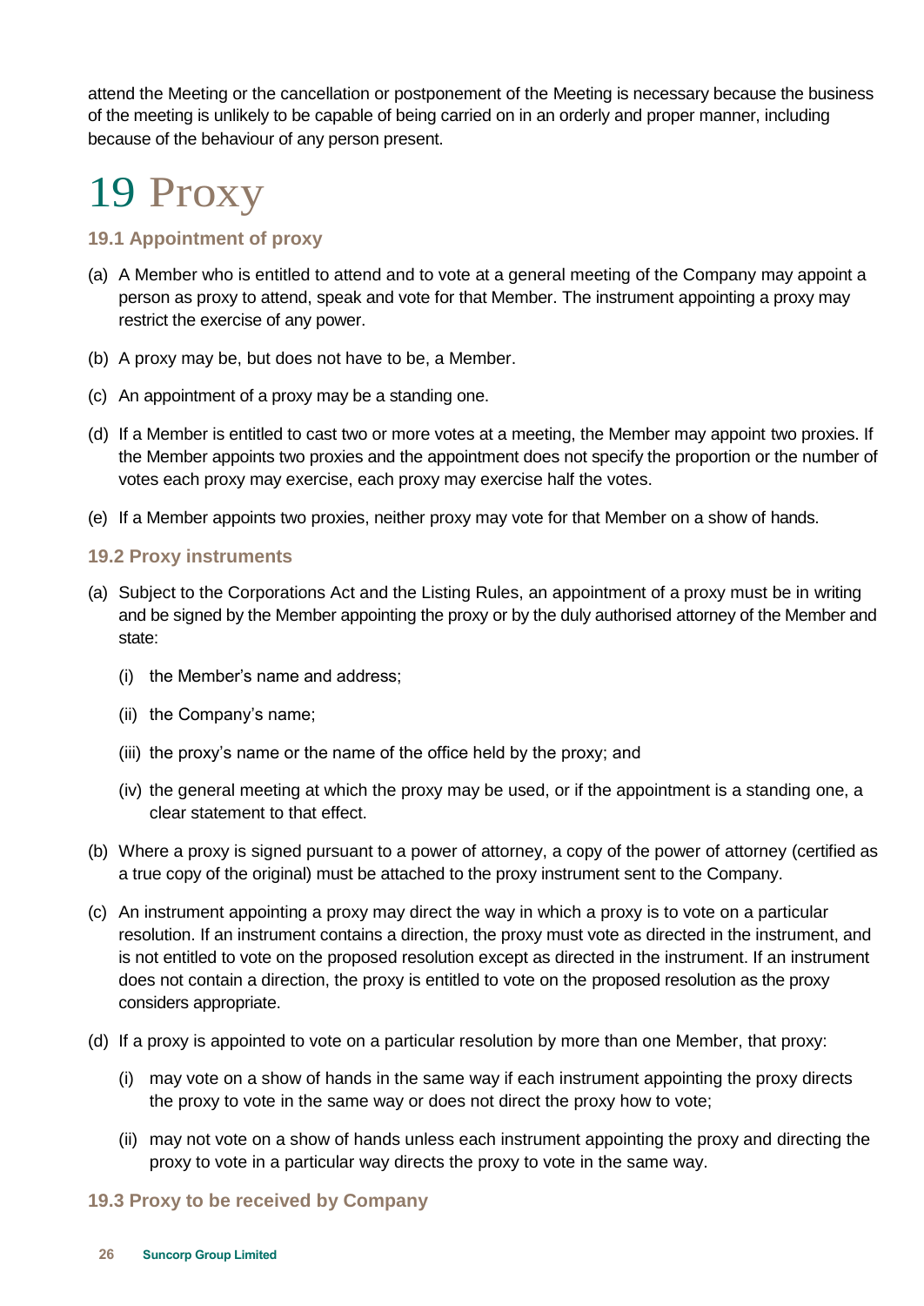attend the Meeting or the cancellation or postponement of the Meeting is necessary because the business of the meeting is unlikely to be capable of being carried on in an orderly and proper manner, including because of the behaviour of any person present.

# 19 Proxy

### 19.1 Appointment of proxy

(a) A Member who is entitled to attend and to vote at a general meeting of the Company may appoint a person as proxy to attend, speak and vote for that Member. The instrument appointing a proxy may restrict the exercise of any power.

(b) A proxy may be, but does not have to be, a Member.

(c) An appointment of a proxy may be a standing one.

(d) If a Member is entitled to cast two or more votes at a meeting, the Member may appoint two proxies. If the Member appoints two proxies and the appointment does not specify the proportion or the number of votes each proxy may exercise, each proxy may exercise half the votes.

(e) If a Member appoints two proxies, neither proxy may vote for that Member on a show of hands.

### 19.2 Proxy instruments

(a) Subject to the Corporations Act and the Listing Rules, an appointment of a proxy must be in writing and be signed by the Member appointing the proxy or by the duly authorised attorney of the Member and state:

  (i) the Member's name and address;

  (ii) the Company's name;

  (iii) the proxy's name or the name of the office held by the proxy; and

  (iv) the general meeting at which the proxy may be used, or if the appointment is a standing one, a clear statement to that effect.

(b) Where a proxy is signed pursuant to a power of attorney, a copy of the power of attorney (certified as a true copy of the original) must be attached to the proxy instrument sent to the Company.

(c) An instrument appointing a proxy may direct the way in which a proxy is to vote on a particular resolution. If an instrument contains a direction, the proxy must vote as directed in the instrument, and is not entitled to vote on the proposed resolution except as directed in the instrument. If an instrument does not contain a direction, the proxy is entitled to vote on the proposed resolution as the proxy considers appropriate.

(d) If a proxy is appointed to vote on a particular resolution by more than one Member, that proxy:

  (i) may vote on a show of hands in the same way if each instrument appointing the proxy directs the proxy to vote in the same way or does not direct the proxy how to vote;

  (ii) may not vote on a show of hands unless each instrument appointing the proxy and directing the proxy to vote in a particular way directs the proxy to vote in the same way.

### 19.3 Proxy to be received by Company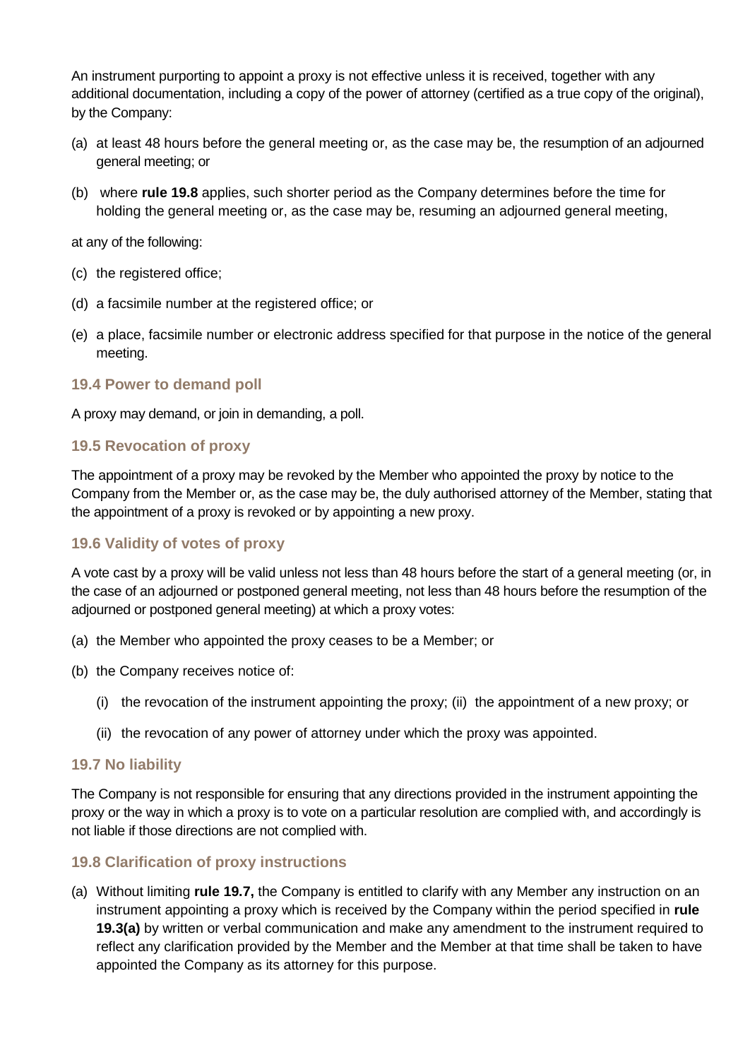An instrument purporting to appoint a proxy is not effective unless it is received, together with any additional documentation, including a copy of the power of attorney (certified as a true copy of the original), by the Company:

(a) at least 48 hours before the general meeting or, as the case may be, the resumption of an adjourned general meeting; or

(b) where **rule 19.8** applies, such shorter period as the Company determines before the time for holding the general meeting or, as the case may be, resuming an adjourned general meeting,

at any of the following:

(c) the registered office;

(d) a facsimile number at the registered office; or

(e) a place, facsimile number or electronic address specified for that purpose in the notice of the general meeting.

### 19.4 Power to demand poll

A proxy may demand, or join in demanding, a poll.

### 19.5 Revocation of proxy

The appointment of a proxy may be revoked by the Member who appointed the proxy by notice to the Company from the Member or, as the case may be, the duly authorised attorney of the Member, stating that the appointment of a proxy is revoked or by appointing a new proxy.

### 19.6 Validity of votes of proxy

A vote cast by a proxy will be valid unless not less than 48 hours before the start of a general meeting (or, in the case of an adjourned or postponed general meeting, not less than 48 hours before the resumption of the adjourned or postponed general meeting) at which a proxy votes:

(a) the Member who appointed the proxy ceases to be a Member; or

(b) the Company receives notice of:

   (i) the revocation of the instrument appointing the proxy; (ii) the appointment of a new proxy; or

   (ii) the revocation of any power of attorney under which the proxy was appointed.

### 19.7 No liability

The Company is not responsible for ensuring that any directions provided in the instrument appointing the proxy or the way in which a proxy is to vote on a particular resolution are complied with, and accordingly is not liable if those directions are not complied with.

### 19.8 Clarification of proxy instructions

(a) Without limiting **rule 19.7,** the Company is entitled to clarify with any Member any instruction on an instrument appointing a proxy which is received by the Company within the period specified in **rule 19.3(a)** by written or verbal communication and make any amendment to the instrument required to reflect any clarification provided by the Member and the Member at that time shall be taken to have appointed the Company as its attorney for this purpose.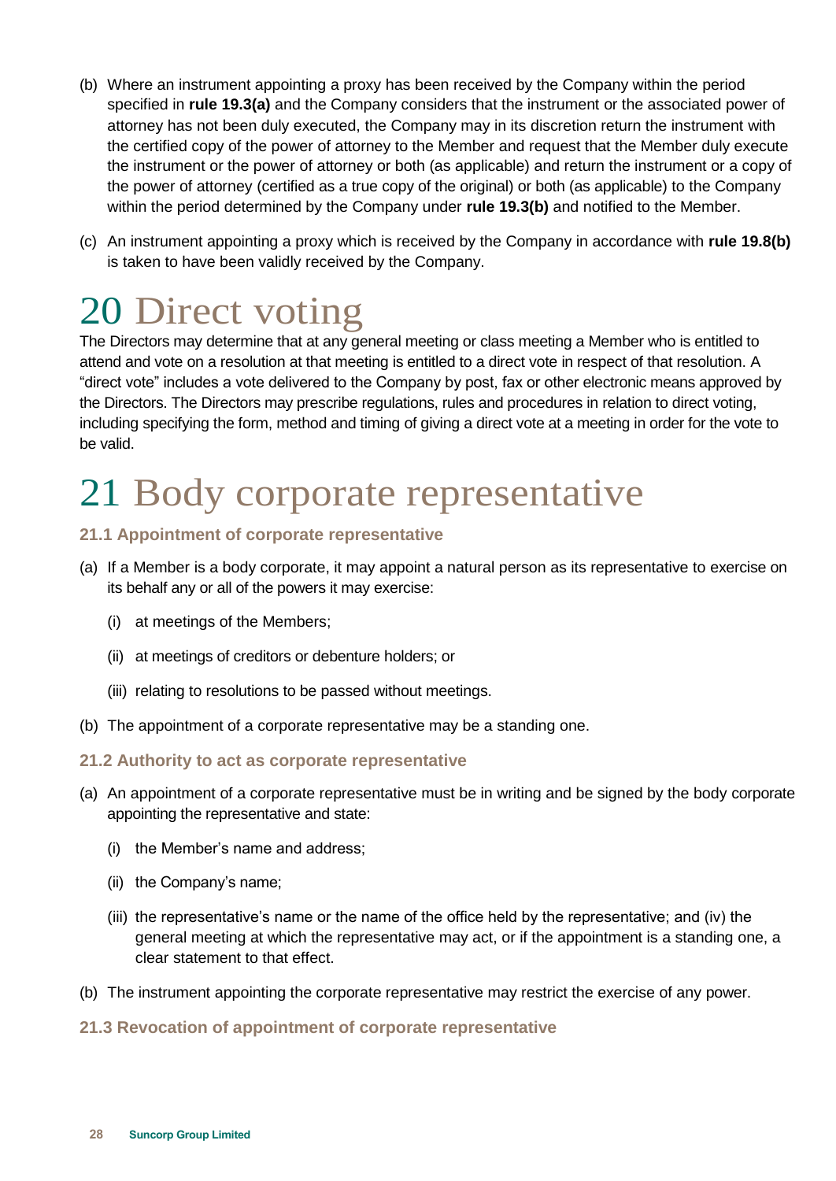(b) Where an instrument appointing a proxy has been received by the Company within the period specified in **rule 19.3(a)** and the Company considers that the instrument or the associated power of attorney has not been duly executed, the Company may in its discretion return the instrument with the certified copy of the power of attorney to the Member and request that the Member duly execute the instrument or the power of attorney or both (as applicable) and return the instrument or a copy of the power of attorney (certified as a true copy of the original) or both (as applicable) to the Company within the period determined by the Company under **rule 19.3(b)** and notified to the Member.

(c) An instrument appointing a proxy which is received by the Company in accordance with **rule 19.8(b)** is taken to have been validly received by the Company.

# 20 Direct voting

The Directors may determine that at any general meeting or class meeting a Member who is entitled to attend and vote on a resolution at that meeting is entitled to a direct vote in respect of that resolution. A "direct vote" includes a vote delivered to the Company by post, fax or other electronic means approved by the Directors. The Directors may prescribe regulations, rules and procedures in relation to direct voting, including specifying the form, method and timing of giving a direct vote at a meeting in order for the vote to be valid.

# 21 Body corporate representative

### 21.1 Appointment of corporate representative

(a) If a Member is a body corporate, it may appoint a natural person as its representative to exercise on its behalf any or all of the powers it may exercise:

  (i) at meetings of the Members;

  (ii) at meetings of creditors or debenture holders; or

  (iii) relating to resolutions to be passed without meetings.

(b) The appointment of a corporate representative may be a standing one.

### 21.2 Authority to act as corporate representative

(a) An appointment of a corporate representative must be in writing and be signed by the body corporate appointing the representative and state:

  (i) the Member's name and address;

  (ii) the Company's name;

  (iii) the representative's name or the name of the office held by the representative; and (iv) the general meeting at which the representative may act, or if the appointment is a standing one, a clear statement to that effect.

(b) The instrument appointing the corporate representative may restrict the exercise of any power.

### 21.3 Revocation of appointment of corporate representative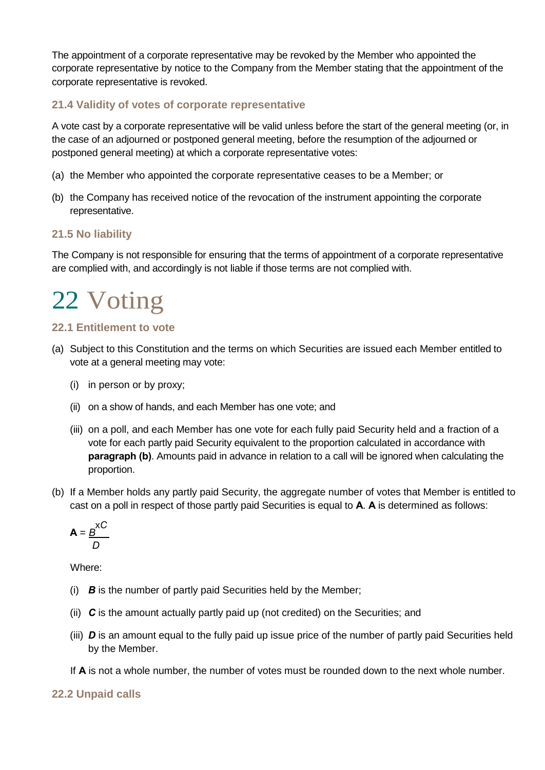The appointment of a corporate representative may be revoked by the Member who appointed the corporate representative by notice to the Company from the Member stating that the appointment of the corporate representative is revoked.

### 21.4 Validity of votes of corporate representative

A vote cast by a corporate representative will be valid unless before the start of the general meeting (or, in the case of an adjourned or postponed general meeting, before the resumption of the adjourned or postponed general meeting) at which a corporate representative votes:

(a) the Member who appointed the corporate representative ceases to be a Member; or

(b) the Company has received notice of the revocation of the instrument appointing the corporate representative.

### 21.5 No liability

The Company is not responsible for ensuring that the terms of appointment of a corporate representative are complied with, and accordingly is not liable if those terms are not complied with.

# 22 Voting

### 22.1 Entitlement to vote

(a) Subject to this Constitution and the terms on which Securities are issued each Member entitled to vote at a general meeting may vote:

  (i) in person or by proxy;

  (ii) on a show of hands, and each Member has one vote; and

  (iii) on a poll, and each Member has one vote for each fully paid Security held and a fraction of a vote for each partly paid Security equivalent to the proportion calculated in accordance with **paragraph (b)**. Amounts paid in advance in relation to a call will be ignored when calculating the proportion.

(b) If a Member holds any partly paid Security, the aggregate number of votes that Member is entitled to cast on a poll in respect of those partly paid Securities is equal to **A**. **A** is determined as follows:

$$\mathbf{A} = \frac{B \times C}{D}$$

Where:

  (i) ***B*** is the number of partly paid Securities held by the Member;

  (ii) ***C*** is the amount actually partly paid up (not credited) on the Securities; and

  (iii) ***D*** is an amount equal to the fully paid up issue price of the number of partly paid Securities held by the Member.

If **A** is not a whole number, the number of votes must be rounded down to the next whole number.

### 22.2 Unpaid calls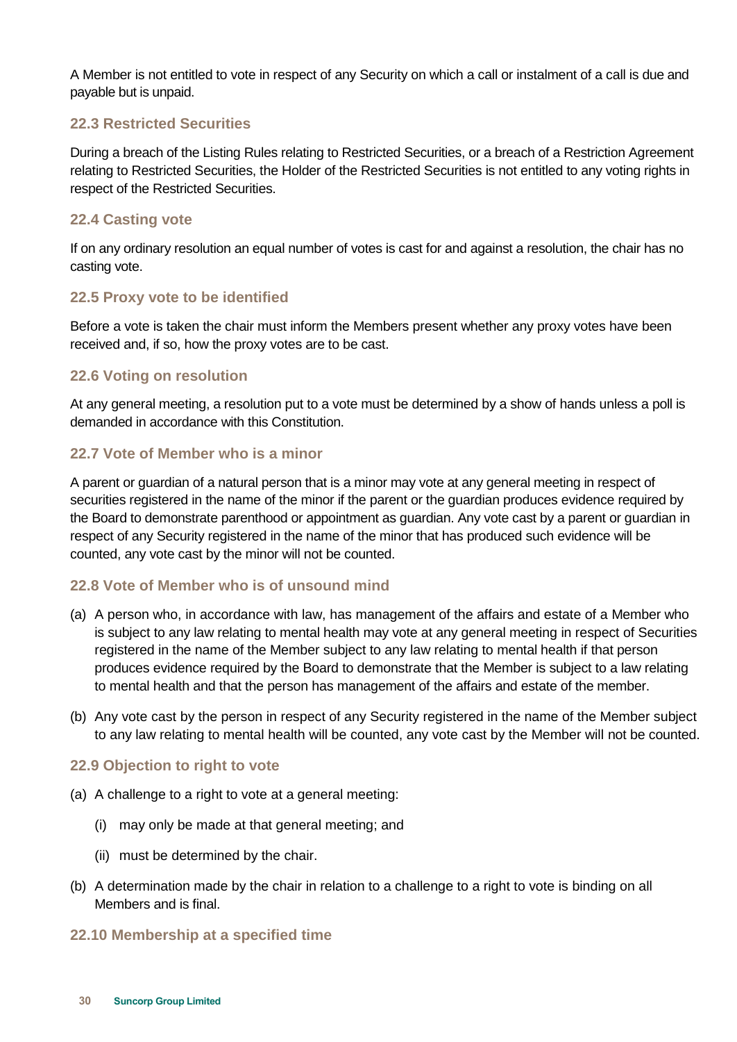A Member is not entitled to vote in respect of any Security on which a call or instalment of a call is due and payable but is unpaid.

### 22.3 Restricted Securities

During a breach of the Listing Rules relating to Restricted Securities, or a breach of a Restriction Agreement relating to Restricted Securities, the Holder of the Restricted Securities is not entitled to any voting rights in respect of the Restricted Securities.

### 22.4 Casting vote

If on any ordinary resolution an equal number of votes is cast for and against a resolution, the chair has no casting vote.

### 22.5 Proxy vote to be identified

Before a vote is taken the chair must inform the Members present whether any proxy votes have been received and, if so, how the proxy votes are to be cast.

### 22.6 Voting on resolution

At any general meeting, a resolution put to a vote must be determined by a show of hands unless a poll is demanded in accordance with this Constitution.

### 22.7 Vote of Member who is a minor

A parent or guardian of a natural person that is a minor may vote at any general meeting in respect of securities registered in the name of the minor if the parent or the guardian produces evidence required by the Board to demonstrate parenthood or appointment as guardian. Any vote cast by a parent or guardian in respect of any Security registered in the name of the minor that has produced such evidence will be counted, any vote cast by the minor will not be counted.

### 22.8 Vote of Member who is of unsound mind

(a) A person who, in accordance with law, has management of the affairs and estate of a Member who is subject to any law relating to mental health may vote at any general meeting in respect of Securities registered in the name of the Member subject to any law relating to mental health if that person produces evidence required by the Board to demonstrate that the Member is subject to a law relating to mental health and that the person has management of the affairs and estate of the member.

(b) Any vote cast by the person in respect of any Security registered in the name of the Member subject to any law relating to mental health will be counted, any vote cast by the Member will not be counted.

### 22.9 Objection to right to vote

(a) A challenge to a right to vote at a general meeting:

   (i) may only be made at that general meeting; and

   (ii) must be determined by the chair.

(b) A determination made by the chair in relation to a challenge to a right to vote is binding on all Members and is final.

### 22.10 Membership at a specified time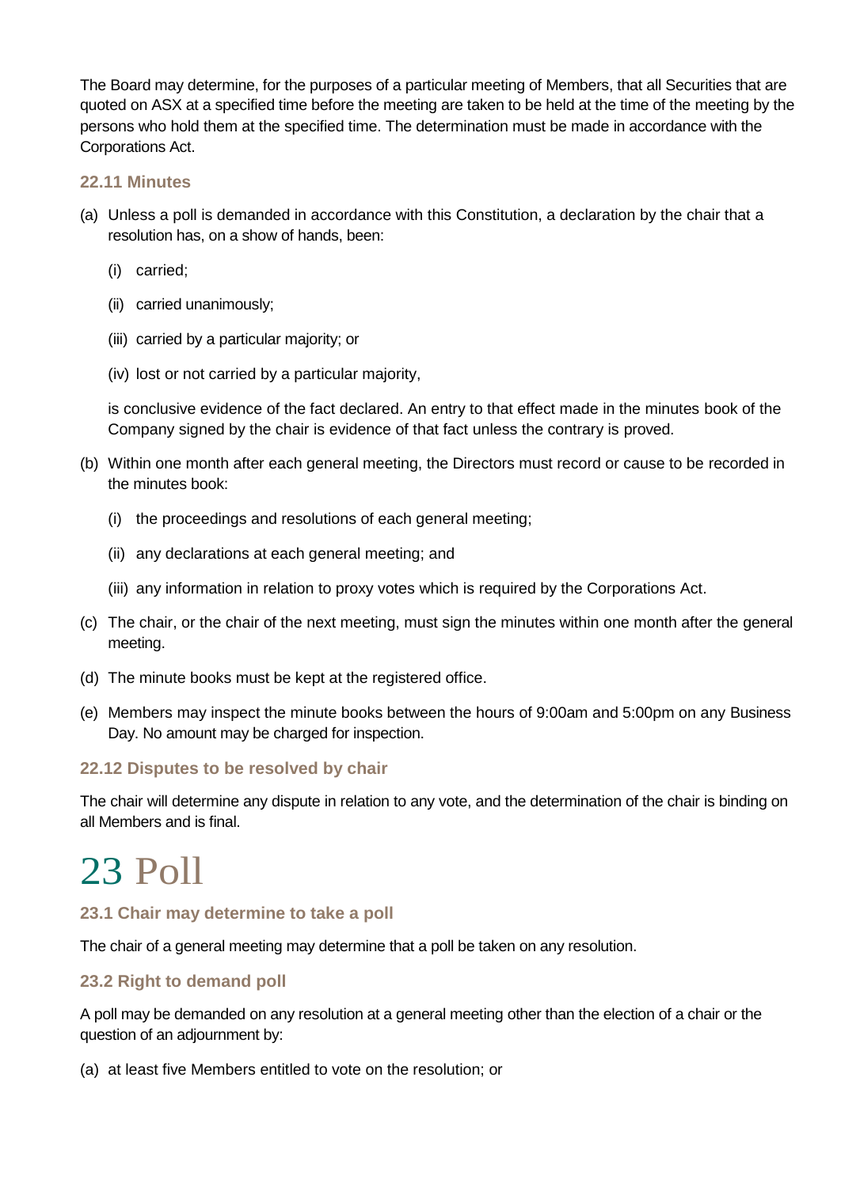The Board may determine, for the purposes of a particular meeting of Members, that all Securities that are quoted on ASX at a specified time before the meeting are taken to be held at the time of the meeting by the persons who hold them at the specified time. The determination must be made in accordance with the Corporations Act.

### 22.11 Minutes

(a) Unless a poll is demanded in accordance with this Constitution, a declaration by the chair that a resolution has, on a show of hands, been:

(i) carried;

(ii) carried unanimously;

(iii) carried by a particular majority; or

(iv) lost or not carried by a particular majority,

is conclusive evidence of the fact declared. An entry to that effect made in the minutes book of the Company signed by the chair is evidence of that fact unless the contrary is proved.

(b) Within one month after each general meeting, the Directors must record or cause to be recorded in the minutes book:

(i) the proceedings and resolutions of each general meeting;

(ii) any declarations at each general meeting; and

(iii) any information in relation to proxy votes which is required by the Corporations Act.

(c) The chair, or the chair of the next meeting, must sign the minutes within one month after the general meeting.

(d) The minute books must be kept at the registered office.

(e) Members may inspect the minute books between the hours of 9:00am and 5:00pm on any Business Day. No amount may be charged for inspection.

### 22.12 Disputes to be resolved by chair

The chair will determine any dispute in relation to any vote, and the determination of the chair is binding on all Members and is final.

# 23 Poll

### 23.1 Chair may determine to take a poll

The chair of a general meeting may determine that a poll be taken on any resolution.

### 23.2 Right to demand poll

A poll may be demanded on any resolution at a general meeting other than the election of a chair or the question of an adjournment by:

(a) at least five Members entitled to vote on the resolution; or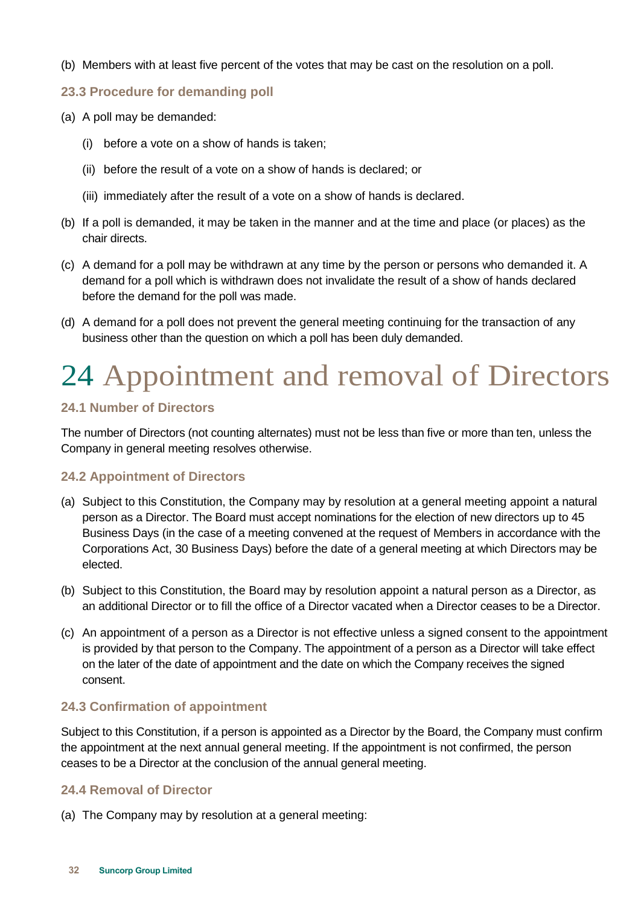(b) Members with at least five percent of the votes that may be cast on the resolution on a poll.

### 23.3 Procedure for demanding poll

(a) A poll may be demanded:

(i) before a vote on a show of hands is taken;

(ii) before the result of a vote on a show of hands is declared; or

(iii) immediately after the result of a vote on a show of hands is declared.

(b) If a poll is demanded, it may be taken in the manner and at the time and place (or places) as the chair directs.

(c) A demand for a poll may be withdrawn at any time by the person or persons who demanded it. A demand for a poll which is withdrawn does not invalidate the result of a show of hands declared before the demand for the poll was made.

(d) A demand for a poll does not prevent the general meeting continuing for the transaction of any business other than the question on which a poll has been duly demanded.

# 24 Appointment and removal of Directors

### 24.1 Number of Directors

The number of Directors (not counting alternates) must not be less than five or more than ten, unless the Company in general meeting resolves otherwise.

### 24.2 Appointment of Directors

(a) Subject to this Constitution, the Company may by resolution at a general meeting appoint a natural person as a Director. The Board must accept nominations for the election of new directors up to 45 Business Days (in the case of a meeting convened at the request of Members in accordance with the Corporations Act, 30 Business Days) before the date of a general meeting at which Directors may be elected.

(b) Subject to this Constitution, the Board may by resolution appoint a natural person as a Director, as an additional Director or to fill the office of a Director vacated when a Director ceases to be a Director.

(c) An appointment of a person as a Director is not effective unless a signed consent to the appointment is provided by that person to the Company. The appointment of a person as a Director will take effect on the later of the date of appointment and the date on which the Company receives the signed consent.

### 24.3 Confirmation of appointment

Subject to this Constitution, if a person is appointed as a Director by the Board, the Company must confirm the appointment at the next annual general meeting. If the appointment is not confirmed, the person ceases to be a Director at the conclusion of the annual general meeting.

### 24.4 Removal of Director

(a) The Company may by resolution at a general meeting: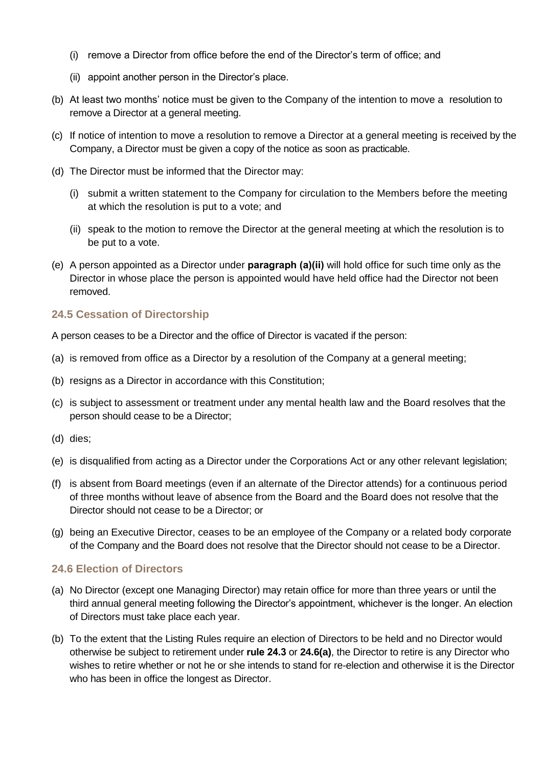(i) remove a Director from office before the end of the Director's term of office; and

(ii) appoint another person in the Director's place.

(b) At least two months' notice must be given to the Company of the intention to move a resolution to remove a Director at a general meeting.

(c) If notice of intention to move a resolution to remove a Director at a general meeting is received by the Company, a Director must be given a copy of the notice as soon as practicable.

(d) The Director must be informed that the Director may:

(i) submit a written statement to the Company for circulation to the Members before the meeting at which the resolution is put to a vote; and

(ii) speak to the motion to remove the Director at the general meeting at which the resolution is to be put to a vote.

(e) A person appointed as a Director under **paragraph (a)(ii)** will hold office for such time only as the Director in whose place the person is appointed would have held office had the Director not been removed.

### 24.5 Cessation of Directorship

A person ceases to be a Director and the office of Director is vacated if the person:

(a) is removed from office as a Director by a resolution of the Company at a general meeting;

(b) resigns as a Director in accordance with this Constitution;

(c) is subject to assessment or treatment under any mental health law and the Board resolves that the person should cease to be a Director;

(d) dies;

(e) is disqualified from acting as a Director under the Corporations Act or any other relevant legislation;

(f) is absent from Board meetings (even if an alternate of the Director attends) for a continuous period of three months without leave of absence from the Board and the Board does not resolve that the Director should not cease to be a Director; or

(g) being an Executive Director, ceases to be an employee of the Company or a related body corporate of the Company and the Board does not resolve that the Director should not cease to be a Director.

### 24.6 Election of Directors

(a) No Director (except one Managing Director) may retain office for more than three years or until the third annual general meeting following the Director's appointment, whichever is the longer. An election of Directors must take place each year.

(b) To the extent that the Listing Rules require an election of Directors to be held and no Director would otherwise be subject to retirement under **rule 24.3** or **24.6(a)**, the Director to retire is any Director who wishes to retire whether or not he or she intends to stand for re-election and otherwise it is the Director who has been in office the longest as Director.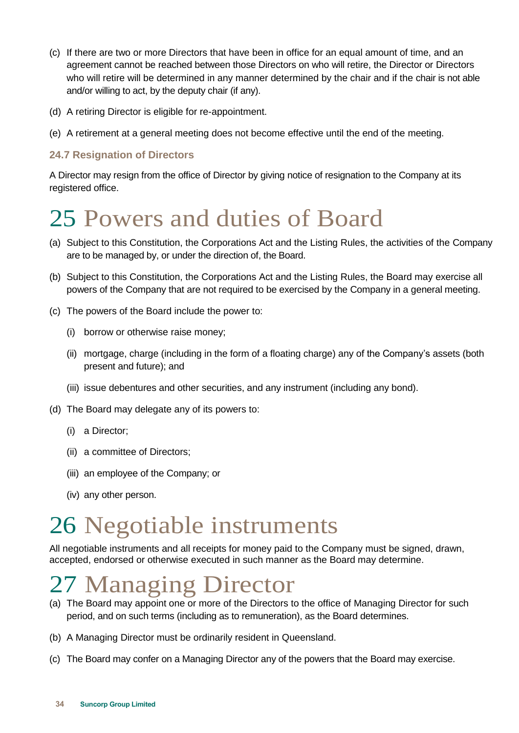(c) If there are two or more Directors that have been in office for an equal amount of time, and an agreement cannot be reached between those Directors on who will retire, the Director or Directors who will retire will be determined in any manner determined by the chair and if the chair is not able and/or willing to act, by the deputy chair (if any).

(d) A retiring Director is eligible for re-appointment.

(e) A retirement at a general meeting does not become effective until the end of the meeting.

### 24.7 Resignation of Directors

A Director may resign from the office of Director by giving notice of resignation to the Company at its registered office.

# 25 Powers and duties of Board

(a) Subject to this Constitution, the Corporations Act and the Listing Rules, the activities of the Company are to be managed by, or under the direction of, the Board.

(b) Subject to this Constitution, the Corporations Act and the Listing Rules, the Board may exercise all powers of the Company that are not required to be exercised by the Company in a general meeting.

(c) The powers of the Board include the power to:

  (i) borrow or otherwise raise money;

  (ii) mortgage, charge (including in the form of a floating charge) any of the Company's assets (both present and future); and

  (iii) issue debentures and other securities, and any instrument (including any bond).

(d) The Board may delegate any of its powers to:

  (i) a Director;

  (ii) a committee of Directors;

  (iii) an employee of the Company; or

  (iv) any other person.

# 26 Negotiable instruments

All negotiable instruments and all receipts for money paid to the Company must be signed, drawn, accepted, endorsed or otherwise executed in such manner as the Board may determine.

# 27 Managing Director

(a) The Board may appoint one or more of the Directors to the office of Managing Director for such period, and on such terms (including as to remuneration), as the Board determines.

(b) A Managing Director must be ordinarily resident in Queensland.

(c) The Board may confer on a Managing Director any of the powers that the Board may exercise.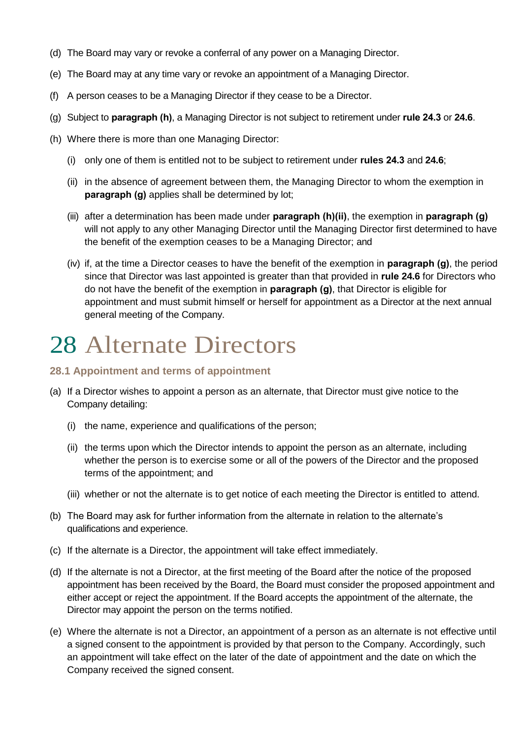(d) The Board may vary or revoke a conferral of any power on a Managing Director.

(e) The Board may at any time vary or revoke an appointment of a Managing Director.

(f) A person ceases to be a Managing Director if they cease to be a Director.

(g) Subject to **paragraph (h)**, a Managing Director is not subject to retirement under **rule 24.3** or **24.6**.

(h) Where there is more than one Managing Director:

   (i) only one of them is entitled not to be subject to retirement under **rules 24.3** and **24.6**;

   (ii) in the absence of agreement between them, the Managing Director to whom the exemption in **paragraph (g)** applies shall be determined by lot;

   (iii) after a determination has been made under **paragraph (h)(ii)**, the exemption in **paragraph (g)** will not apply to any other Managing Director until the Managing Director first determined to have the benefit of the exemption ceases to be a Managing Director; and

   (iv) if, at the time a Director ceases to have the benefit of the exemption in **paragraph (g)**, the period since that Director was last appointed is greater than that provided in **rule 24.6** for Directors who do not have the benefit of the exemption in **paragraph (g)**, that Director is eligible for appointment and must submit himself or herself for appointment as a Director at the next annual general meeting of the Company.

# 28 Alternate Directors

### 28.1 Appointment and terms of appointment

(a) If a Director wishes to appoint a person as an alternate, that Director must give notice to the Company detailing:

   (i) the name, experience and qualifications of the person;

   (ii) the terms upon which the Director intends to appoint the person as an alternate, including whether the person is to exercise some or all of the powers of the Director and the proposed terms of the appointment; and

   (iii) whether or not the alternate is to get notice of each meeting the Director is entitled to attend.

(b) The Board may ask for further information from the alternate in relation to the alternate's qualifications and experience.

(c) If the alternate is a Director, the appointment will take effect immediately.

(d) If the alternate is not a Director, at the first meeting of the Board after the notice of the proposed appointment has been received by the Board, the Board must consider the proposed appointment and either accept or reject the appointment. If the Board accepts the appointment of the alternate, the Director may appoint the person on the terms notified.

(e) Where the alternate is not a Director, an appointment of a person as an alternate is not effective until a signed consent to the appointment is provided by that person to the Company. Accordingly, such an appointment will take effect on the later of the date of appointment and the date on which the Company received the signed consent.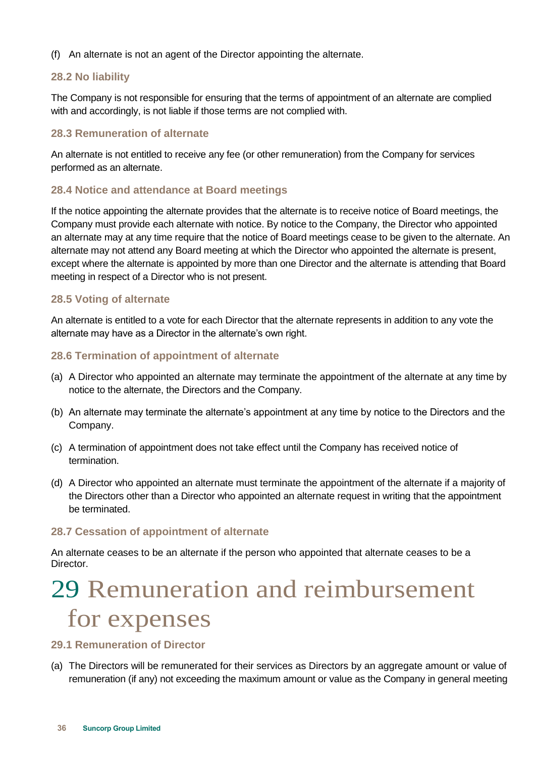(f) An alternate is not an agent of the Director appointing the alternate.

### 28.2 No liability

The Company is not responsible for ensuring that the terms of appointment of an alternate are complied with and accordingly, is not liable if those terms are not complied with.

### 28.3 Remuneration of alternate

An alternate is not entitled to receive any fee (or other remuneration) from the Company for services performed as an alternate.

### 28.4 Notice and attendance at Board meetings

If the notice appointing the alternate provides that the alternate is to receive notice of Board meetings, the Company must provide each alternate with notice. By notice to the Company, the Director who appointed an alternate may at any time require that the notice of Board meetings cease to be given to the alternate. An alternate may not attend any Board meeting at which the Director who appointed the alternate is present, except where the alternate is appointed by more than one Director and the alternate is attending that Board meeting in respect of a Director who is not present.

### 28.5 Voting of alternate

An alternate is entitled to a vote for each Director that the alternate represents in addition to any vote the alternate may have as a Director in the alternate's own right.

### 28.6 Termination of appointment of alternate

(a) A Director who appointed an alternate may terminate the appointment of the alternate at any time by notice to the alternate, the Directors and the Company.

(b) An alternate may terminate the alternate's appointment at any time by notice to the Directors and the Company.

(c) A termination of appointment does not take effect until the Company has received notice of termination.

(d) A Director who appointed an alternate must terminate the appointment of the alternate if a majority of the Directors other than a Director who appointed an alternate request in writing that the appointment be terminated.

### 28.7 Cessation of appointment of alternate

An alternate ceases to be an alternate if the person who appointed that alternate ceases to be a Director.

# 29 Remuneration and reimbursement for expenses

### 29.1 Remuneration of Director

(a) The Directors will be remunerated for their services as Directors by an aggregate amount or value of remuneration (if any) not exceeding the maximum amount or value as the Company in general meeting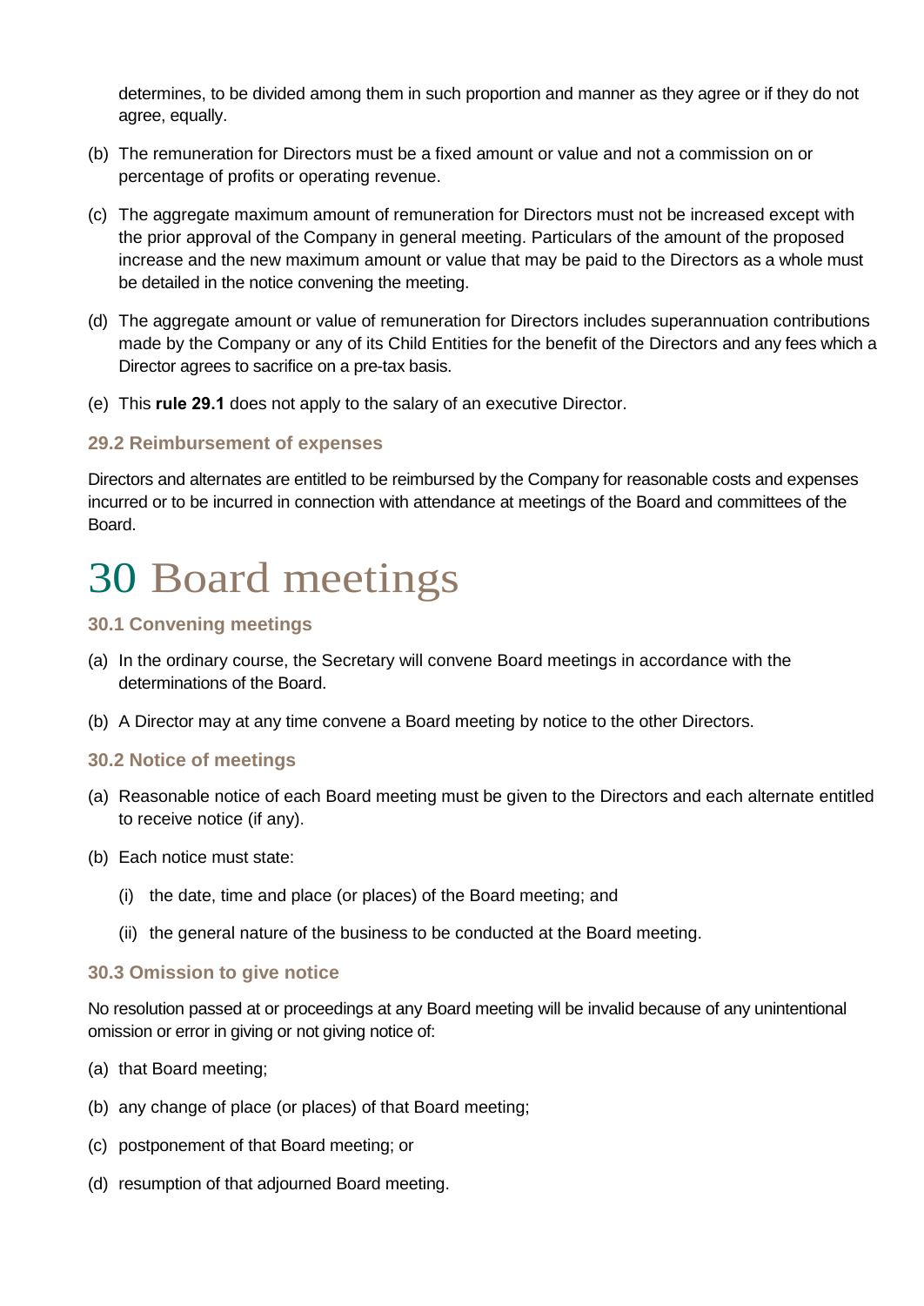determines, to be divided among them in such proportion and manner as they agree or if they do not agree, equally.

(b) The remuneration for Directors must be a fixed amount or value and not a commission on or percentage of profits or operating revenue.

(c) The aggregate maximum amount of remuneration for Directors must not be increased except with the prior approval of the Company in general meeting. Particulars of the amount of the proposed increase and the new maximum amount or value that may be paid to the Directors as a whole must be detailed in the notice convening the meeting.

(d) The aggregate amount or value of remuneration for Directors includes superannuation contributions made by the Company or any of its Child Entities for the benefit of the Directors and any fees which a Director agrees to sacrifice on a pre-tax basis.

(e) This **rule 29.1** does not apply to the salary of an executive Director.

### 29.2 Reimbursement of expenses

Directors and alternates are entitled to be reimbursed by the Company for reasonable costs and expenses incurred or to be incurred in connection with attendance at meetings of the Board and committees of the Board.

# 30 Board meetings

### 30.1 Convening meetings

(a) In the ordinary course, the Secretary will convene Board meetings in accordance with the determinations of the Board.

(b) A Director may at any time convene a Board meeting by notice to the other Directors.

### 30.2 Notice of meetings

(a) Reasonable notice of each Board meeting must be given to the Directors and each alternate entitled to receive notice (if any).

(b) Each notice must state:

  (i) the date, time and place (or places) of the Board meeting; and

  (ii) the general nature of the business to be conducted at the Board meeting.

### 30.3 Omission to give notice

No resolution passed at or proceedings at any Board meeting will be invalid because of any unintentional omission or error in giving or not giving notice of:

(a) that Board meeting;

(b) any change of place (or places) of that Board meeting;

(c) postponement of that Board meeting; or

(d) resumption of that adjourned Board meeting.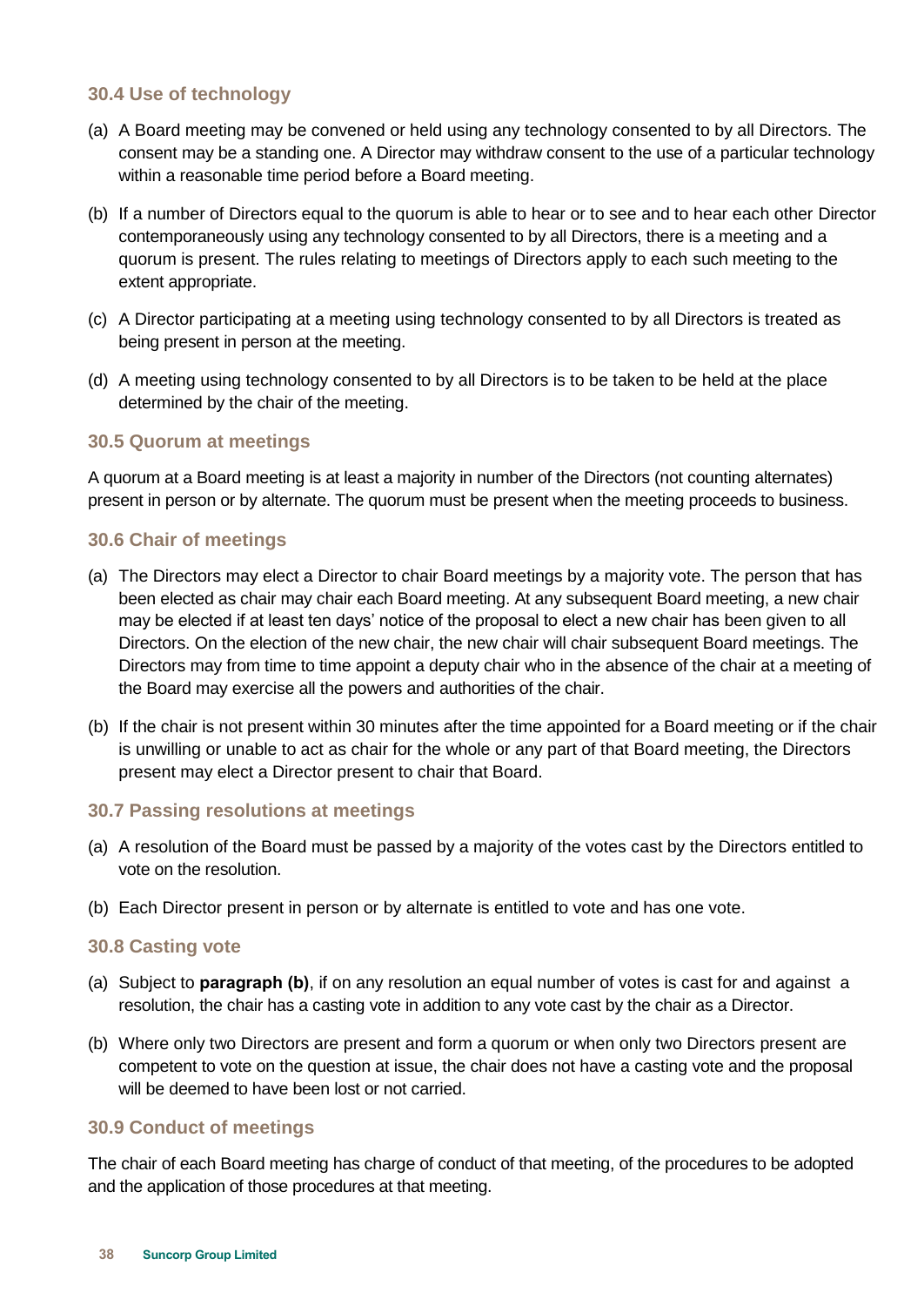### 30.4 Use of technology

(a) A Board meeting may be convened or held using any technology consented to by all Directors. The consent may be a standing one. A Director may withdraw consent to the use of a particular technology within a reasonable time period before a Board meeting.

(b) If a number of Directors equal to the quorum is able to hear or to see and to hear each other Director contemporaneously using any technology consented to by all Directors, there is a meeting and a quorum is present. The rules relating to meetings of Directors apply to each such meeting to the extent appropriate.

(c) A Director participating at a meeting using technology consented to by all Directors is treated as being present in person at the meeting.

(d) A meeting using technology consented to by all Directors is to be taken to be held at the place determined by the chair of the meeting.

### 30.5 Quorum at meetings

A quorum at a Board meeting is at least a majority in number of the Directors (not counting alternates) present in person or by alternate. The quorum must be present when the meeting proceeds to business.

### 30.6 Chair of meetings

(a) The Directors may elect a Director to chair Board meetings by a majority vote. The person that has been elected as chair may chair each Board meeting. At any subsequent Board meeting, a new chair may be elected if at least ten days' notice of the proposal to elect a new chair has been given to all Directors. On the election of the new chair, the new chair will chair subsequent Board meetings. The Directors may from time to time appoint a deputy chair who in the absence of the chair at a meeting of the Board may exercise all the powers and authorities of the chair.

(b) If the chair is not present within 30 minutes after the time appointed for a Board meeting or if the chair is unwilling or unable to act as chair for the whole or any part of that Board meeting, the Directors present may elect a Director present to chair that Board.

### 30.7 Passing resolutions at meetings

(a) A resolution of the Board must be passed by a majority of the votes cast by the Directors entitled to vote on the resolution.

(b) Each Director present in person or by alternate is entitled to vote and has one vote.

### 30.8 Casting vote

(a) Subject to **paragraph (b)**, if on any resolution an equal number of votes is cast for and against a resolution, the chair has a casting vote in addition to any vote cast by the chair as a Director.

(b) Where only two Directors are present and form a quorum or when only two Directors present are competent to vote on the question at issue, the chair does not have a casting vote and the proposal will be deemed to have been lost or not carried.

### 30.9 Conduct of meetings

The chair of each Board meeting has charge of conduct of that meeting, of the procedures to be adopted and the application of those procedures at that meeting.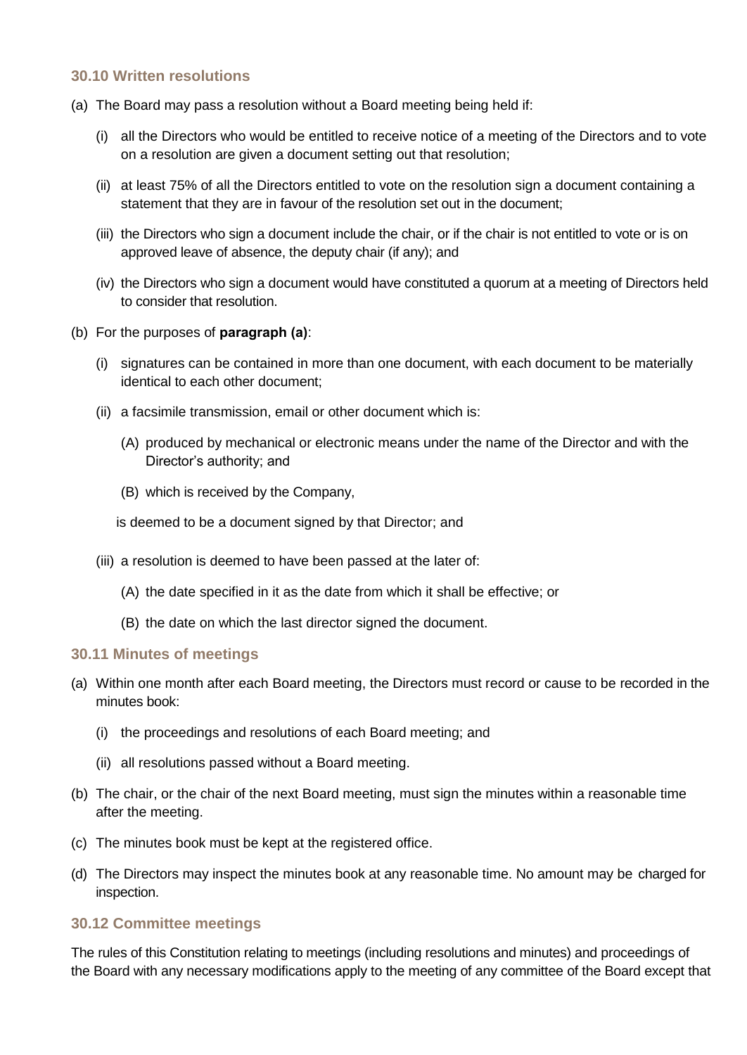### 30.10 Written resolutions

(a) The Board may pass a resolution without a Board meeting being held if:

  (i) all the Directors who would be entitled to receive notice of a meeting of the Directors and to vote on a resolution are given a document setting out that resolution;

  (ii) at least 75% of all the Directors entitled to vote on the resolution sign a document containing a statement that they are in favour of the resolution set out in the document;

  (iii) the Directors who sign a document include the chair, or if the chair is not entitled to vote or is on approved leave of absence, the deputy chair (if any); and

  (iv) the Directors who sign a document would have constituted a quorum at a meeting of Directors held to consider that resolution.

(b) For the purposes of **paragraph (a)**:

  (i) signatures can be contained in more than one document, with each document to be materially identical to each other document;

  (ii) a facsimile transmission, email or other document which is:

    (A) produced by mechanical or electronic means under the name of the Director and with the Director's authority; and

    (B) which is received by the Company,

  is deemed to be a document signed by that Director; and

  (iii) a resolution is deemed to have been passed at the later of:

    (A) the date specified in it as the date from which it shall be effective; or

    (B) the date on which the last director signed the document.

### 30.11 Minutes of meetings

(a) Within one month after each Board meeting, the Directors must record or cause to be recorded in the minutes book:

  (i) the proceedings and resolutions of each Board meeting; and

  (ii) all resolutions passed without a Board meeting.

(b) The chair, or the chair of the next Board meeting, must sign the minutes within a reasonable time after the meeting.

(c) The minutes book must be kept at the registered office.

(d) The Directors may inspect the minutes book at any reasonable time. No amount may be charged for inspection.

### 30.12 Committee meetings

The rules of this Constitution relating to meetings (including resolutions and minutes) and proceedings of the Board with any necessary modifications apply to the meeting of any committee of the Board except that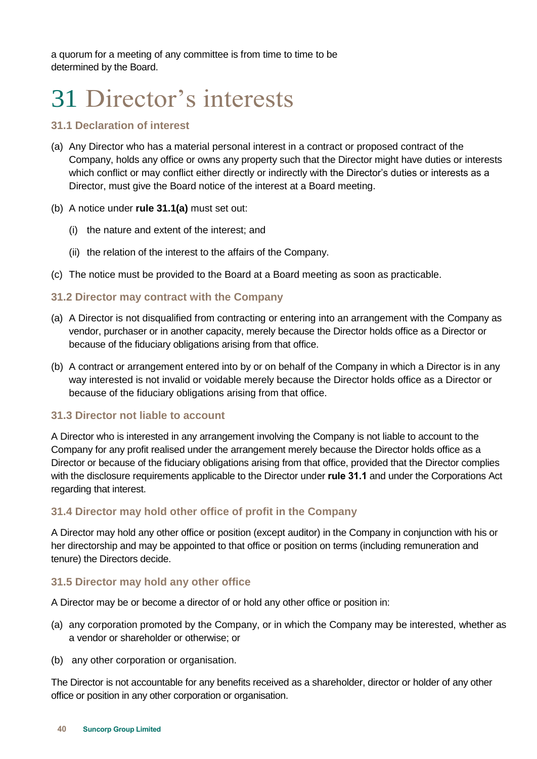a quorum for a meeting of any committee is from time to time to be determined by the Board.

# 31 Director's interests

### 31.1 Declaration of interest

(a) Any Director who has a material personal interest in a contract or proposed contract of the Company, holds any office or owns any property such that the Director might have duties or interests which conflict or may conflict either directly or indirectly with the Director's duties or interests as a Director, must give the Board notice of the interest at a Board meeting.

(b) A notice under **rule 31.1(a)** must set out:

  (i) the nature and extent of the interest; and

  (ii) the relation of the interest to the affairs of the Company.

(c) The notice must be provided to the Board at a Board meeting as soon as practicable.

### 31.2 Director may contract with the Company

(a) A Director is not disqualified from contracting or entering into an arrangement with the Company as vendor, purchaser or in another capacity, merely because the Director holds office as a Director or because of the fiduciary obligations arising from that office.

(b) A contract or arrangement entered into by or on behalf of the Company in which a Director is in any way interested is not invalid or voidable merely because the Director holds office as a Director or because of the fiduciary obligations arising from that office.

### 31.3 Director not liable to account

A Director who is interested in any arrangement involving the Company is not liable to account to the Company for any profit realised under the arrangement merely because the Director holds office as a Director or because of the fiduciary obligations arising from that office, provided that the Director complies with the disclosure requirements applicable to the Director under **rule 31.1** and under the Corporations Act regarding that interest.

### 31.4 Director may hold other office of profit in the Company

A Director may hold any other office or position (except auditor) in the Company in conjunction with his or her directorship and may be appointed to that office or position on terms (including remuneration and tenure) the Directors decide.

### 31.5 Director may hold any other office

A Director may be or become a director of or hold any other office or position in:

(a) any corporation promoted by the Company, or in which the Company may be interested, whether as a vendor or shareholder or otherwise; or

(b) any other corporation or organisation.

The Director is not accountable for any benefits received as a shareholder, director or holder of any other office or position in any other corporation or organisation.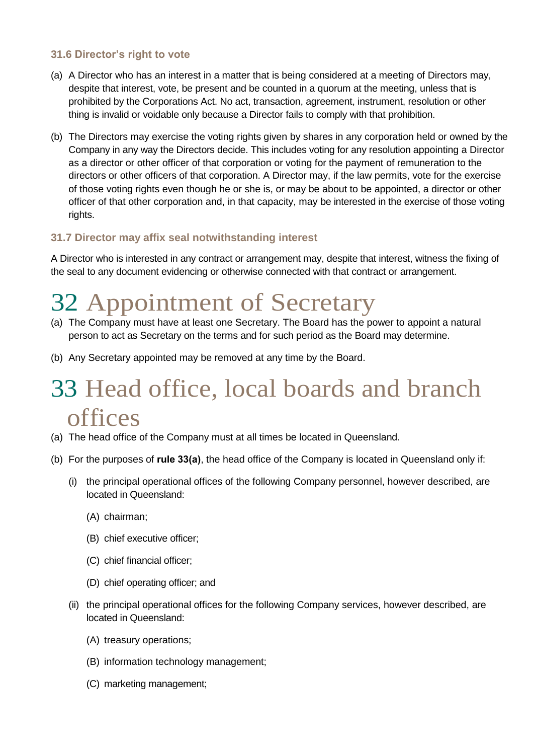### 31.6 Director's right to vote

(a) A Director who has an interest in a matter that is being considered at a meeting of Directors may, despite that interest, vote, be present and be counted in a quorum at the meeting, unless that is prohibited by the Corporations Act. No act, transaction, agreement, instrument, resolution or other thing is invalid or voidable only because a Director fails to comply with that prohibition.

(b) The Directors may exercise the voting rights given by shares in any corporation held or owned by the Company in any way the Directors decide. This includes voting for any resolution appointing a Director as a director or other officer of that corporation or voting for the payment of remuneration to the directors or other officers of that corporation. A Director may, if the law permits, vote for the exercise of those voting rights even though he or she is, or may be about to be appointed, a director or other officer of that other corporation and, in that capacity, may be interested in the exercise of those voting rights.

### 31.7 Director may affix seal notwithstanding interest

A Director who is interested in any contract or arrangement may, despite that interest, witness the fixing of the seal to any document evidencing or otherwise connected with that contract or arrangement.

# 32 Appointment of Secretary

(a) The Company must have at least one Secretary. The Board has the power to appoint a natural person to act as Secretary on the terms and for such period as the Board may determine.

(b) Any Secretary appointed may be removed at any time by the Board.

# 33 Head office, local boards and branch offices

(a) The head office of the Company must at all times be located in Queensland.

(b) For the purposes of **rule 33(a)**, the head office of the Company is located in Queensland only if:

   (i) the principal operational offices of the following Company personnel, however described, are located in Queensland:

      (A) chairman;

      (B) chief executive officer;

      (C) chief financial officer;

      (D) chief operating officer; and

   (ii) the principal operational offices for the following Company services, however described, are located in Queensland:

      (A) treasury operations;

      (B) information technology management;

      (C) marketing management;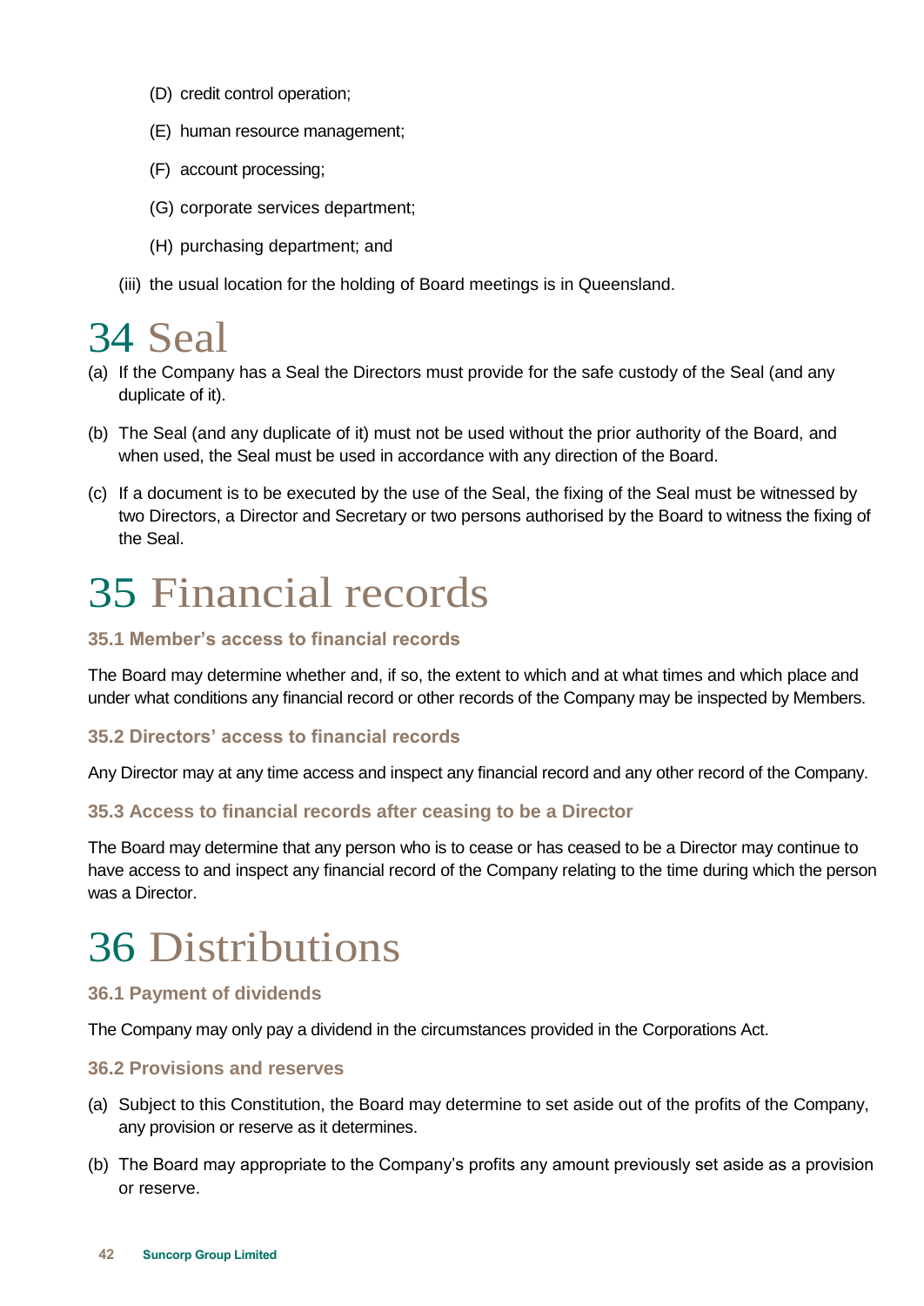(D) credit control operation;

(E) human resource management;

(F) account processing;

(G) corporate services department;

(H) purchasing department; and

(iii) the usual location for the holding of Board meetings is in Queensland.

# 34 Seal

(a) If the Company has a Seal the Directors must provide for the safe custody of the Seal (and any duplicate of it).

(b) The Seal (and any duplicate of it) must not be used without the prior authority of the Board, and when used, the Seal must be used in accordance with any direction of the Board.

(c) If a document is to be executed by the use of the Seal, the fixing of the Seal must be witnessed by two Directors, a Director and Secretary or two persons authorised by the Board to witness the fixing of the Seal.

# 35 Financial records

### 35.1 Member's access to financial records

The Board may determine whether and, if so, the extent to which and at what times and which place and under what conditions any financial record or other records of the Company may be inspected by Members.

### 35.2 Directors' access to financial records

Any Director may at any time access and inspect any financial record and any other record of the Company.

### 35.3 Access to financial records after ceasing to be a Director

The Board may determine that any person who is to cease or has ceased to be a Director may continue to have access to and inspect any financial record of the Company relating to the time during which the person was a Director.

# 36 Distributions

### 36.1 Payment of dividends

The Company may only pay a dividend in the circumstances provided in the Corporations Act.

### 36.2 Provisions and reserves

(a) Subject to this Constitution, the Board may determine to set aside out of the profits of the Company, any provision or reserve as it determines.

(b) The Board may appropriate to the Company's profits any amount previously set aside as a provision or reserve.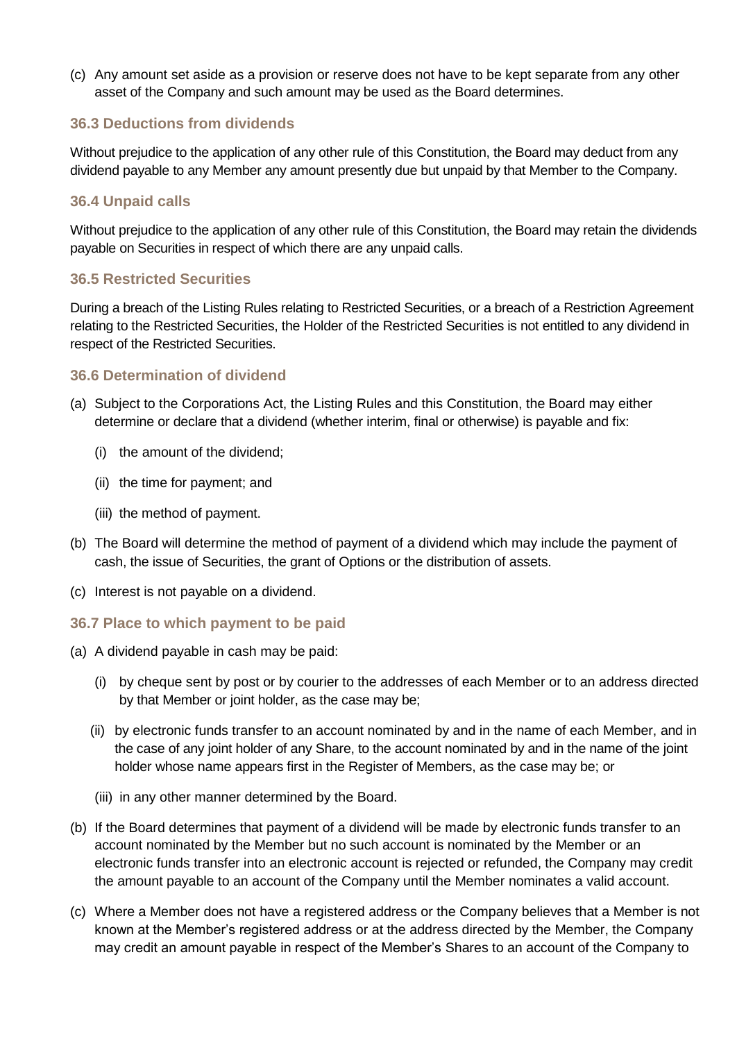(c) Any amount set aside as a provision or reserve does not have to be kept separate from any other asset of the Company and such amount may be used as the Board determines.

### 36.3 Deductions from dividends

Without prejudice to the application of any other rule of this Constitution, the Board may deduct from any dividend payable to any Member any amount presently due but unpaid by that Member to the Company.

### 36.4 Unpaid calls

Without prejudice to the application of any other rule of this Constitution, the Board may retain the dividends payable on Securities in respect of which there are any unpaid calls.

### 36.5 Restricted Securities

During a breach of the Listing Rules relating to Restricted Securities, or a breach of a Restriction Agreement relating to the Restricted Securities, the Holder of the Restricted Securities is not entitled to any dividend in respect of the Restricted Securities.

### 36.6 Determination of dividend

(a) Subject to the Corporations Act, the Listing Rules and this Constitution, the Board may either determine or declare that a dividend (whether interim, final or otherwise) is payable and fix:

   (i) the amount of the dividend;

   (ii) the time for payment; and

   (iii) the method of payment.

(b) The Board will determine the method of payment of a dividend which may include the payment of cash, the issue of Securities, the grant of Options or the distribution of assets.

(c) Interest is not payable on a dividend.

### 36.7 Place to which payment to be paid

(a) A dividend payable in cash may be paid:

   (i) by cheque sent by post or by courier to the addresses of each Member or to an address directed by that Member or joint holder, as the case may be;

   (ii) by electronic funds transfer to an account nominated by and in the name of each Member, and in the case of any joint holder of any Share, to the account nominated by and in the name of the joint holder whose name appears first in the Register of Members, as the case may be; or

   (iii) in any other manner determined by the Board.

(b) If the Board determines that payment of a dividend will be made by electronic funds transfer to an account nominated by the Member but no such account is nominated by the Member or an electronic funds transfer into an electronic account is rejected or refunded, the Company may credit the amount payable to an account of the Company until the Member nominates a valid account.

(c) Where a Member does not have a registered address or the Company believes that a Member is not known at the Member's registered address or at the address directed by the Member, the Company may credit an amount payable in respect of the Member's Shares to an account of the Company to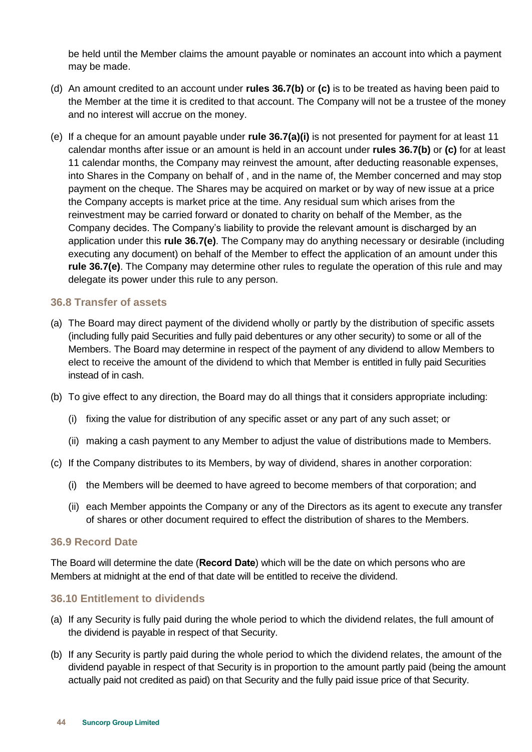be held until the Member claims the amount payable or nominates an account into which a payment may be made.

(d) An amount credited to an account under **rules 36.7(b)** or **(c)** is to be treated as having been paid to the Member at the time it is credited to that account. The Company will not be a trustee of the money and no interest will accrue on the money.

(e) If a cheque for an amount payable under **rule 36.7(a)(i)** is not presented for payment for at least 11 calendar months after issue or an amount is held in an account under **rules 36.7(b)** or **(c)** for at least 11 calendar months, the Company may reinvest the amount, after deducting reasonable expenses, into Shares in the Company on behalf of , and in the name of, the Member concerned and may stop payment on the cheque. The Shares may be acquired on market or by way of new issue at a price the Company accepts is market price at the time. Any residual sum which arises from the reinvestment may be carried forward or donated to charity on behalf of the Member, as the Company decides. The Company's liability to provide the relevant amount is discharged by an application under this **rule 36.7(e)**. The Company may do anything necessary or desirable (including executing any document) on behalf of the Member to effect the application of an amount under this **rule 36.7(e)**. The Company may determine other rules to regulate the operation of this rule and may delegate its power under this rule to any person.

### 36.8 Transfer of assets

(a) The Board may direct payment of the dividend wholly or partly by the distribution of specific assets (including fully paid Securities and fully paid debentures or any other security) to some or all of the Members. The Board may determine in respect of the payment of any dividend to allow Members to elect to receive the amount of the dividend to which that Member is entitled in fully paid Securities instead of in cash.

(b) To give effect to any direction, the Board may do all things that it considers appropriate including:

   (i) fixing the value for distribution of any specific asset or any part of any such asset; or

   (ii) making a cash payment to any Member to adjust the value of distributions made to Members.

(c) If the Company distributes to its Members, by way of dividend, shares in another corporation:

   (i) the Members will be deemed to have agreed to become members of that corporation; and

   (ii) each Member appoints the Company or any of the Directors as its agent to execute any transfer of shares or other document required to effect the distribution of shares to the Members.

### 36.9 Record Date

The Board will determine the date (**Record Date**) which will be the date on which persons who are Members at midnight at the end of that date will be entitled to receive the dividend.

### 36.10 Entitlement to dividends

(a) If any Security is fully paid during the whole period to which the dividend relates, the full amount of the dividend is payable in respect of that Security.

(b) If any Security is partly paid during the whole period to which the dividend relates, the amount of the dividend payable in respect of that Security is in proportion to the amount partly paid (being the amount actually paid not credited as paid) on that Security and the fully paid issue price of that Security.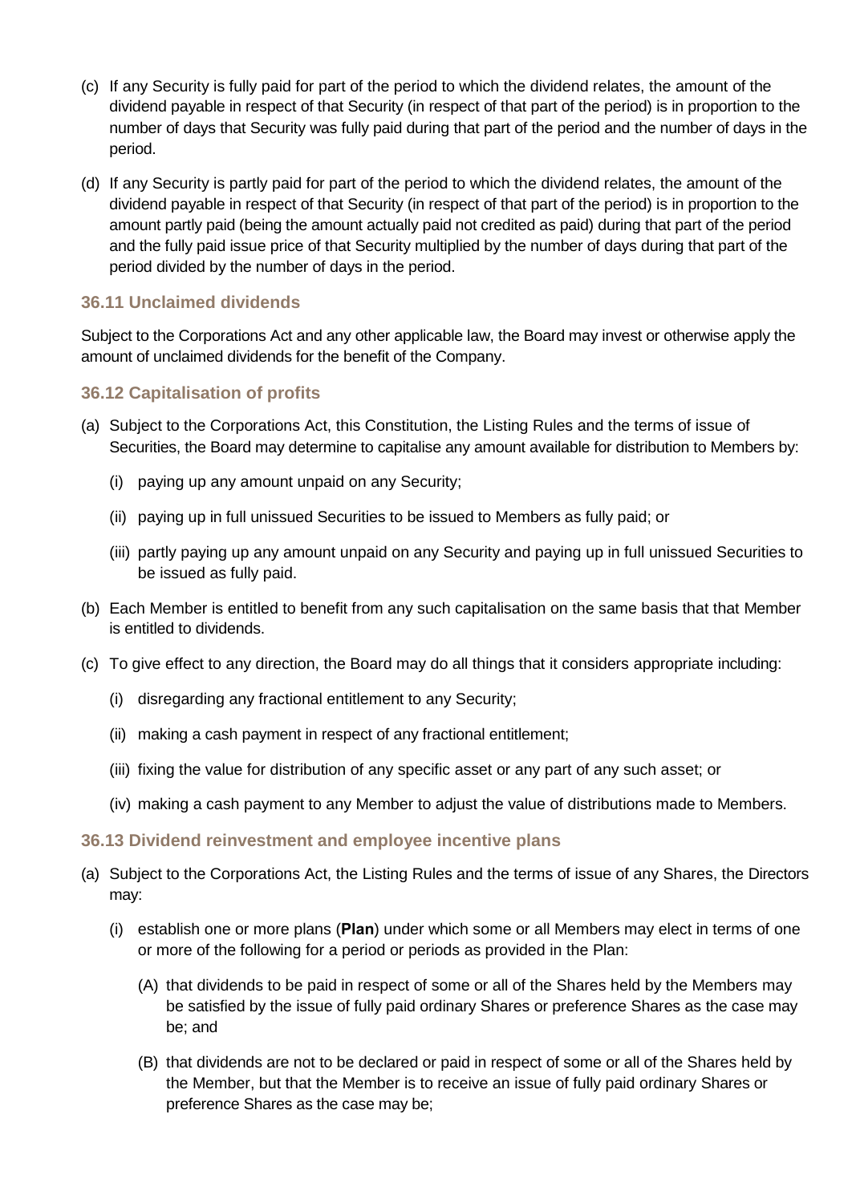(c) If any Security is fully paid for part of the period to which the dividend relates, the amount of the dividend payable in respect of that Security (in respect of that part of the period) is in proportion to the number of days that Security was fully paid during that part of the period and the number of days in the period.

(d) If any Security is partly paid for part of the period to which the dividend relates, the amount of the dividend payable in respect of that Security (in respect of that part of the period) is in proportion to the amount partly paid (being the amount actually paid not credited as paid) during that part of the period and the fully paid issue price of that Security multiplied by the number of days during that part of the period divided by the number of days in the period.

### 36.11 Unclaimed dividends

Subject to the Corporations Act and any other applicable law, the Board may invest or otherwise apply the amount of unclaimed dividends for the benefit of the Company.

### 36.12 Capitalisation of profits

(a) Subject to the Corporations Act, this Constitution, the Listing Rules and the terms of issue of Securities, the Board may determine to capitalise any amount available for distribution to Members by:

  (i) paying up any amount unpaid on any Security;

  (ii) paying up in full unissued Securities to be issued to Members as fully paid; or

  (iii) partly paying up any amount unpaid on any Security and paying up in full unissued Securities to be issued as fully paid.

(b) Each Member is entitled to benefit from any such capitalisation on the same basis that that Member is entitled to dividends.

(c) To give effect to any direction, the Board may do all things that it considers appropriate including:

  (i) disregarding any fractional entitlement to any Security;

  (ii) making a cash payment in respect of any fractional entitlement;

  (iii) fixing the value for distribution of any specific asset or any part of any such asset; or

  (iv) making a cash payment to any Member to adjust the value of distributions made to Members.

### 36.13 Dividend reinvestment and employee incentive plans

(a) Subject to the Corporations Act, the Listing Rules and the terms of issue of any Shares, the Directors may:

  (i) establish one or more plans (**Plan**) under which some or all Members may elect in terms of one or more of the following for a period or periods as provided in the Plan:

    (A) that dividends to be paid in respect of some or all of the Shares held by the Members may be satisfied by the issue of fully paid ordinary Shares or preference Shares as the case may be; and

    (B) that dividends are not to be declared or paid in respect of some or all of the Shares held by the Member, but that the Member is to receive an issue of fully paid ordinary Shares or preference Shares as the case may be;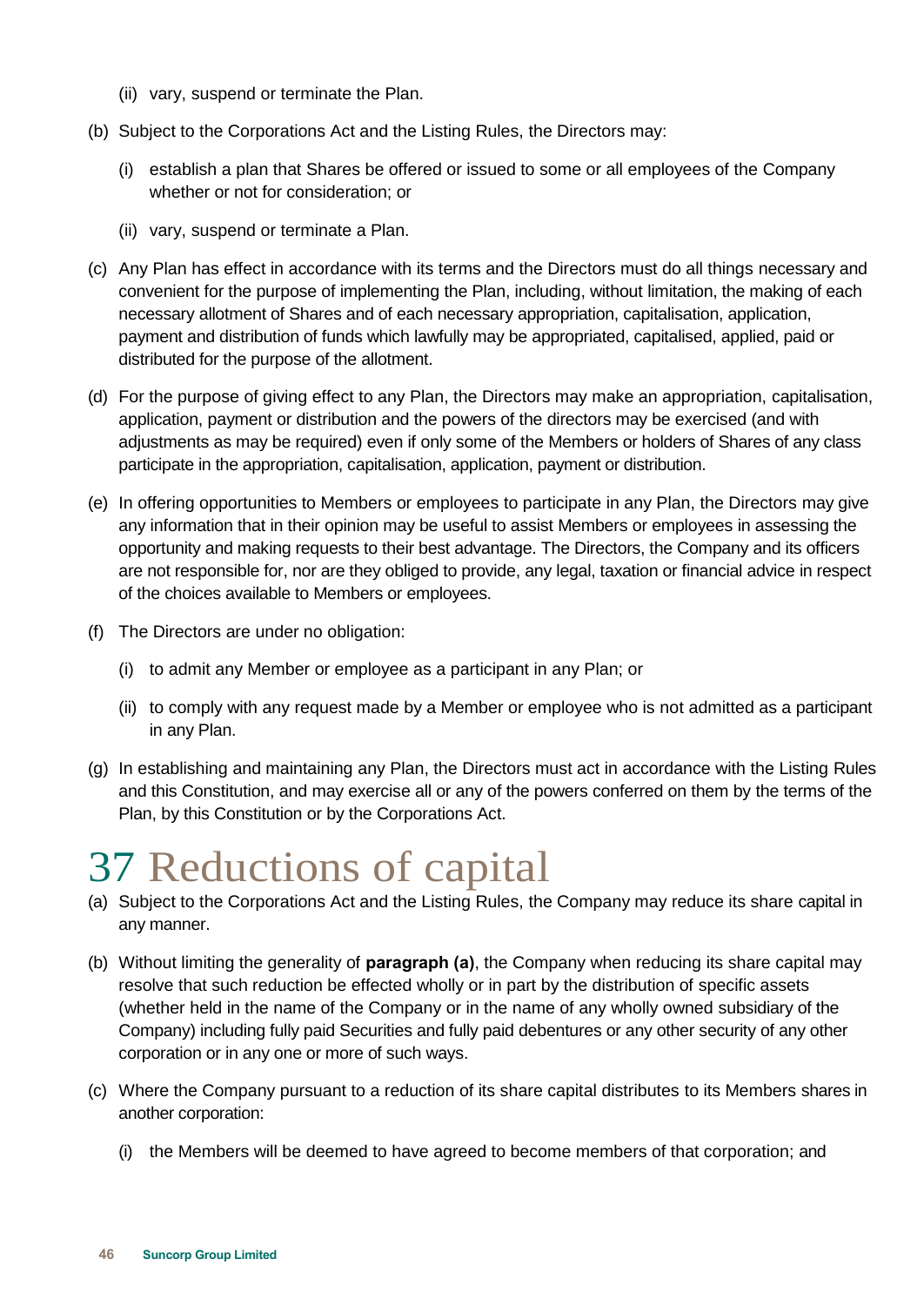(ii) vary, suspend or terminate the Plan.

(b) Subject to the Corporations Act and the Listing Rules, the Directors may:

(i) establish a plan that Shares be offered or issued to some or all employees of the Company whether or not for consideration; or

(ii) vary, suspend or terminate a Plan.

(c) Any Plan has effect in accordance with its terms and the Directors must do all things necessary and convenient for the purpose of implementing the Plan, including, without limitation, the making of each necessary allotment of Shares and of each necessary appropriation, capitalisation, application, payment and distribution of funds which lawfully may be appropriated, capitalised, applied, paid or distributed for the purpose of the allotment.

(d) For the purpose of giving effect to any Plan, the Directors may make an appropriation, capitalisation, application, payment or distribution and the powers of the directors may be exercised (and with adjustments as may be required) even if only some of the Members or holders of Shares of any class participate in the appropriation, capitalisation, application, payment or distribution.

(e) In offering opportunities to Members or employees to participate in any Plan, the Directors may give any information that in their opinion may be useful to assist Members or employees in assessing the opportunity and making requests to their best advantage. The Directors, the Company and its officers are not responsible for, nor are they obliged to provide, any legal, taxation or financial advice in respect of the choices available to Members or employees.

(f) The Directors are under no obligation:

(i) to admit any Member or employee as a participant in any Plan; or

(ii) to comply with any request made by a Member or employee who is not admitted as a participant in any Plan.

(g) In establishing and maintaining any Plan, the Directors must act in accordance with the Listing Rules and this Constitution, and may exercise all or any of the powers conferred on them by the terms of the Plan, by this Constitution or by the Corporations Act.

# 37 Reductions of capital

(a) Subject to the Corporations Act and the Listing Rules, the Company may reduce its share capital in any manner.

(b) Without limiting the generality of **paragraph (a)**, the Company when reducing its share capital may resolve that such reduction be effected wholly or in part by the distribution of specific assets (whether held in the name of the Company or in the name of any wholly owned subsidiary of the Company) including fully paid Securities and fully paid debentures or any other security of any other corporation or in any one or more of such ways.

(c) Where the Company pursuant to a reduction of its share capital distributes to its Members shares in another corporation:

(i) the Members will be deemed to have agreed to become members of that corporation; and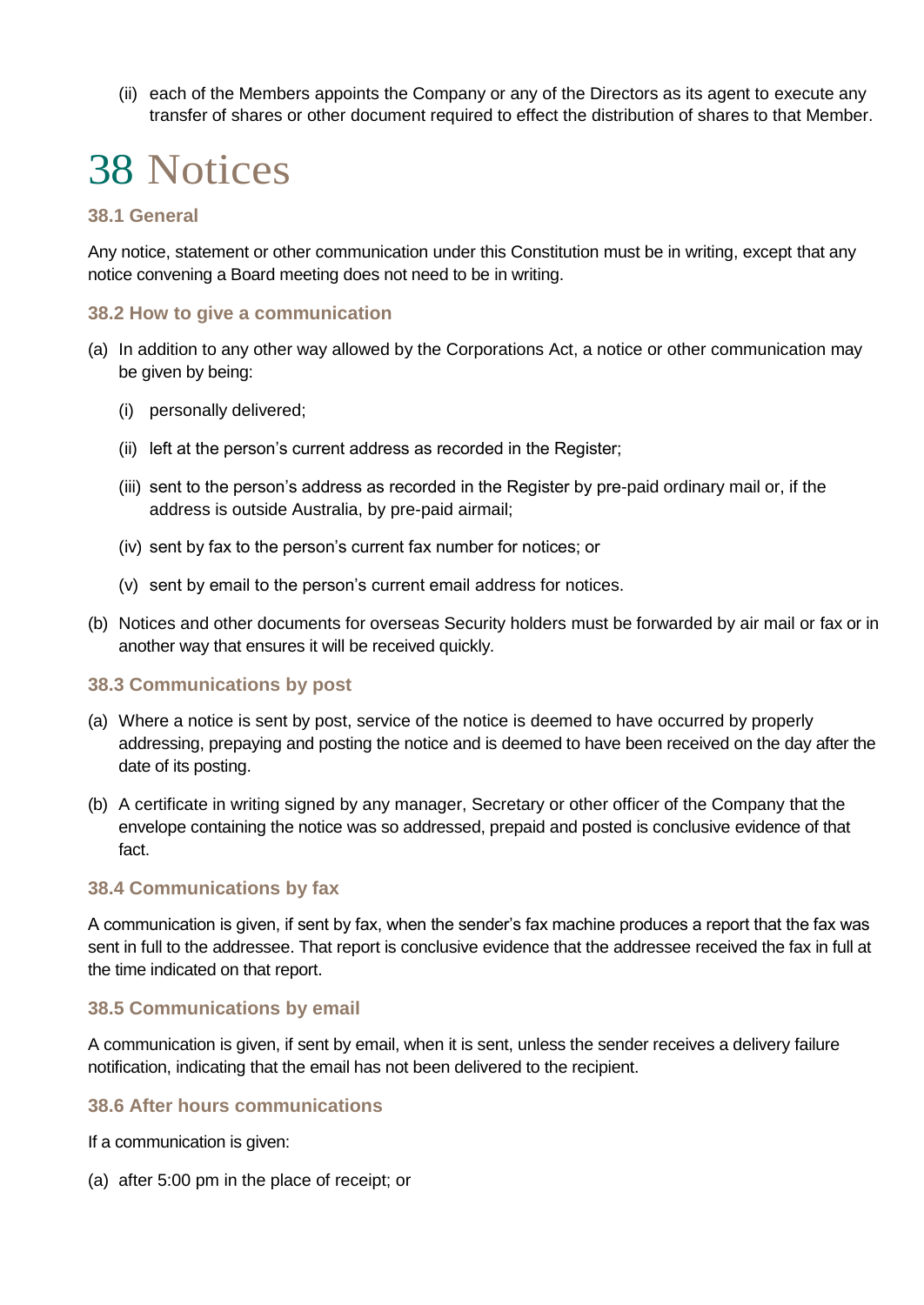(ii) each of the Members appoints the Company or any of the Directors as its agent to execute any transfer of shares or other document required to effect the distribution of shares to that Member.

# 38 Notices

### 38.1 General

Any notice, statement or other communication under this Constitution must be in writing, except that any notice convening a Board meeting does not need to be in writing.

### 38.2 How to give a communication

(a) In addition to any other way allowed by the Corporations Act, a notice or other communication may be given by being:

(i) personally delivered;

(ii) left at the person's current address as recorded in the Register;

(iii) sent to the person's address as recorded in the Register by pre-paid ordinary mail or, if the address is outside Australia, by pre-paid airmail;

(iv) sent by fax to the person's current fax number for notices; or

(v) sent by email to the person's current email address for notices.

(b) Notices and other documents for overseas Security holders must be forwarded by air mail or fax or in another way that ensures it will be received quickly.

### 38.3 Communications by post

(a) Where a notice is sent by post, service of the notice is deemed to have occurred by properly addressing, prepaying and posting the notice and is deemed to have been received on the day after the date of its posting.

(b) A certificate in writing signed by any manager, Secretary or other officer of the Company that the envelope containing the notice was so addressed, prepaid and posted is conclusive evidence of that fact.

### 38.4 Communications by fax

A communication is given, if sent by fax, when the sender's fax machine produces a report that the fax was sent in full to the addressee. That report is conclusive evidence that the addressee received the fax in full at the time indicated on that report.

### 38.5 Communications by email

A communication is given, if sent by email, when it is sent, unless the sender receives a delivery failure notification, indicating that the email has not been delivered to the recipient.

### 38.6 After hours communications

If a communication is given:

(a) after 5:00 pm in the place of receipt; or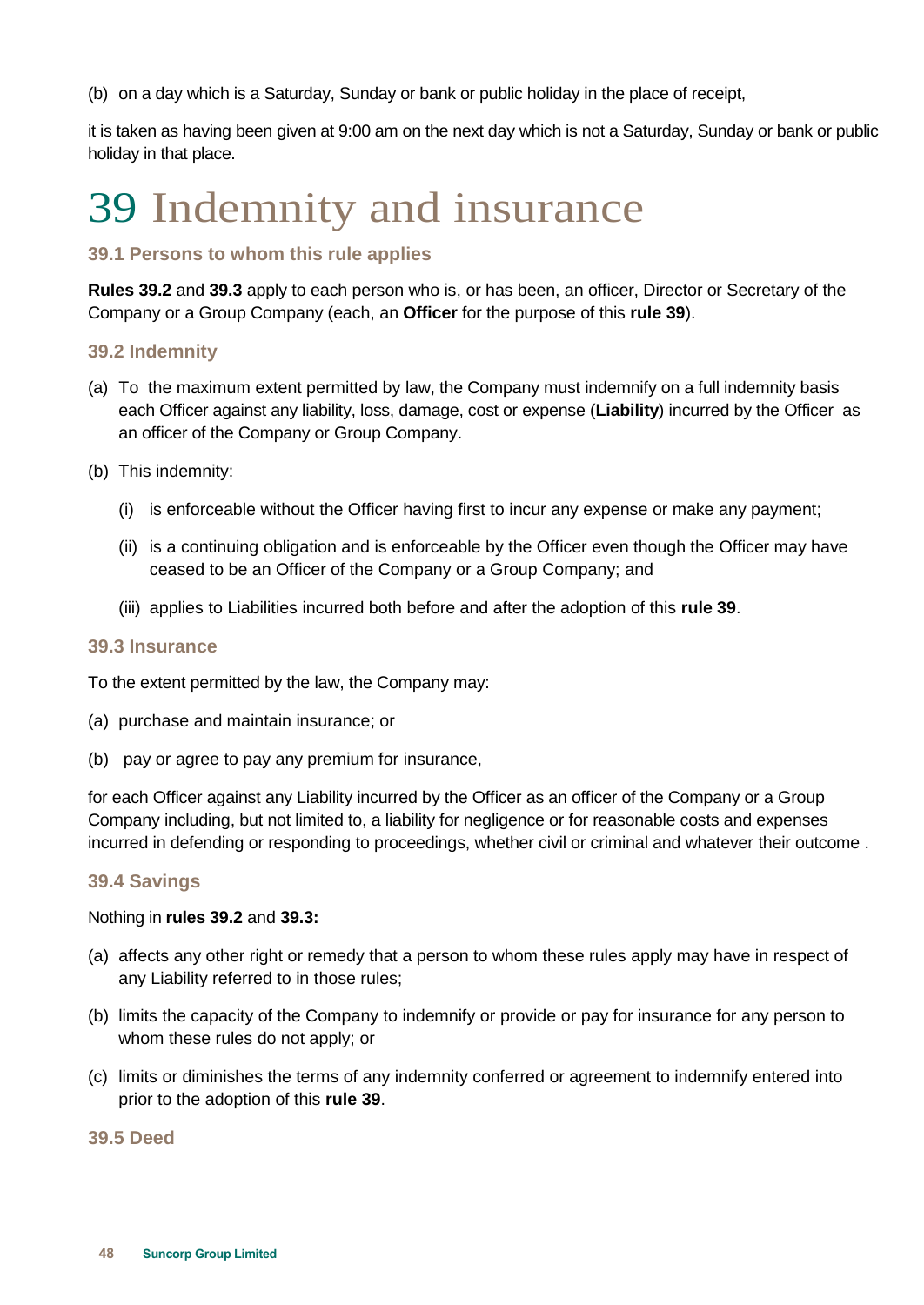(b) on a day which is a Saturday, Sunday or bank or public holiday in the place of receipt,

it is taken as having been given at 9:00 am on the next day which is not a Saturday, Sunday or bank or public holiday in that place.

# 39 Indemnity and insurance

### 39.1 Persons to whom this rule applies

**Rules 39.2** and **39.3** apply to each person who is, or has been, an officer, Director or Secretary of the Company or a Group Company (each, an **Officer** for the purpose of this **rule 39**).

### 39.2 Indemnity

(a) To the maximum extent permitted by law, the Company must indemnify on a full indemnity basis each Officer against any liability, loss, damage, cost or expense (**Liability**) incurred by the Officer as an officer of the Company or Group Company.

(b) This indemnity:

   (i) is enforceable without the Officer having first to incur any expense or make any payment;

   (ii) is a continuing obligation and is enforceable by the Officer even though the Officer may have ceased to be an Officer of the Company or a Group Company; and

   (iii) applies to Liabilities incurred both before and after the adoption of this **rule 39**.

### 39.3 Insurance

To the extent permitted by the law, the Company may:

(a) purchase and maintain insurance; or

(b) pay or agree to pay any premium for insurance,

for each Officer against any Liability incurred by the Officer as an officer of the Company or a Group Company including, but not limited to, a liability for negligence or for reasonable costs and expenses incurred in defending or responding to proceedings, whether civil or criminal and whatever their outcome .

### 39.4 Savings

Nothing in **rules 39.2** and **39.3:**

(a) affects any other right or remedy that a person to whom these rules apply may have in respect of any Liability referred to in those rules;

(b) limits the capacity of the Company to indemnify or provide or pay for insurance for any person to whom these rules do not apply; or

(c) limits or diminishes the terms of any indemnity conferred or agreement to indemnify entered into prior to the adoption of this **rule 39**.

### 39.5 Deed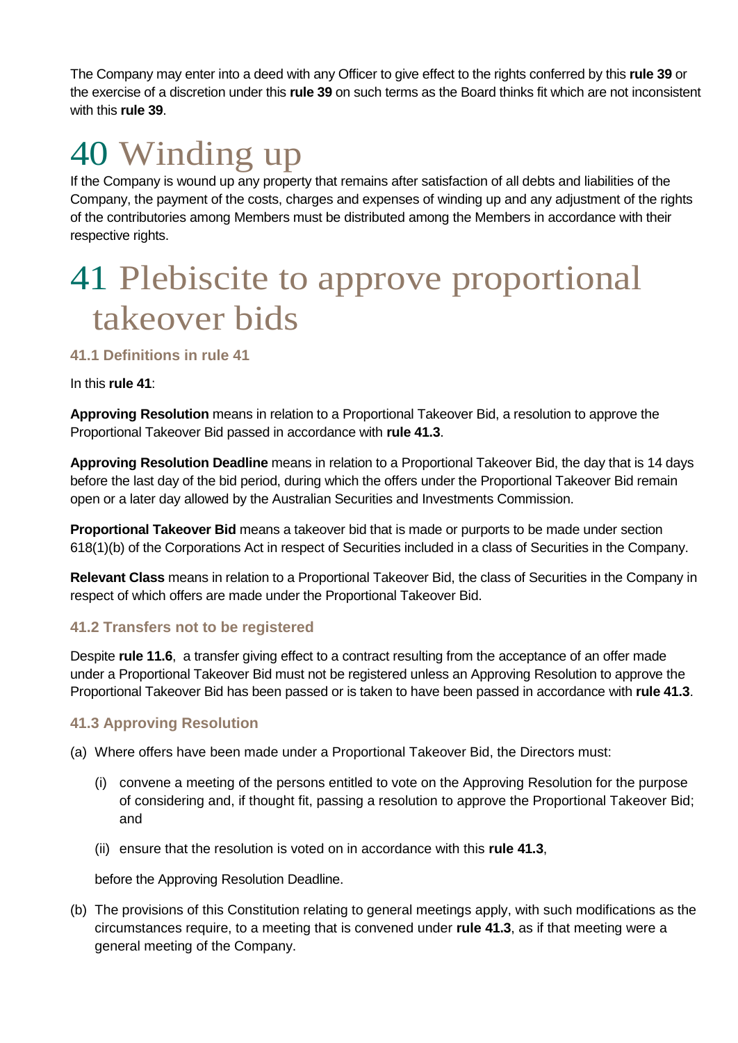The Company may enter into a deed with any Officer to give effect to the rights conferred by this **rule 39** or the exercise of a discretion under this **rule 39** on such terms as the Board thinks fit which are not inconsistent with this **rule 39**.

# 40 Winding up

If the Company is wound up any property that remains after satisfaction of all debts and liabilities of the Company, the payment of the costs, charges and expenses of winding up and any adjustment of the rights of the contributories among Members must be distributed among the Members in accordance with their respective rights.

# 41 Plebiscite to approve proportional takeover bids

### 41.1 Definitions in rule 41

In this **rule 41**:

**Approving Resolution** means in relation to a Proportional Takeover Bid, a resolution to approve the Proportional Takeover Bid passed in accordance with **rule 41.3**.

**Approving Resolution Deadline** means in relation to a Proportional Takeover Bid, the day that is 14 days before the last day of the bid period, during which the offers under the Proportional Takeover Bid remain open or a later day allowed by the Australian Securities and Investments Commission.

**Proportional Takeover Bid** means a takeover bid that is made or purports to be made under section 618(1)(b) of the Corporations Act in respect of Securities included in a class of Securities in the Company.

**Relevant Class** means in relation to a Proportional Takeover Bid, the class of Securities in the Company in respect of which offers are made under the Proportional Takeover Bid.

### 41.2 Transfers not to be registered

Despite **rule 11.6**, a transfer giving effect to a contract resulting from the acceptance of an offer made under a Proportional Takeover Bid must not be registered unless an Approving Resolution to approve the Proportional Takeover Bid has been passed or is taken to have been passed in accordance with **rule 41.3**.

### 41.3 Approving Resolution

(a) Where offers have been made under a Proportional Takeover Bid, the Directors must:

  (i) convene a meeting of the persons entitled to vote on the Approving Resolution for the purpose of considering and, if thought fit, passing a resolution to approve the Proportional Takeover Bid; and

  (ii) ensure that the resolution is voted on in accordance with this **rule 41.3**,

  before the Approving Resolution Deadline.

(b) The provisions of this Constitution relating to general meetings apply, with such modifications as the circumstances require, to a meeting that is convened under **rule 41.3**, as if that meeting were a general meeting of the Company.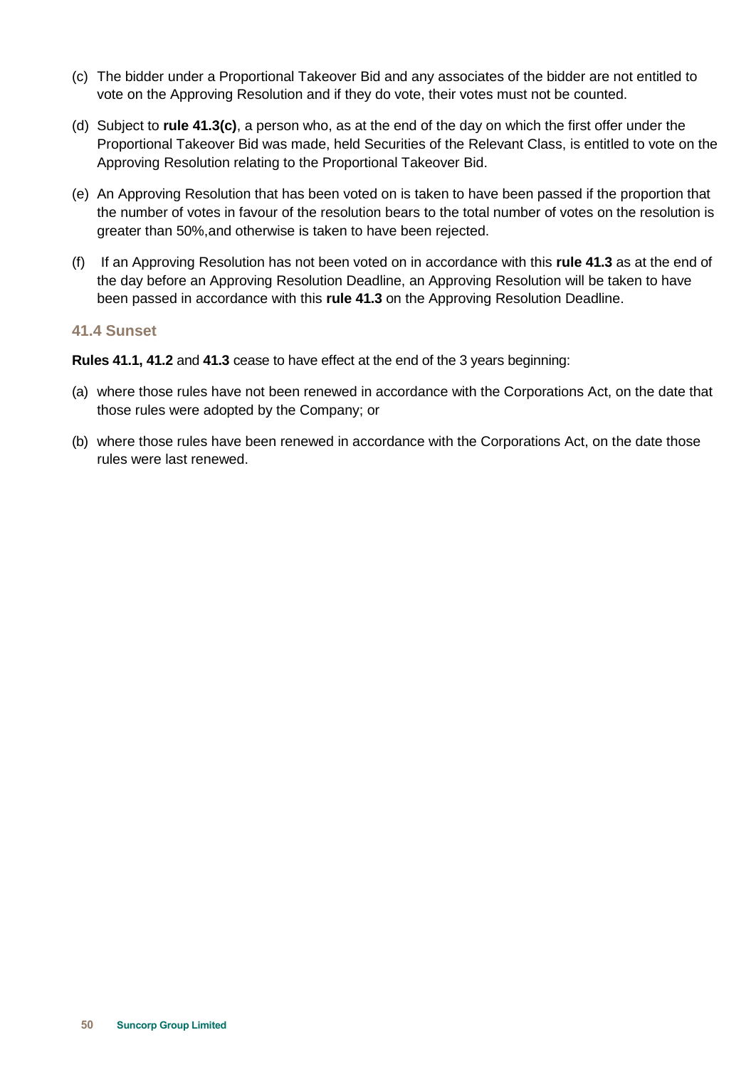(c) The bidder under a Proportional Takeover Bid and any associates of the bidder are not entitled to vote on the Approving Resolution and if they do vote, their votes must not be counted.

(d) Subject to **rule 41.3(c)**, a person who, as at the end of the day on which the first offer under the Proportional Takeover Bid was made, held Securities of the Relevant Class, is entitled to vote on the Approving Resolution relating to the Proportional Takeover Bid.

(e) An Approving Resolution that has been voted on is taken to have been passed if the proportion that the number of votes in favour of the resolution bears to the total number of votes on the resolution is greater than 50%,and otherwise is taken to have been rejected.

(f) If an Approving Resolution has not been voted on in accordance with this **rule 41.3** as at the end of the day before an Approving Resolution Deadline, an Approving Resolution will be taken to have been passed in accordance with this **rule 41.3** on the Approving Resolution Deadline.

### 41.4 Sunset

**Rules 41.1, 41.2** and **41.3** cease to have effect at the end of the 3 years beginning:

(a) where those rules have not been renewed in accordance with the Corporations Act, on the date that those rules were adopted by the Company; or

(b) where those rules have been renewed in accordance with the Corporations Act, on the date those rules were last renewed.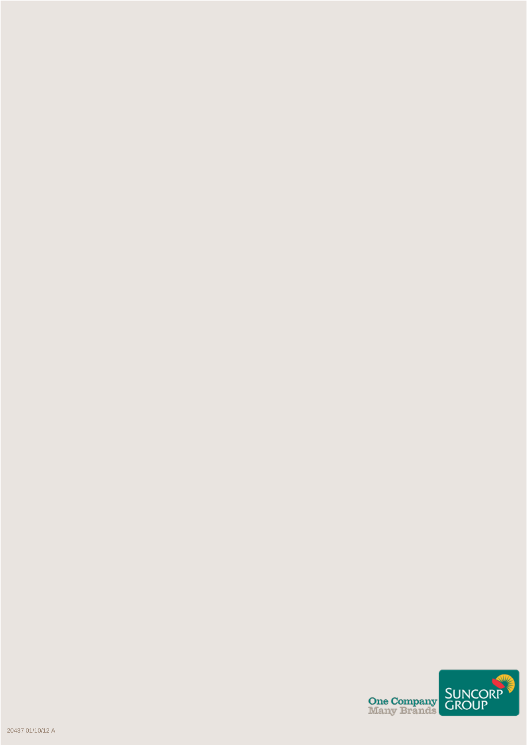One Company
Many Brands

SUNCORP GROUP

20437 01/10/12 A